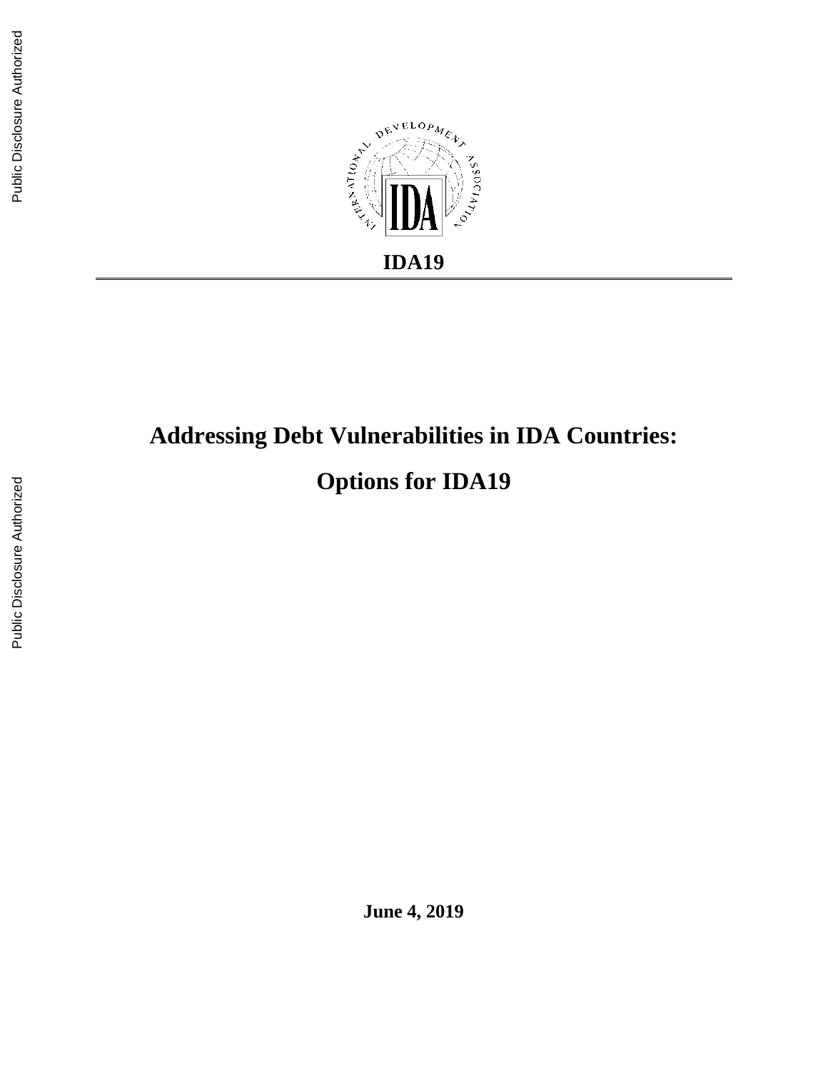**IDA19**

# Addressing Debt Vulnerabilities in IDA Countries:

# Options for IDA19

**June 4, 2019**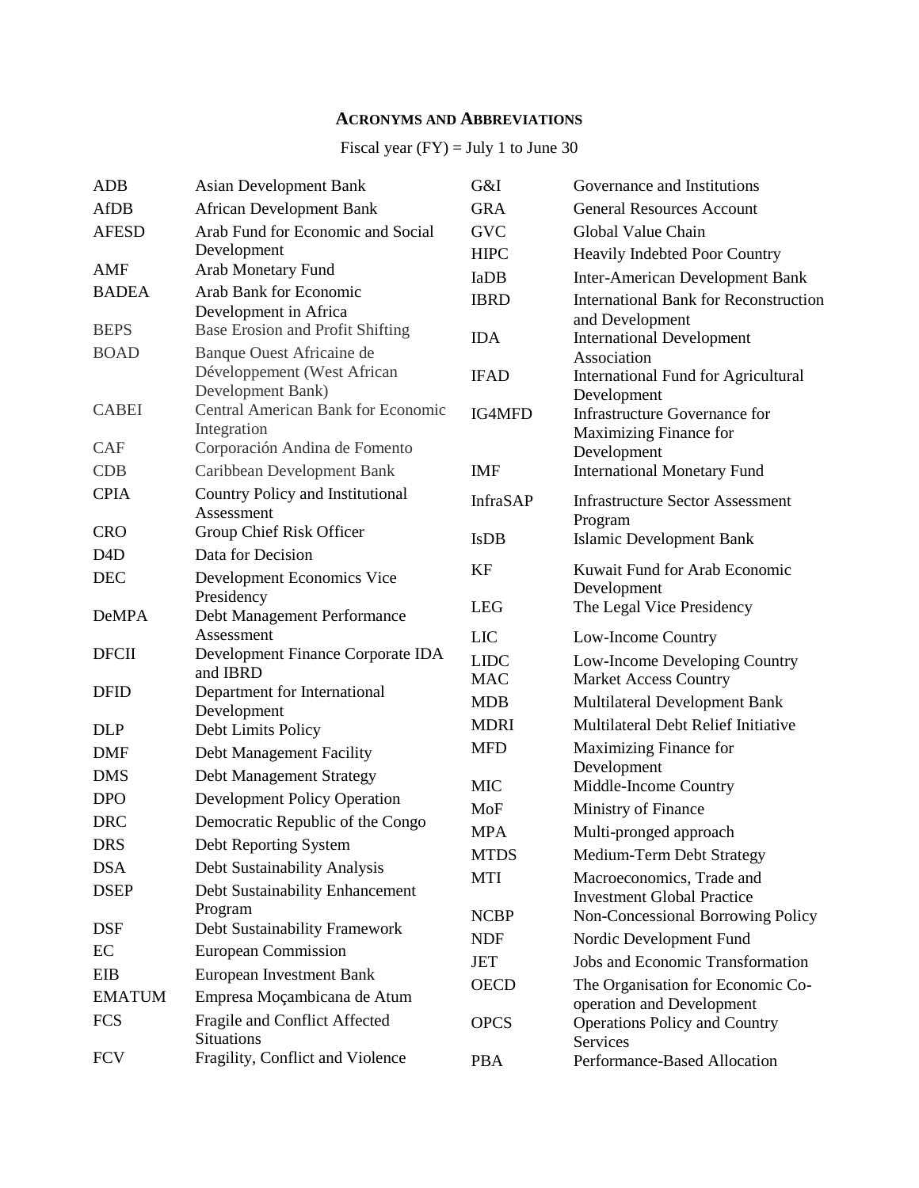## ACRONYMS AND ABBREVIATIONS

Fiscal year (FY) = July 1 to June 30

| | |
|---|---|
| ADB | Asian Development Bank |
| AfDB | African Development Bank |
| AFESD | Arab Fund for Economic and Social Development |
| AMF | Arab Monetary Fund |
| BADEA | Arab Bank for Economic Development in Africa |
| BEPS | Base Erosion and Profit Shifting |
| BOAD | Banque Ouest Africaine de Développement (West African Development Bank) |
| CABEI | Central American Bank for Economic Integration |
| CAF | Corporación Andina de Fomento |
| CDB | Caribbean Development Bank |
| CPIA | Country Policy and Institutional Assessment |
| CRO | Group Chief Risk Officer |
| D4D | Data for Decision |
| DEC | Development Economics Vice Presidency |
| DeMPA | Debt Management Performance Assessment |
| DFCII | Development Finance Corporate IDA and IBRD |
| DFID | Department for International Development |
| DLP | Debt Limits Policy |
| DMF | Debt Management Facility |
| DMS | Debt Management Strategy |
| DPO | Development Policy Operation |
| DRC | Democratic Republic of the Congo |
| DRS | Debt Reporting System |
| DSA | Debt Sustainability Analysis |
| DSEP | Debt Sustainability Enhancement Program |
| DSF | Debt Sustainability Framework |
| EC | European Commission |
| EIB | European Investment Bank |
| EMATUM | Empresa Moçambicana de Atum |
| FCS | Fragile and Conflict Affected Situations |
| FCV | Fragility, Conflict and Violence |
| G&I | Governance and Institutions |
| GRA | General Resources Account |
| GVC | Global Value Chain |
| HIPC | Heavily Indebted Poor Country |
| IaDB | Inter-American Development Bank |
| IBRD | International Bank for Reconstruction and Development |
| IDA | International Development Association |
| IFAD | International Fund for Agricultural Development |
| IG4MFD | Infrastructure Governance for Maximizing Finance for Development |
| IMF | International Monetary Fund |
| InfraSAP | Infrastructure Sector Assessment Program |
| IsDB | Islamic Development Bank |
| KF | Kuwait Fund for Arab Economic Development |
| LEG | The Legal Vice Presidency |
| LIC | Low-Income Country |
| LIDC | Low-Income Developing Country |
| MAC | Market Access Country |
| MDB | Multilateral Development Bank |
| MDRI | Multilateral Debt Relief Initiative |
| MFD | Maximizing Finance for Development |
| MIC | Middle-Income Country |
| MoF | Ministry of Finance |
| MPA | Multi-pronged approach |
| MTDS | Medium-Term Debt Strategy |
| MTI | Macroeconomics, Trade and Investment Global Practice |
| NCBP | Non-Concessional Borrowing Policy |
| NDF | Nordic Development Fund |
| JET | Jobs and Economic Transformation |
| OECD | The Organisation for Economic Co-operation and Development |
| OPCS | Operations Policy and Country Services |
| PBA | Performance-Based Allocation |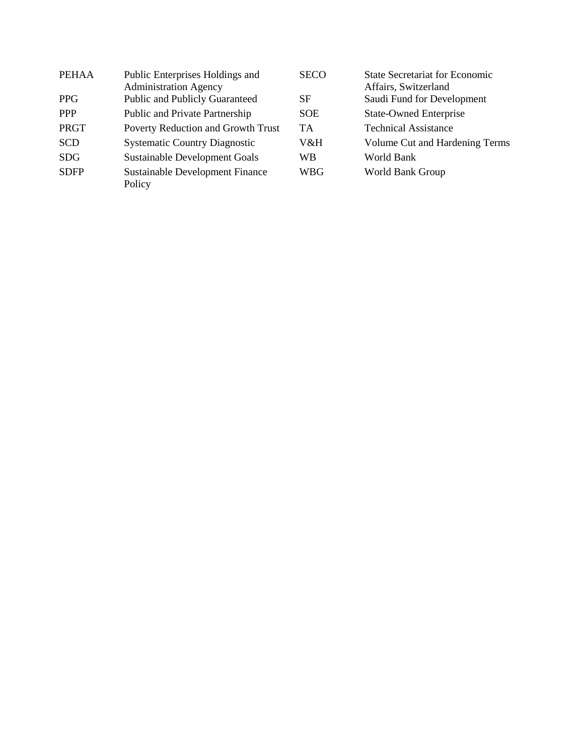| | | | |
|---|---|---|---|
| PEHAA | Public Enterprises Holdings and Administration Agency | SECO | State Secretariat for Economic Affairs, Switzerland |
| PPG | Public and Publicly Guaranteed | SF | Saudi Fund for Development |
| PPP | Public and Private Partnership | SOE | State-Owned Enterprise |
| PRGT | Poverty Reduction and Growth Trust | TA | Technical Assistance |
| SCD | Systematic Country Diagnostic | V&H | Volume Cut and Hardening Terms |
| SDG | Sustainable Development Goals | WB | World Bank |
| SDFP | Sustainable Development Finance Policy | WBG | World Bank Group |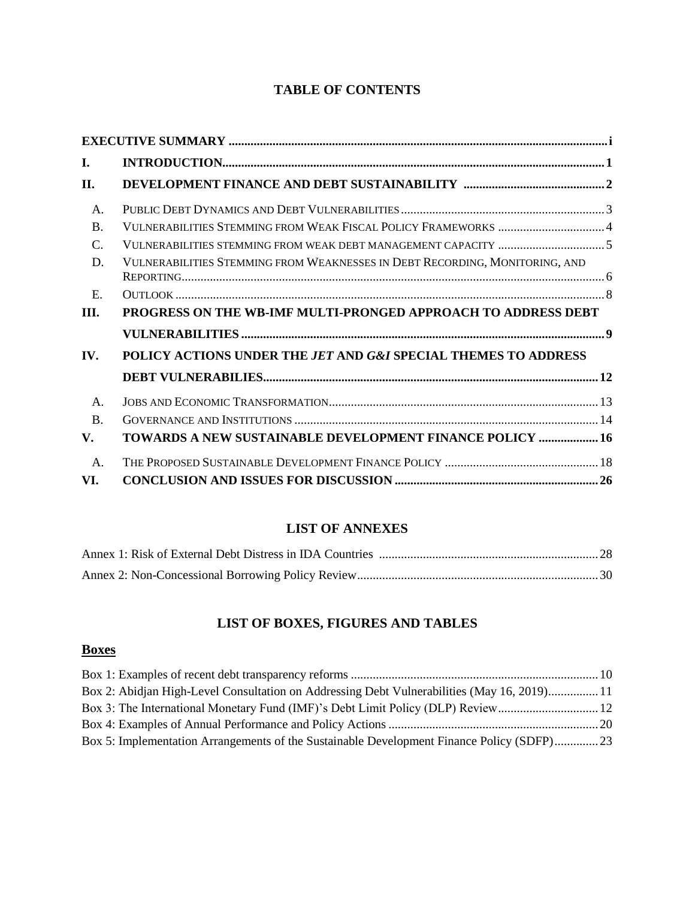## TABLE OF CONTENTS

| | | |
|---|---|---|
| **EXECUTIVE SUMMARY** | | **i** |
| **I.** | **INTRODUCTION** | **1** |
| **II.** | **DEVELOPMENT FINANCE AND DEBT SUSTAINABILITY** | **2** |
| A. | PUBLIC DEBT DYNAMICS AND DEBT VULNERABILITIES | 3 |
| B. | VULNERABILITIES STEMMING FROM WEAK FISCAL POLICY FRAMEWORKS | 4 |
| C. | VULNERABILITIES STEMMING FROM WEAK DEBT MANAGEMENT CAPACITY | 5 |
| D. | VULNERABILITIES STEMMING FROM WEAKNESSES IN DEBT RECORDING, MONITORING, AND REPORTING | 6 |
| E. | OUTLOOK | 8 |
| **III.** | **PROGRESS ON THE WB-IMF MULTI-PRONGED APPROACH TO ADDRESS DEBT VULNERABILITIES** | **9** |
| **IV.** | **POLICY ACTIONS UNDER THE *JET* AND *G&I* SPECIAL THEMES TO ADDRESS DEBT VULNERABILIES** | **12** |
| A. | JOBS AND ECONOMIC TRANSFORMATION | 13 |
| B. | GOVERNANCE AND INSTITUTIONS | 14 |
| **V.** | **TOWARDS A NEW SUSTAINABLE DEVELOPMENT FINANCE POLICY** | **16** |
| A. | THE PROPOSED SUSTAINABLE DEVELOPMENT FINANCE POLICY | 18 |
| **VI.** | **CONCLUSION AND ISSUES FOR DISCUSSION** | **26** |

## LIST OF ANNEXES

Annex 1: Risk of External Debt Distress in IDA Countries ..... 28

Annex 2: Non-Concessional Borrowing Policy Review ..... 30

## LIST OF BOXES, FIGURES AND TABLES

### Boxes

Box 1: Examples of recent debt transparency reforms ..... 10

Box 2: Abidjan High-Level Consultation on Addressing Debt Vulnerabilities (May 16, 2019) ..... 11

Box 3: The International Monetary Fund (IMF)'s Debt Limit Policy (DLP) Review ..... 12

Box 4: Examples of Annual Performance and Policy Actions ..... 20

Box 5: Implementation Arrangements of the Sustainable Development Finance Policy (SDFP) ..... 23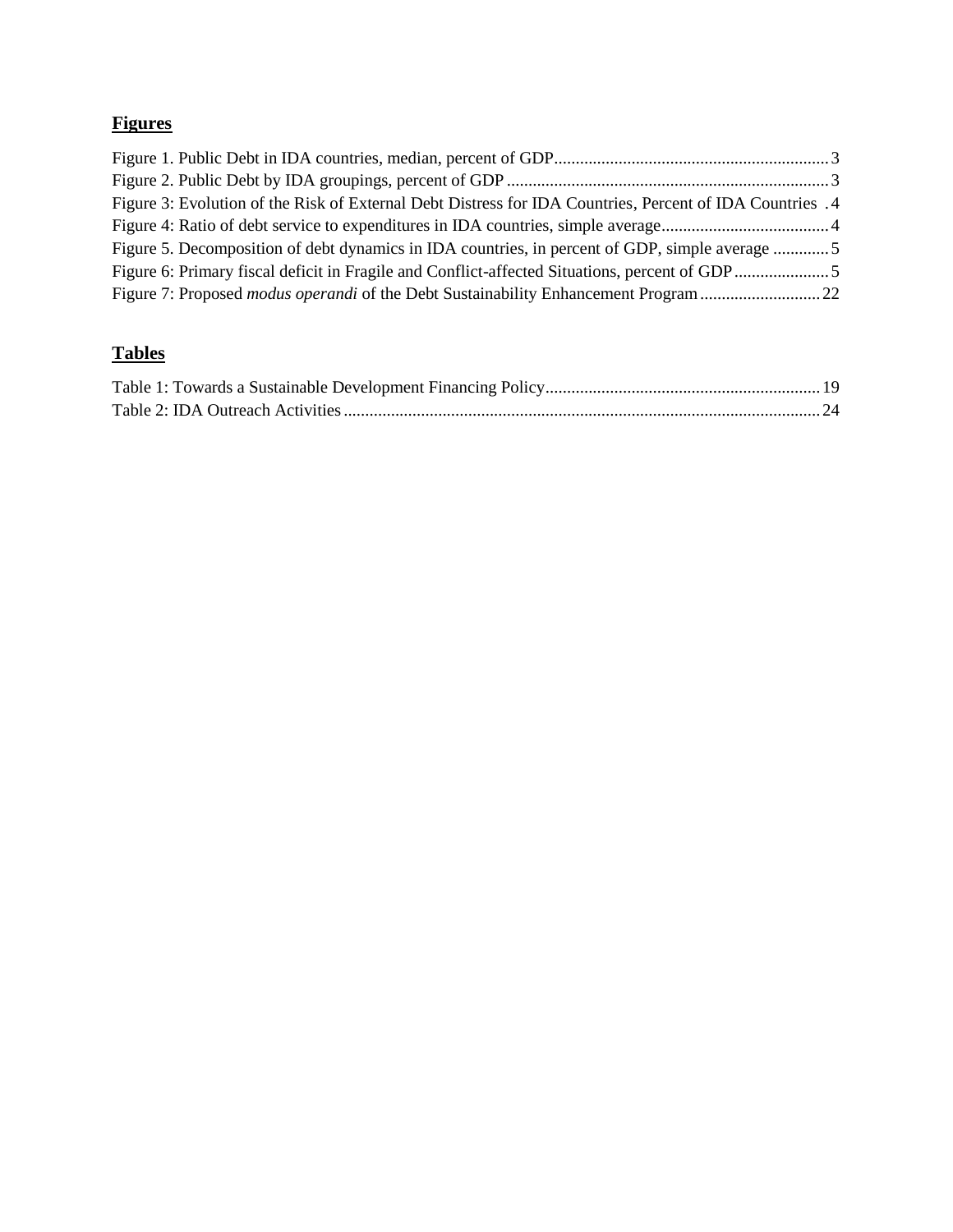## **Figures**

Figure 1. Public Debt in IDA countries, median, percent of GDP ................................................................ 3
Figure 2. Public Debt by IDA groupings, percent of GDP ........................................................................... 3
Figure 3: Evolution of the Risk of External Debt Distress for IDA Countries, Percent of IDA Countries . 4
Figure 4: Ratio of debt service to expenditures in IDA countries, simple average ....................................... 4
Figure 5. Decomposition of debt dynamics in IDA countries, in percent of GDP, simple average ............. 5
Figure 6: Primary fiscal deficit in Fragile and Conflict-affected Situations, percent of GDP ...................... 5
Figure 7: Proposed *modus operandi* of the Debt Sustainability Enhancement Program ............................ 22

## **Tables**

Table 1: Towards a Sustainable Development Financing Policy ................................................................ 19
Table 2: IDA Outreach Activities ............................................................................................................... 24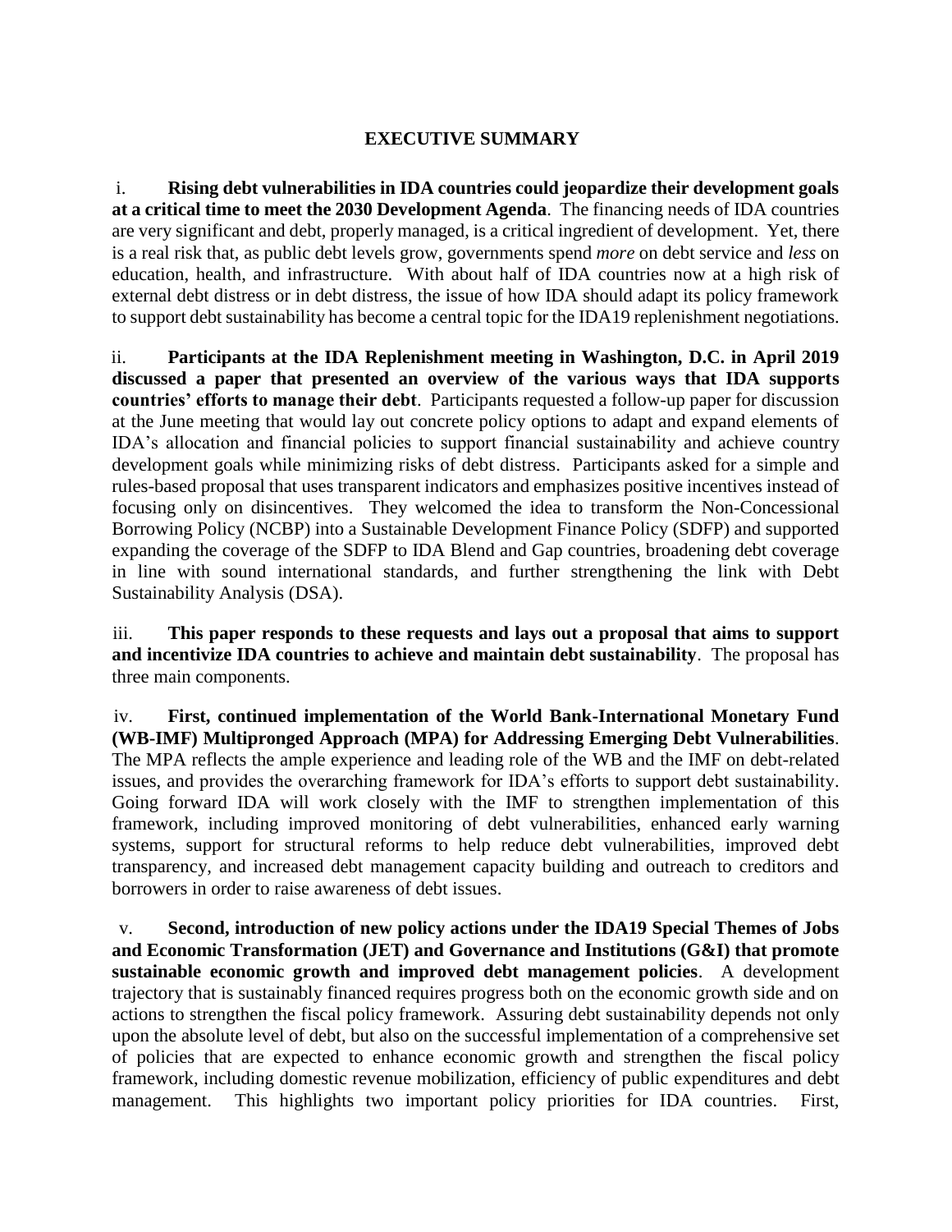## EXECUTIVE SUMMARY

i. **Rising debt vulnerabilities in IDA countries could jeopardize their development goals at a critical time to meet the 2030 Development Agenda**. The financing needs of IDA countries are very significant and debt, properly managed, is a critical ingredient of development. Yet, there is a real risk that, as public debt levels grow, governments spend *more* on debt service and *less* on education, health, and infrastructure. With about half of IDA countries now at a high risk of external debt distress or in debt distress, the issue of how IDA should adapt its policy framework to support debt sustainability has become a central topic for the IDA19 replenishment negotiations.

ii. **Participants at the IDA Replenishment meeting in Washington, D.C. in April 2019 discussed a paper that presented an overview of the various ways that IDA supports countries' efforts to manage their debt**. Participants requested a follow-up paper for discussion at the June meeting that would lay out concrete policy options to adapt and expand elements of IDA's allocation and financial policies to support financial sustainability and achieve country development goals while minimizing risks of debt distress. Participants asked for a simple and rules-based proposal that uses transparent indicators and emphasizes positive incentives instead of focusing only on disincentives. They welcomed the idea to transform the Non-Concessional Borrowing Policy (NCBP) into a Sustainable Development Finance Policy (SDFP) and supported expanding the coverage of the SDFP to IDA Blend and Gap countries, broadening debt coverage in line with sound international standards, and further strengthening the link with Debt Sustainability Analysis (DSA).

iii. **This paper responds to these requests and lays out a proposal that aims to support and incentivize IDA countries to achieve and maintain debt sustainability**. The proposal has three main components.

iv. **First, continued implementation of the World Bank-International Monetary Fund (WB-IMF) Multipronged Approach (MPA) for Addressing Emerging Debt Vulnerabilities**. The MPA reflects the ample experience and leading role of the WB and the IMF on debt-related issues, and provides the overarching framework for IDA's efforts to support debt sustainability. Going forward IDA will work closely with the IMF to strengthen implementation of this framework, including improved monitoring of debt vulnerabilities, enhanced early warning systems, support for structural reforms to help reduce debt vulnerabilities, improved debt transparency, and increased debt management capacity building and outreach to creditors and borrowers in order to raise awareness of debt issues.

v. **Second, introduction of new policy actions under the IDA19 Special Themes of Jobs and Economic Transformation (JET) and Governance and Institutions (G&I) that promote sustainable economic growth and improved debt management policies**. A development trajectory that is sustainably financed requires progress both on the economic growth side and on actions to strengthen the fiscal policy framework. Assuring debt sustainability depends not only upon the absolute level of debt, but also on the successful implementation of a comprehensive set of policies that are expected to enhance economic growth and strengthen the fiscal policy framework, including domestic revenue mobilization, efficiency of public expenditures and debt management. This highlights two important policy priorities for IDA countries. First,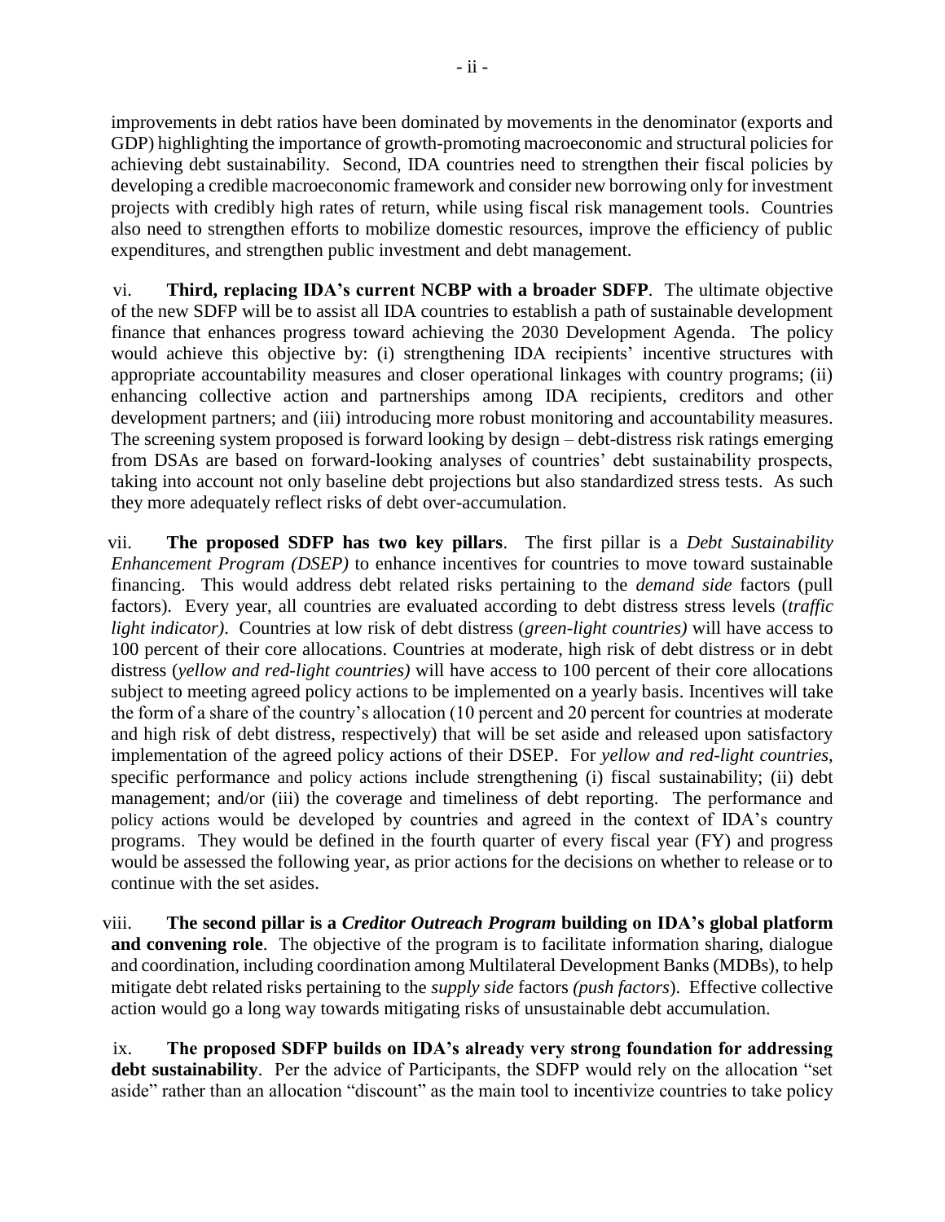improvements in debt ratios have been dominated by movements in the denominator (exports and GDP) highlighting the importance of growth-promoting macroeconomic and structural policies for achieving debt sustainability. Second, IDA countries need to strengthen their fiscal policies by developing a credible macroeconomic framework and consider new borrowing only for investment projects with credibly high rates of return, while using fiscal risk management tools. Countries also need to strengthen efforts to mobilize domestic resources, improve the efficiency of public expenditures, and strengthen public investment and debt management.

vi. **Third, replacing IDA's current NCBP with a broader SDFP**. The ultimate objective of the new SDFP will be to assist all IDA countries to establish a path of sustainable development finance that enhances progress toward achieving the 2030 Development Agenda. The policy would achieve this objective by: (i) strengthening IDA recipients' incentive structures with appropriate accountability measures and closer operational linkages with country programs; (ii) enhancing collective action and partnerships among IDA recipients, creditors and other development partners; and (iii) introducing more robust monitoring and accountability measures. The screening system proposed is forward looking by design – debt-distress risk ratings emerging from DSAs are based on forward-looking analyses of countries' debt sustainability prospects, taking into account not only baseline debt projections but also standardized stress tests. As such they more adequately reflect risks of debt over-accumulation.

vii. **The proposed SDFP has two key pillars**. The first pillar is a *Debt Sustainability Enhancement Program (DSEP)* to enhance incentives for countries to move toward sustainable financing. This would address debt related risks pertaining to the *demand side* factors (pull factors). Every year, all countries are evaluated according to debt distress stress levels (*traffic light indicator)*. Countries at low risk of debt distress (*green-light countries)* will have access to 100 percent of their core allocations. Countries at moderate, high risk of debt distress or in debt distress (*yellow and red-light countries)* will have access to 100 percent of their core allocations subject to meeting agreed policy actions to be implemented on a yearly basis. Incentives will take the form of a share of the country's allocation (10 percent and 20 percent for countries at moderate and high risk of debt distress, respectively) that will be set aside and released upon satisfactory implementation of the agreed policy actions of their DSEP. For *yellow and red-light countries,* specific performance and policy actions include strengthening (i) fiscal sustainability; (ii) debt management; and/or (iii) the coverage and timeliness of debt reporting. The performance and policy actions would be developed by countries and agreed in the context of IDA's country programs. They would be defined in the fourth quarter of every fiscal year (FY) and progress would be assessed the following year, as prior actions for the decisions on whether to release or to continue with the set asides.

viii. **The second pillar is a *Creditor Outreach Program* building on IDA's global platform and convening role**. The objective of the program is to facilitate information sharing, dialogue and coordination, including coordination among Multilateral Development Banks (MDBs), to help mitigate debt related risks pertaining to the *supply side* factors *(push factors*). Effective collective action would go a long way towards mitigating risks of unsustainable debt accumulation.

ix. **The proposed SDFP builds on IDA's already very strong foundation for addressing debt sustainability**. Per the advice of Participants, the SDFP would rely on the allocation "set aside" rather than an allocation "discount" as the main tool to incentivize countries to take policy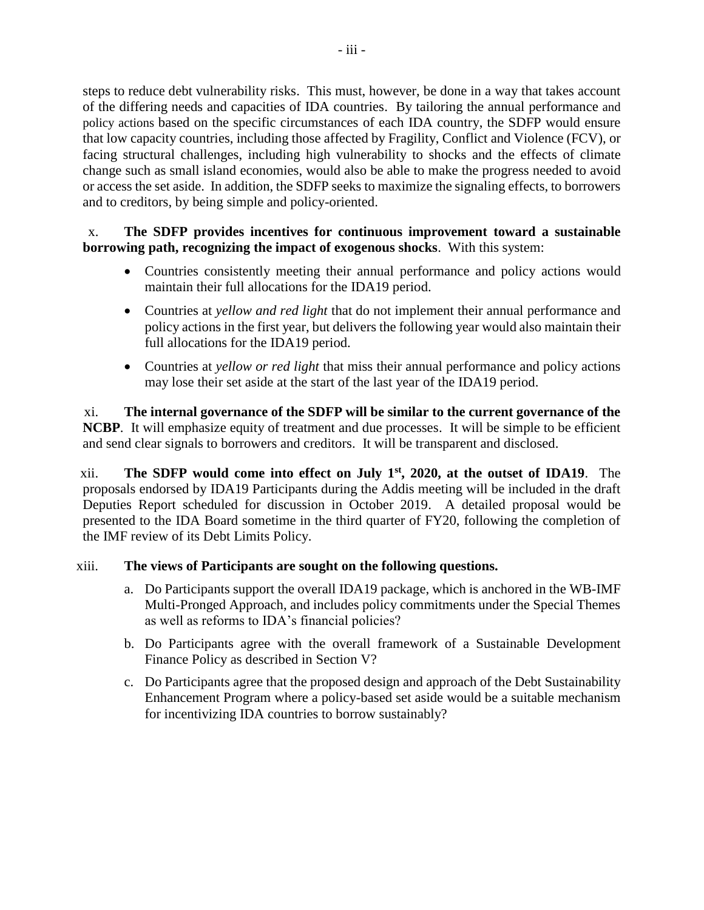steps to reduce debt vulnerability risks. This must, however, be done in a way that takes account of the differing needs and capacities of IDA countries. By tailoring the annual performance and policy actions based on the specific circumstances of each IDA country, the SDFP would ensure that low capacity countries, including those affected by Fragility, Conflict and Violence (FCV), or facing structural challenges, including high vulnerability to shocks and the effects of climate change such as small island economies, would also be able to make the progress needed to avoid or access the set aside. In addition, the SDFP seeks to maximize the signaling effects, to borrowers and to creditors, by being simple and policy-oriented.

x. **The SDFP provides incentives for continuous improvement toward a sustainable borrowing path, recognizing the impact of exogenous shocks**. With this system:

- Countries consistently meeting their annual performance and policy actions would maintain their full allocations for the IDA19 period.
- Countries at *yellow and red light* that do not implement their annual performance and policy actions in the first year, but delivers the following year would also maintain their full allocations for the IDA19 period.
- Countries at *yellow or red light* that miss their annual performance and policy actions may lose their set aside at the start of the last year of the IDA19 period.

xi. **The internal governance of the SDFP will be similar to the current governance of the NCBP**. It will emphasize equity of treatment and due processes. It will be simple to be efficient and send clear signals to borrowers and creditors. It will be transparent and disclosed.

xii. **The SDFP would come into effect on July 1st, 2020, at the outset of IDA19**. The proposals endorsed by IDA19 Participants during the Addis meeting will be included in the draft Deputies Report scheduled for discussion in October 2019. A detailed proposal would be presented to the IDA Board sometime in the third quarter of FY20, following the completion of the IMF review of its Debt Limits Policy.

xiii. **The views of Participants are sought on the following questions.**

a. Do Participants support the overall IDA19 package, which is anchored in the WB-IMF Multi-Pronged Approach, and includes policy commitments under the Special Themes as well as reforms to IDA's financial policies?

b. Do Participants agree with the overall framework of a Sustainable Development Finance Policy as described in Section V?

c. Do Participants agree that the proposed design and approach of the Debt Sustainability Enhancement Program where a policy-based set aside would be a suitable mechanism for incentivizing IDA countries to borrow sustainably?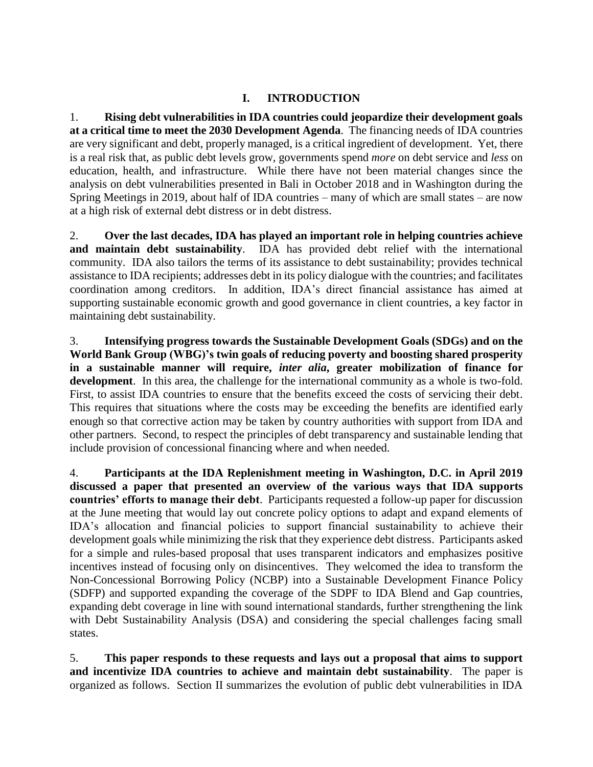# I. INTRODUCTION

1. **Rising debt vulnerabilities in IDA countries could jeopardize their development goals at a critical time to meet the 2030 Development Agenda**. The financing needs of IDA countries are very significant and debt, properly managed, is a critical ingredient of development. Yet, there is a real risk that, as public debt levels grow, governments spend *more* on debt service and *less* on education, health, and infrastructure. While there have not been material changes since the analysis on debt vulnerabilities presented in Bali in October 2018 and in Washington during the Spring Meetings in 2019, about half of IDA countries – many of which are small states – are now at a high risk of external debt distress or in debt distress.

2. **Over the last decades, IDA has played an important role in helping countries achieve and maintain debt sustainability**. IDA has provided debt relief with the international community. IDA also tailors the terms of its assistance to debt sustainability; provides technical assistance to IDA recipients; addresses debt in its policy dialogue with the countries; and facilitates coordination among creditors. In addition, IDA's direct financial assistance has aimed at supporting sustainable economic growth and good governance in client countries, a key factor in maintaining debt sustainability.

3. **Intensifying progress towards the Sustainable Development Goals (SDGs) and on the World Bank Group (WBG)'s twin goals of reducing poverty and boosting shared prosperity in a sustainable manner will require, *inter alia*, greater mobilization of finance for development**. In this area, the challenge for the international community as a whole is two-fold. First, to assist IDA countries to ensure that the benefits exceed the costs of servicing their debt. This requires that situations where the costs may be exceeding the benefits are identified early enough so that corrective action may be taken by country authorities with support from IDA and other partners. Second, to respect the principles of debt transparency and sustainable lending that include provision of concessional financing where and when needed.

4. **Participants at the IDA Replenishment meeting in Washington, D.C. in April 2019 discussed a paper that presented an overview of the various ways that IDA supports countries' efforts to manage their debt**. Participants requested a follow-up paper for discussion at the June meeting that would lay out concrete policy options to adapt and expand elements of IDA's allocation and financial policies to support financial sustainability to achieve their development goals while minimizing the risk that they experience debt distress. Participants asked for a simple and rules-based proposal that uses transparent indicators and emphasizes positive incentives instead of focusing only on disincentives. They welcomed the idea to transform the Non-Concessional Borrowing Policy (NCBP) into a Sustainable Development Finance Policy (SDFP) and supported expanding the coverage of the SDPF to IDA Blend and Gap countries, expanding debt coverage in line with sound international standards, further strengthening the link with Debt Sustainability Analysis (DSA) and considering the special challenges facing small states.

5. **This paper responds to these requests and lays out a proposal that aims to support and incentivize IDA countries to achieve and maintain debt sustainability**. The paper is organized as follows. Section II summarizes the evolution of public debt vulnerabilities in IDA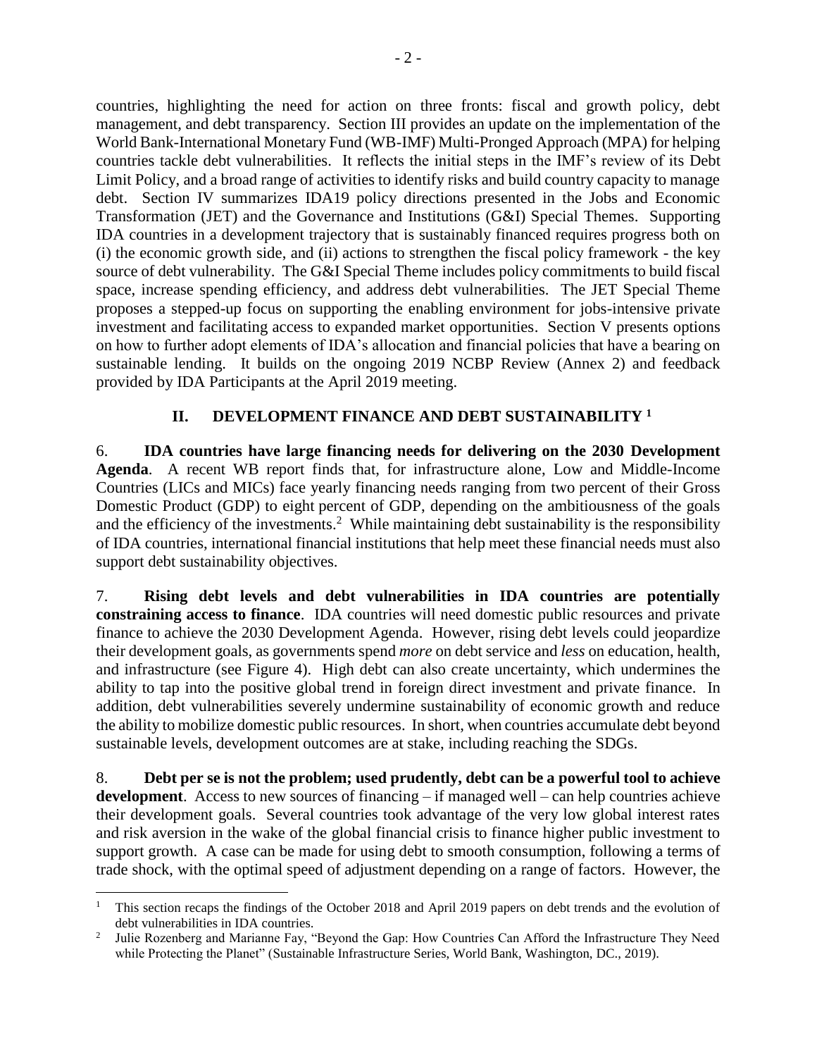countries, highlighting the need for action on three fronts: fiscal and growth policy, debt management, and debt transparency. Section III provides an update on the implementation of the World Bank-International Monetary Fund (WB-IMF) Multi-Pronged Approach (MPA) for helping countries tackle debt vulnerabilities. It reflects the initial steps in the IMF's review of its Debt Limit Policy, and a broad range of activities to identify risks and build country capacity to manage debt. Section IV summarizes IDA19 policy directions presented in the Jobs and Economic Transformation (JET) and the Governance and Institutions (G&I) Special Themes. Supporting IDA countries in a development trajectory that is sustainably financed requires progress both on (i) the economic growth side, and (ii) actions to strengthen the fiscal policy framework - the key source of debt vulnerability. The G&I Special Theme includes policy commitments to build fiscal space, increase spending efficiency, and address debt vulnerabilities. The JET Special Theme proposes a stepped-up focus on supporting the enabling environment for jobs-intensive private investment and facilitating access to expanded market opportunities. Section V presents options on how to further adopt elements of IDA's allocation and financial policies that have a bearing on sustainable lending. It builds on the ongoing 2019 NCBP Review (Annex 2) and feedback provided by IDA Participants at the April 2019 meeting.

## II. DEVELOPMENT FINANCE AND DEBT SUSTAINABILITY [1]

6. **IDA countries have large financing needs for delivering on the 2030 Development Agenda**. A recent WB report finds that, for infrastructure alone, Low and Middle-Income Countries (LICs and MICs) face yearly financing needs ranging from two percent of their Gross Domestic Product (GDP) to eight percent of GDP, depending on the ambitiousness of the goals and the efficiency of the investments.[2] While maintaining debt sustainability is the responsibility of IDA countries, international financial institutions that help meet these financial needs must also support debt sustainability objectives.

7. **Rising debt levels and debt vulnerabilities in IDA countries are potentially constraining access to finance**. IDA countries will need domestic public resources and private finance to achieve the 2030 Development Agenda. However, rising debt levels could jeopardize their development goals, as governments spend *more* on debt service and *less* on education, health, and infrastructure (see Figure 4). High debt can also create uncertainty, which undermines the ability to tap into the positive global trend in foreign direct investment and private finance. In addition, debt vulnerabilities severely undermine sustainability of economic growth and reduce the ability to mobilize domestic public resources. In short, when countries accumulate debt beyond sustainable levels, development outcomes are at stake, including reaching the SDGs.

8. **Debt per se is not the problem; used prudently, debt can be a powerful tool to achieve development**. Access to new sources of financing – if managed well – can help countries achieve their development goals. Several countries took advantage of the very low global interest rates and risk aversion in the wake of the global financial crisis to finance higher public investment to support growth. A case can be made for using debt to smooth consumption, following a terms of trade shock, with the optimal speed of adjustment depending on a range of factors. However, the

---

[1] This section recaps the findings of the October 2018 and April 2019 papers on debt trends and the evolution of debt vulnerabilities in IDA countries.

[2] Julie Rozenberg and Marianne Fay, "Beyond the Gap: How Countries Can Afford the Infrastructure They Need while Protecting the Planet" (Sustainable Infrastructure Series, World Bank, Washington, DC., 2019).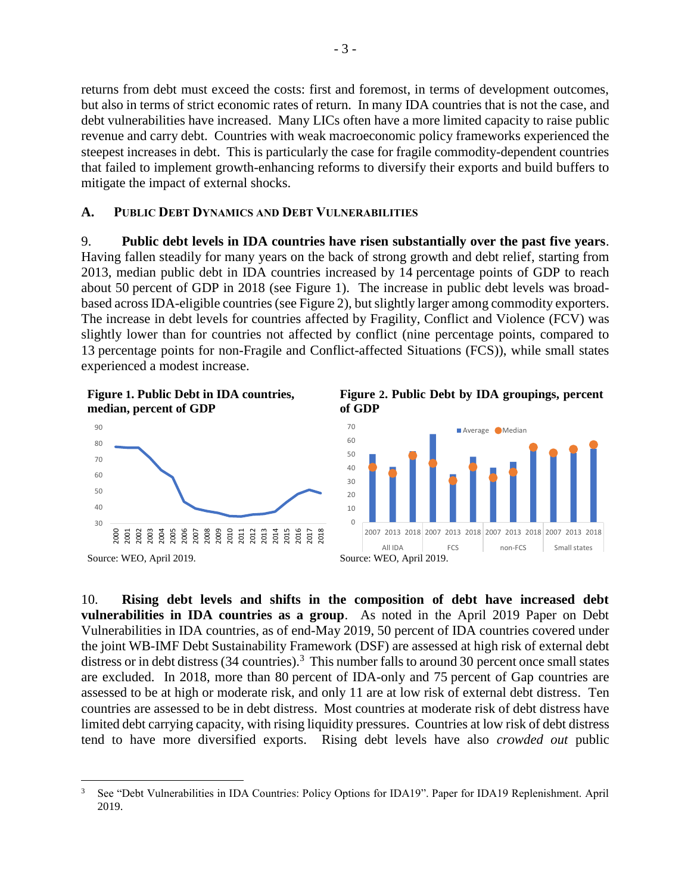returns from debt must exceed the costs: first and foremost, in terms of development outcomes, but also in terms of strict economic rates of return. In many IDA countries that is not the case, and debt vulnerabilities have increased. Many LICs often have a more limited capacity to raise public revenue and carry debt. Countries with weak macroeconomic policy frameworks experienced the steepest increases in debt. This is particularly the case for fragile commodity-dependent countries that failed to implement growth-enhancing reforms to diversify their exports and build buffers to mitigate the impact of external shocks.

## A. Public Debt Dynamics and Debt Vulnerabilities

9. **Public debt levels in IDA countries have risen substantially over the past five years**. Having fallen steadily for many years on the back of strong growth and debt relief, starting from 2013, median public debt in IDA countries increased by 14 percentage points of GDP to reach about 50 percent of GDP in 2018 (see Figure 1). The increase in public debt levels was broad-based across IDA-eligible countries (see Figure 2), but slightly larger among commodity exporters. The increase in debt levels for countries affected by Fragility, Conflict and Violence (FCV) was slightly lower than for countries not affected by conflict (nine percentage points, compared to 13 percentage points for non-Fragile and Conflict-affected Situations (FCS)), while small states experienced a modest increase.

**Figure 1. Public Debt in IDA countries, median, percent of GDP**

Source: WEO, April 2019.

**Figure 2. Public Debt by IDA groupings, percent of GDP**

Source: WEO, April 2019.

10. **Rising debt levels and shifts in the composition of debt have increased debt vulnerabilities in IDA countries as a group**. As noted in the April 2019 Paper on Debt Vulnerabilities in IDA countries, as of end-May 2019, 50 percent of IDA countries covered under the joint WB-IMF Debt Sustainability Framework (DSF) are assessed at high risk of external debt distress or in debt distress (34 countries).[3] This number falls to around 30 percent once small states are excluded. In 2018, more than 80 percent of IDA-only and 75 percent of Gap countries are assessed to be at high or moderate risk, and only 11 are at low risk of external debt distress. Ten countries are assessed to be in debt distress. Most countries at moderate risk of debt distress have limited debt carrying capacity, with rising liquidity pressures. Countries at low risk of debt distress tend to have more diversified exports. Rising debt levels have also *crowded out* public

[3] See "Debt Vulnerabilities in IDA Countries: Policy Options for IDA19". Paper for IDA19 Replenishment. April 2019.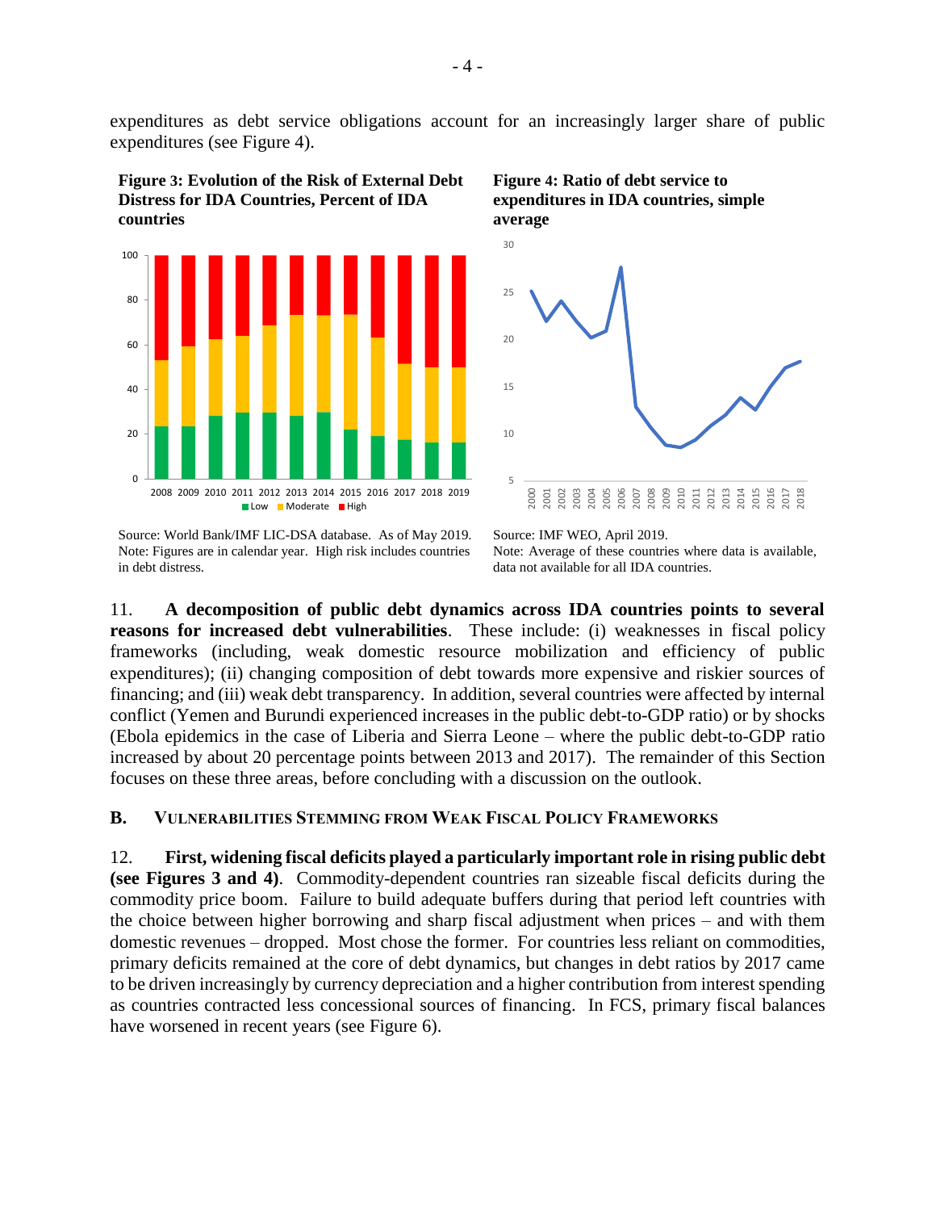expenditures as debt service obligations account for an increasingly larger share of public expenditures (see Figure 4).

**Figure 3: Evolution of the Risk of External Debt Distress for IDA Countries, Percent of IDA countries**

Source: World Bank/IMF LIC-DSA database. As of May 2019.
Note: Figures are in calendar year. High risk includes countries in debt distress.

**Figure 4: Ratio of debt service to expenditures in IDA countries, simple average**

Source: IMF WEO, April 2019.
Note: Average of these countries where data is available, data not available for all IDA countries.

11. **A decomposition of public debt dynamics across IDA countries points to several reasons for increased debt vulnerabilities**. These include: (i) weaknesses in fiscal policy frameworks (including, weak domestic resource mobilization and efficiency of public expenditures); (ii) changing composition of debt towards more expensive and riskier sources of financing; and (iii) weak debt transparency. In addition, several countries were affected by internal conflict (Yemen and Burundi experienced increases in the public debt-to-GDP ratio) or by shocks (Ebola epidemics in the case of Liberia and Sierra Leone – where the public debt-to-GDP ratio increased by about 20 percentage points between 2013 and 2017). The remainder of this Section focuses on these three areas, before concluding with a discussion on the outlook.

## B. Vulnerabilities Stemming from Weak Fiscal Policy Frameworks

12. **First, widening fiscal deficits played a particularly important role in rising public debt (see Figures 3 and 4)**. Commodity-dependent countries ran sizeable fiscal deficits during the commodity price boom. Failure to build adequate buffers during that period left countries with the choice between higher borrowing and sharp fiscal adjustment when prices – and with them domestic revenues – dropped. Most chose the former. For countries less reliant on commodities, primary deficits remained at the core of debt dynamics, but changes in debt ratios by 2017 came to be driven increasingly by currency depreciation and a higher contribution from interest spending as countries contracted less concessional sources of financing. In FCS, primary fiscal balances have worsened in recent years (see Figure 6).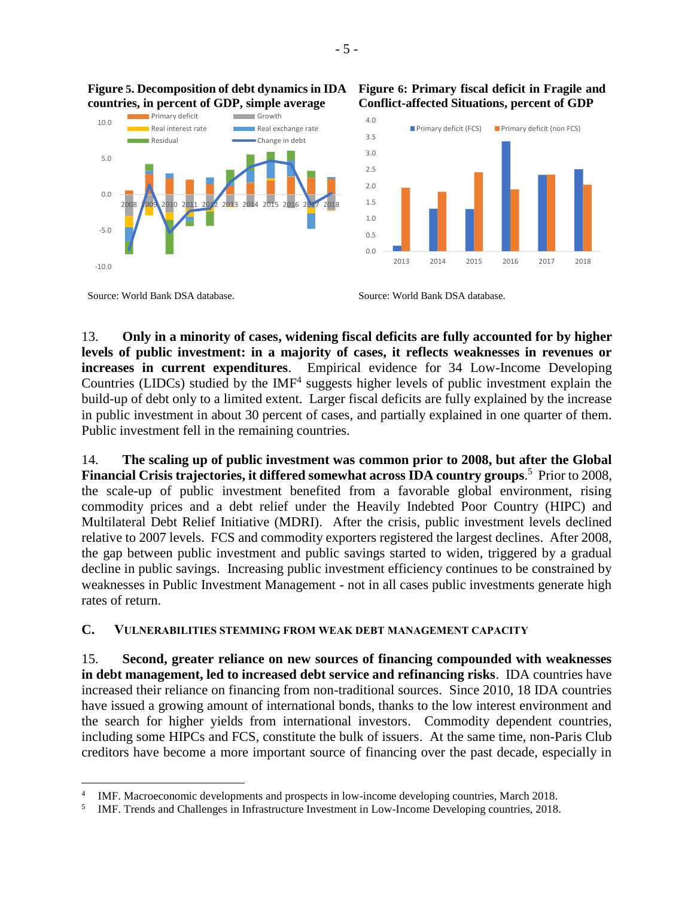**Figure 5. Decomposition of debt dynamics in IDA countries, in percent of GDP, simple average**

Source: World Bank DSA database.

**Figure 6: Primary fiscal deficit in Fragile and Conflict-affected Situations, percent of GDP**

Source: World Bank DSA database.

13. **Only in a minority of cases, widening fiscal deficits are fully accounted for by higher levels of public investment: in a majority of cases, it reflects weaknesses in revenues or increases in current expenditures**. Empirical evidence for 34 Low-Income Developing Countries (LIDCs) studied by the IMF[4] suggests higher levels of public investment explain the build-up of debt only to a limited extent. Larger fiscal deficits are fully explained by the increase in public investment in about 30 percent of cases, and partially explained in one quarter of them. Public investment fell in the remaining countries.

14. **The scaling up of public investment was common prior to 2008, but after the Global Financial Crisis trajectories, it differed somewhat across IDA country groups**.[5] Prior to 2008, the scale-up of public investment benefited from a favorable global environment, rising commodity prices and a debt relief under the Heavily Indebted Poor Country (HIPC) and Multilateral Debt Relief Initiative (MDRI). After the crisis, public investment levels declined relative to 2007 levels. FCS and commodity exporters registered the largest declines. After 2008, the gap between public investment and public savings started to widen, triggered by a gradual decline in public savings. Increasing public investment efficiency continues to be constrained by weaknesses in Public Investment Management - not in all cases public investments generate high rates of return.

## C. Vulnerabilities Stemming from Weak Debt Management Capacity

15. **Second, greater reliance on new sources of financing compounded with weaknesses in debt management, led to increased debt service and refinancing risks**. IDA countries have increased their reliance on financing from non-traditional sources. Since 2010, 18 IDA countries have issued a growing amount of international bonds, thanks to the low interest environment and the search for higher yields from international investors. Commodity dependent countries, including some HIPCs and FCS, constitute the bulk of issuers. At the same time, non-Paris Club creditors have become a more important source of financing over the past decade, especially in

---

[4] IMF. Macroeconomic developments and prospects in low-income developing countries, March 2018.

[5] IMF. Trends and Challenges in Infrastructure Investment in Low-Income Developing countries, 2018.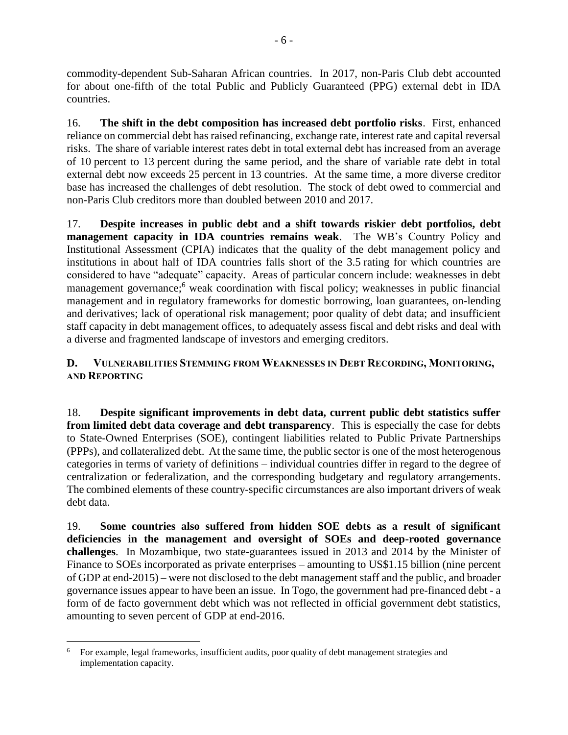commodity-dependent Sub-Saharan African countries. In 2017, non-Paris Club debt accounted for about one-fifth of the total Public and Publicly Guaranteed (PPG) external debt in IDA countries.

16. **The shift in the debt composition has increased debt portfolio risks**. First, enhanced reliance on commercial debt has raised refinancing, exchange rate, interest rate and capital reversal risks. The share of variable interest rates debt in total external debt has increased from an average of 10 percent to 13 percent during the same period, and the share of variable rate debt in total external debt now exceeds 25 percent in 13 countries. At the same time, a more diverse creditor base has increased the challenges of debt resolution. The stock of debt owed to commercial and non-Paris Club creditors more than doubled between 2010 and 2017.

17. **Despite increases in public debt and a shift towards riskier debt portfolios, debt management capacity in IDA countries remains weak**. The WB's Country Policy and Institutional Assessment (CPIA) indicates that the quality of the debt management policy and institutions in about half of IDA countries falls short of the 3.5 rating for which countries are considered to have "adequate" capacity. Areas of particular concern include: weaknesses in debt management governance;[6] weak coordination with fiscal policy; weaknesses in public financial management and in regulatory frameworks for domestic borrowing, loan guarantees, on-lending and derivatives; lack of operational risk management; poor quality of debt data; and insufficient staff capacity in debt management offices, to adequately assess fiscal and debt risks and deal with a diverse and fragmented landscape of investors and emerging creditors.

## D. Vulnerabilities Stemming from Weaknesses in Debt Recording, Monitoring, and Reporting

18. **Despite significant improvements in debt data, current public debt statistics suffer from limited debt data coverage and debt transparency**. This is especially the case for debts to State-Owned Enterprises (SOE), contingent liabilities related to Public Private Partnerships (PPPs), and collateralized debt. At the same time, the public sector is one of the most heterogenous categories in terms of variety of definitions – individual countries differ in regard to the degree of centralization or federalization, and the corresponding budgetary and regulatory arrangements. The combined elements of these country-specific circumstances are also important drivers of weak debt data.

19. **Some countries also suffered from hidden SOE debts as a result of significant deficiencies in the management and oversight of SOEs and deep-rooted governance challenges**. In Mozambique, two state-guarantees issued in 2013 and 2014 by the Minister of Finance to SOEs incorporated as private enterprises – amounting to US$1.15 billion (nine percent of GDP at end-2015) – were not disclosed to the debt management staff and the public, and broader governance issues appear to have been an issue. In Togo, the government had pre-financed debt - a form of de facto government debt which was not reflected in official government debt statistics, amounting to seven percent of GDP at end-2016.

---

[6] For example, legal frameworks, insufficient audits, poor quality of debt management strategies and implementation capacity.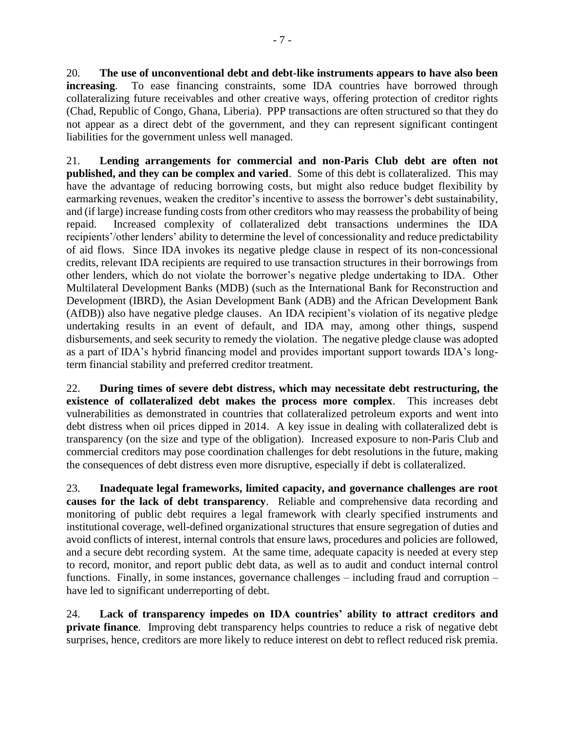20. **The use of unconventional debt and debt-like instruments appears to have also been increasing**. To ease financing constraints, some IDA countries have borrowed through collateralizing future receivables and other creative ways, offering protection of creditor rights (Chad, Republic of Congo, Ghana, Liberia). PPP transactions are often structured so that they do not appear as a direct debt of the government, and they can represent significant contingent liabilities for the government unless well managed.

21. **Lending arrangements for commercial and non-Paris Club debt are often not published, and they can be complex and varied**. Some of this debt is collateralized. This may have the advantage of reducing borrowing costs, but might also reduce budget flexibility by earmarking revenues, weaken the creditor's incentive to assess the borrower's debt sustainability, and (if large) increase funding costs from other creditors who may reassess the probability of being repaid. Increased complexity of collateralized debt transactions undermines the IDA recipients'/other lenders' ability to determine the level of concessionality and reduce predictability of aid flows. Since IDA invokes its negative pledge clause in respect of its non-concessional credits, relevant IDA recipients are required to use transaction structures in their borrowings from other lenders, which do not violate the borrower's negative pledge undertaking to IDA. Other Multilateral Development Banks (MDB) (such as the International Bank for Reconstruction and Development (IBRD), the Asian Development Bank (ADB) and the African Development Bank (AfDB)) also have negative pledge clauses. An IDA recipient's violation of its negative pledge undertaking results in an event of default, and IDA may, among other things, suspend disbursements, and seek security to remedy the violation. The negative pledge clause was adopted as a part of IDA's hybrid financing model and provides important support towards IDA's long-term financial stability and preferred creditor treatment.

22. **During times of severe debt distress, which may necessitate debt restructuring, the existence of collateralized debt makes the process more complex**. This increases debt vulnerabilities as demonstrated in countries that collateralized petroleum exports and went into debt distress when oil prices dipped in 2014. A key issue in dealing with collateralized debt is transparency (on the size and type of the obligation). Increased exposure to non-Paris Club and commercial creditors may pose coordination challenges for debt resolutions in the future, making the consequences of debt distress even more disruptive, especially if debt is collateralized.

23. **Inadequate legal frameworks, limited capacity, and governance challenges are root causes for the lack of debt transparency**. Reliable and comprehensive data recording and monitoring of public debt requires a legal framework with clearly specified instruments and institutional coverage, well-defined organizational structures that ensure segregation of duties and avoid conflicts of interest, internal controls that ensure laws, procedures and policies are followed, and a secure debt recording system. At the same time, adequate capacity is needed at every step to record, monitor, and report public debt data, as well as to audit and conduct internal control functions. Finally, in some instances, governance challenges – including fraud and corruption – have led to significant underreporting of debt.

24. **Lack of transparency impedes on IDA countries' ability to attract creditors and private finance**. Improving debt transparency helps countries to reduce a risk of negative debt surprises, hence, creditors are more likely to reduce interest on debt to reflect reduced risk premia.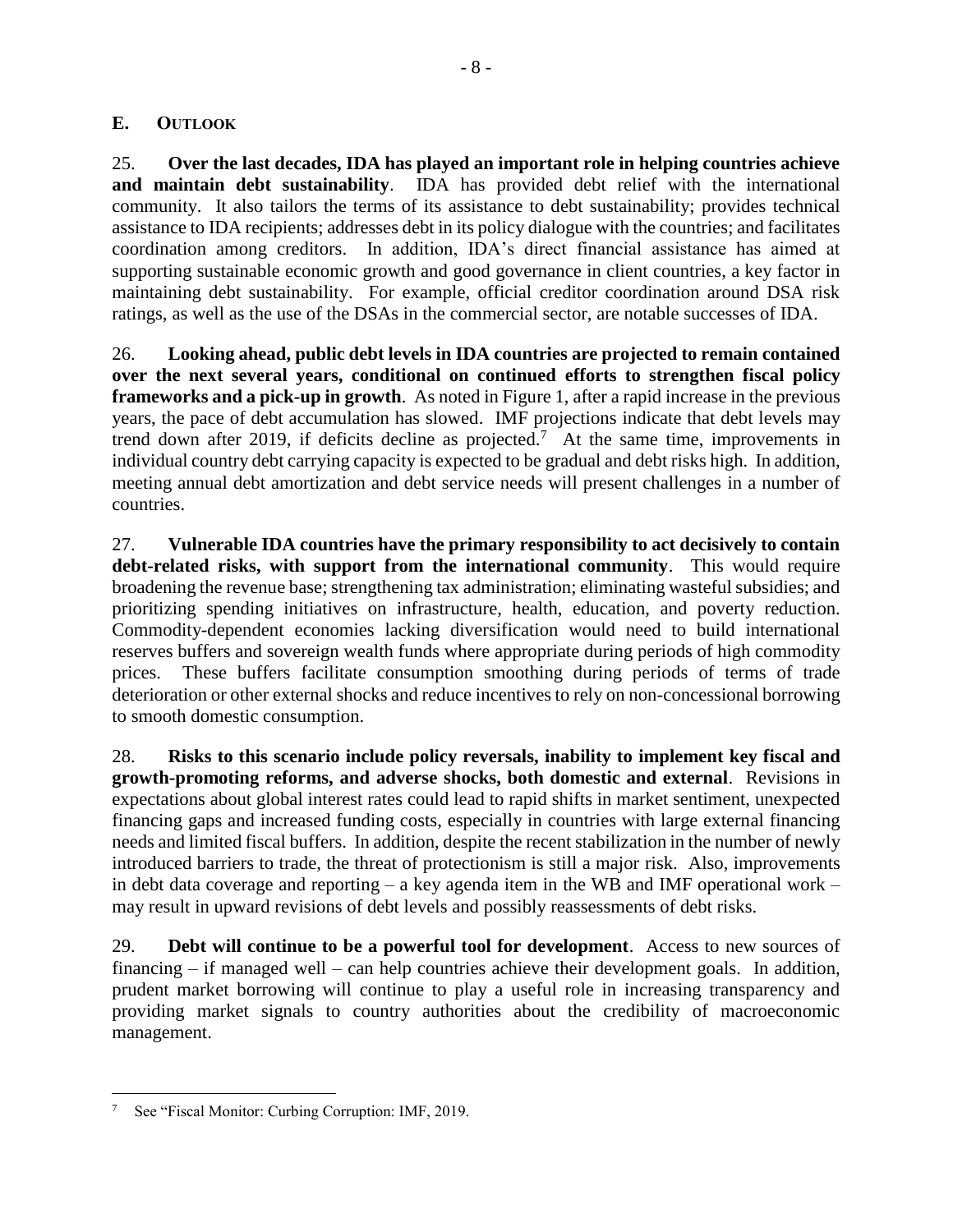## E. OUTLOOK

25. **Over the last decades, IDA has played an important role in helping countries achieve and maintain debt sustainability**. IDA has provided debt relief with the international community. It also tailors the terms of its assistance to debt sustainability; provides technical assistance to IDA recipients; addresses debt in its policy dialogue with the countries; and facilitates coordination among creditors. In addition, IDA's direct financial assistance has aimed at supporting sustainable economic growth and good governance in client countries, a key factor in maintaining debt sustainability. For example, official creditor coordination around DSA risk ratings, as well as the use of the DSAs in the commercial sector, are notable successes of IDA.

26. **Looking ahead, public debt levels in IDA countries are projected to remain contained over the next several years, conditional on continued efforts to strengthen fiscal policy frameworks and a pick-up in growth**. As noted in Figure 1, after a rapid increase in the previous years, the pace of debt accumulation has slowed. IMF projections indicate that debt levels may trend down after 2019, if deficits decline as projected.[7] At the same time, improvements in individual country debt carrying capacity is expected to be gradual and debt risks high. In addition, meeting annual debt amortization and debt service needs will present challenges in a number of countries.

27. **Vulnerable IDA countries have the primary responsibility to act decisively to contain debt-related risks, with support from the international community**. This would require broadening the revenue base; strengthening tax administration; eliminating wasteful subsidies; and prioritizing spending initiatives on infrastructure, health, education, and poverty reduction. Commodity-dependent economies lacking diversification would need to build international reserves buffers and sovereign wealth funds where appropriate during periods of high commodity prices. These buffers facilitate consumption smoothing during periods of terms of trade deterioration or other external shocks and reduce incentives to rely on non-concessional borrowing to smooth domestic consumption.

28. **Risks to this scenario include policy reversals, inability to implement key fiscal and growth-promoting reforms, and adverse shocks, both domestic and external**. Revisions in expectations about global interest rates could lead to rapid shifts in market sentiment, unexpected financing gaps and increased funding costs, especially in countries with large external financing needs and limited fiscal buffers. In addition, despite the recent stabilization in the number of newly introduced barriers to trade, the threat of protectionism is still a major risk. Also, improvements in debt data coverage and reporting – a key agenda item in the WB and IMF operational work – may result in upward revisions of debt levels and possibly reassessments of debt risks.

29. **Debt will continue to be a powerful tool for development**. Access to new sources of financing – if managed well – can help countries achieve their development goals. In addition, prudent market borrowing will continue to play a useful role in increasing transparency and providing market signals to country authorities about the credibility of macroeconomic management.

---

[7] See "Fiscal Monitor: Curbing Corruption: IMF, 2019.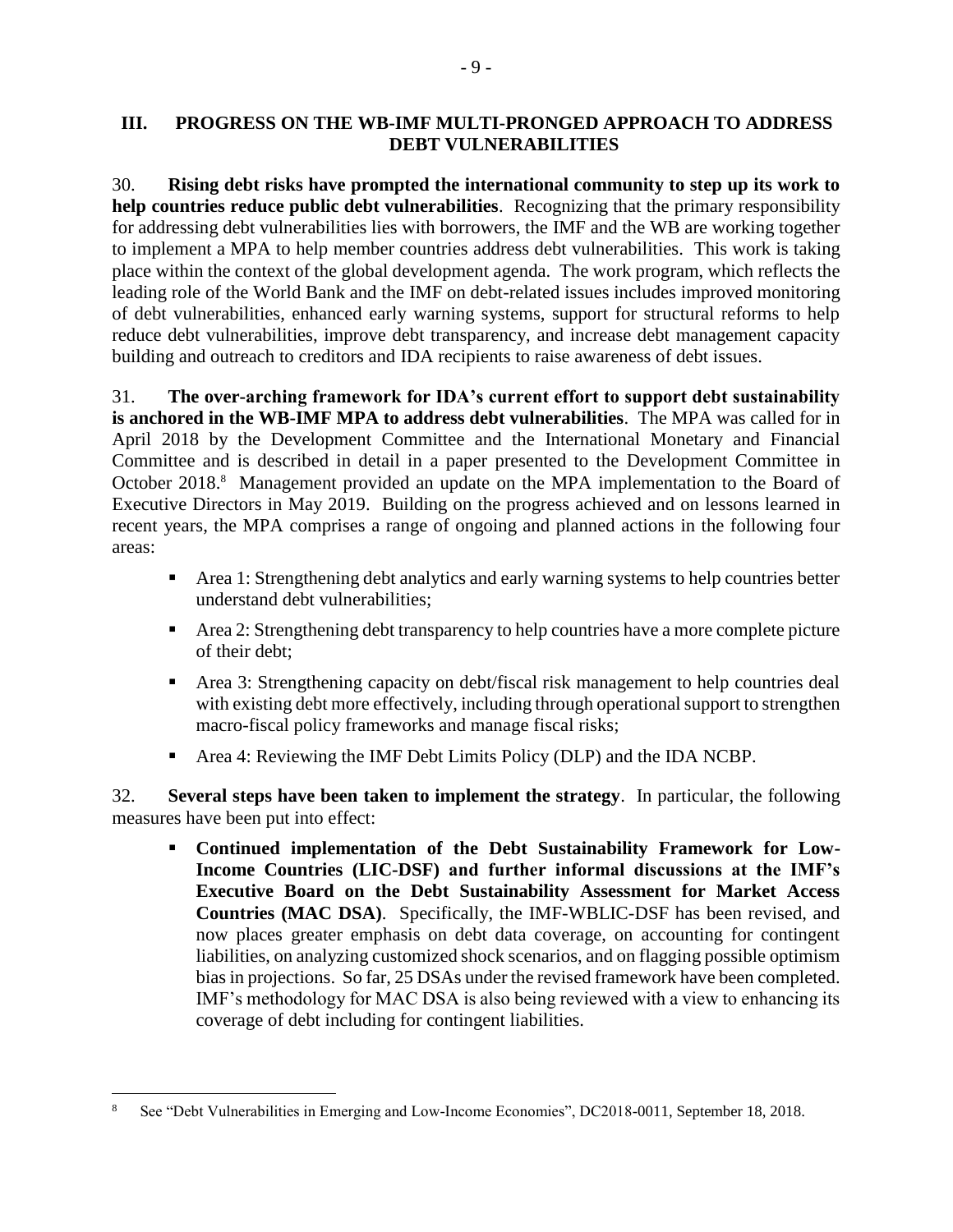## III. PROGRESS ON THE WB-IMF MULTI-PRONGED APPROACH TO ADDRESS DEBT VULNERABILITIES

30. **Rising debt risks have prompted the international community to step up its work to help countries reduce public debt vulnerabilities**. Recognizing that the primary responsibility for addressing debt vulnerabilities lies with borrowers, the IMF and the WB are working together to implement a MPA to help member countries address debt vulnerabilities. This work is taking place within the context of the global development agenda. The work program, which reflects the leading role of the World Bank and the IMF on debt-related issues includes improved monitoring of debt vulnerabilities, enhanced early warning systems, support for structural reforms to help reduce debt vulnerabilities, improve debt transparency, and increase debt management capacity building and outreach to creditors and IDA recipients to raise awareness of debt issues.

31. **The over-arching framework for IDA's current effort to support debt sustainability is anchored in the WB-IMF MPA to address debt vulnerabilities**. The MPA was called for in April 2018 by the Development Committee and the International Monetary and Financial Committee and is described in detail in a paper presented to the Development Committee in October 2018.[8] Management provided an update on the MPA implementation to the Board of Executive Directors in May 2019. Building on the progress achieved and on lessons learned in recent years, the MPA comprises a range of ongoing and planned actions in the following four areas:

- Area 1: Strengthening debt analytics and early warning systems to help countries better understand debt vulnerabilities;
- Area 2: Strengthening debt transparency to help countries have a more complete picture of their debt;
- Area 3: Strengthening capacity on debt/fiscal risk management to help countries deal with existing debt more effectively, including through operational support to strengthen macro-fiscal policy frameworks and manage fiscal risks;
- Area 4: Reviewing the IMF Debt Limits Policy (DLP) and the IDA NCBP.

32. **Several steps have been taken to implement the strategy**. In particular, the following measures have been put into effect:

- **Continued implementation of the Debt Sustainability Framework for Low-Income Countries (LIC-DSF) and further informal discussions at the IMF's Executive Board on the Debt Sustainability Assessment for Market Access Countries (MAC DSA)**. Specifically, the IMF-WBLIC-DSF has been revised, and now places greater emphasis on debt data coverage, on accounting for contingent liabilities, on analyzing customized shock scenarios, and on flagging possible optimism bias in projections. So far, 25 DSAs under the revised framework have been completed. IMF's methodology for MAC DSA is also being reviewed with a view to enhancing its coverage of debt including for contingent liabilities.

---

[8] See "Debt Vulnerabilities in Emerging and Low-Income Economies", DC2018-0011, September 18, 2018.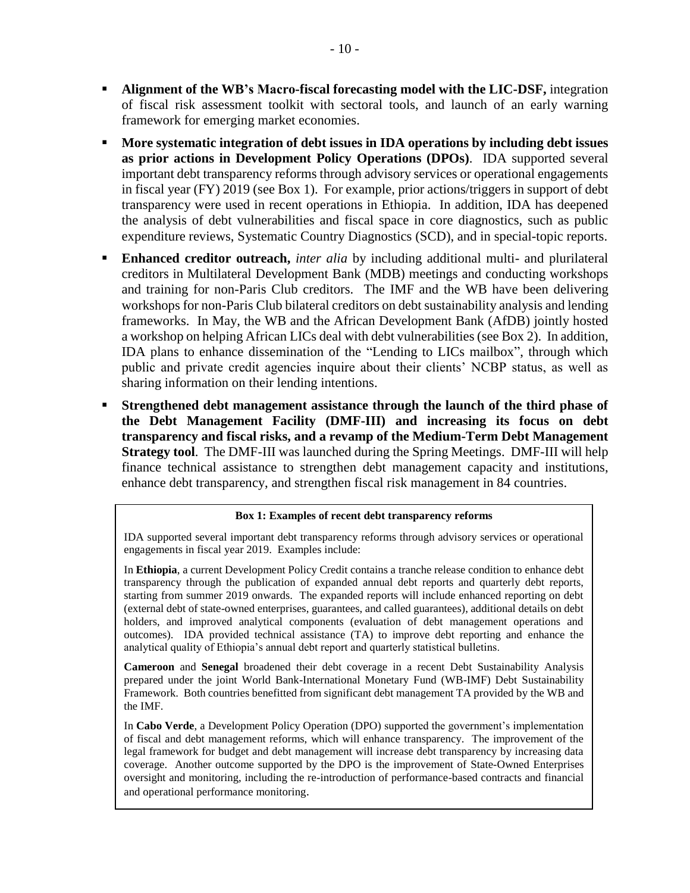- **Alignment of the WB's Macro-fiscal forecasting model with the LIC-DSF,** integration of fiscal risk assessment toolkit with sectoral tools, and launch of an early warning framework for emerging market economies.
- **More systematic integration of debt issues in IDA operations by including debt issues as prior actions in Development Policy Operations (DPOs)**. IDA supported several important debt transparency reforms through advisory services or operational engagements in fiscal year (FY) 2019 (see Box 1). For example, prior actions/triggers in support of debt transparency were used in recent operations in Ethiopia. In addition, IDA has deepened the analysis of debt vulnerabilities and fiscal space in core diagnostics, such as public expenditure reviews, Systematic Country Diagnostics (SCD), and in special-topic reports.
- **Enhanced creditor outreach,** *inter alia* by including additional multi- and plurilateral creditors in Multilateral Development Bank (MDB) meetings and conducting workshops and training for non-Paris Club creditors. The IMF and the WB have been delivering workshops for non-Paris Club bilateral creditors on debt sustainability analysis and lending frameworks. In May, the WB and the African Development Bank (AfDB) jointly hosted a workshop on helping African LICs deal with debt vulnerabilities (see Box 2). In addition, IDA plans to enhance dissemination of the "Lending to LICs mailbox", through which public and private credit agencies inquire about their clients' NCBP status, as well as sharing information on their lending intentions.
- **Strengthened debt management assistance through the launch of the third phase of the Debt Management Facility (DMF-III) and increasing its focus on debt transparency and fiscal risks, and a revamp of the Medium-Term Debt Management Strategy tool**. The DMF-III was launched during the Spring Meetings. DMF-III will help finance technical assistance to strengthen debt management capacity and institutions, enhance debt transparency, and strengthen fiscal risk management in 84 countries.

**Box 1: Examples of recent debt transparency reforms**

IDA supported several important debt transparency reforms through advisory services or operational engagements in fiscal year 2019. Examples include:

In **Ethiopia**, a current Development Policy Credit contains a tranche release condition to enhance debt transparency through the publication of expanded annual debt reports and quarterly debt reports, starting from summer 2019 onwards. The expanded reports will include enhanced reporting on debt (external debt of state-owned enterprises, guarantees, and called guarantees), additional details on debt holders, and improved analytical components (evaluation of debt management operations and outcomes). IDA provided technical assistance (TA) to improve debt reporting and enhance the analytical quality of Ethiopia's annual debt report and quarterly statistical bulletins.

**Cameroon** and **Senegal** broadened their debt coverage in a recent Debt Sustainability Analysis prepared under the joint World Bank-International Monetary Fund (WB-IMF) Debt Sustainability Framework. Both countries benefitted from significant debt management TA provided by the WB and the IMF.

In **Cabo Verde**, a Development Policy Operation (DPO) supported the government's implementation of fiscal and debt management reforms, which will enhance transparency. The improvement of the legal framework for budget and debt management will increase debt transparency by increasing data coverage. Another outcome supported by the DPO is the improvement of State-Owned Enterprises oversight and monitoring, including the re-introduction of performance-based contracts and financial and operational performance monitoring.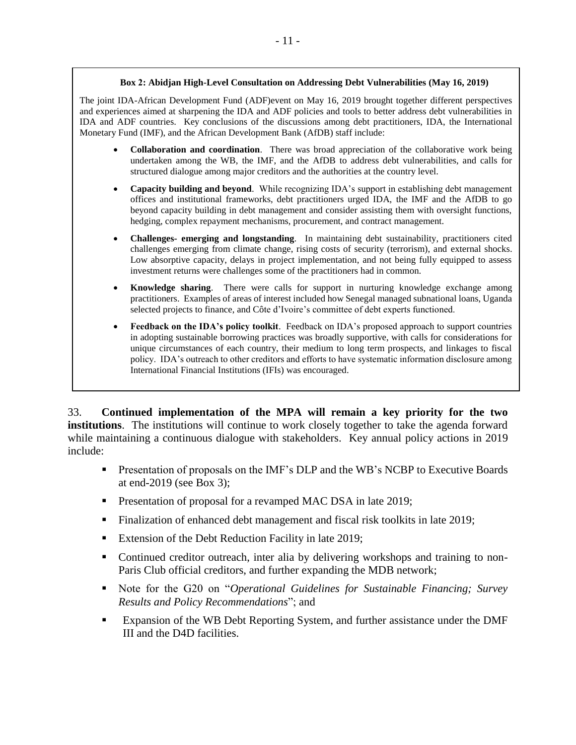**Box 2: Abidjan High-Level Consultation on Addressing Debt Vulnerabilities (May 16, 2019)**

The joint IDA-African Development Fund (ADF)event on May 16, 2019 brought together different perspectives and experiences aimed at sharpening the IDA and ADF policies and tools to better address debt vulnerabilities in IDA and ADF countries. Key conclusions of the discussions among debt practitioners, IDA, the International Monetary Fund (IMF), and the African Development Bank (AfDB) staff include:

- **Collaboration and coordination**. There was broad appreciation of the collaborative work being undertaken among the WB, the IMF, and the AfDB to address debt vulnerabilities, and calls for structured dialogue among major creditors and the authorities at the country level.
- **Capacity building and beyond**. While recognizing IDA's support in establishing debt management offices and institutional frameworks, debt practitioners urged IDA, the IMF and the AfDB to go beyond capacity building in debt management and consider assisting them with oversight functions, hedging, complex repayment mechanisms, procurement, and contract management.
- **Challenges- emerging and longstanding**. In maintaining debt sustainability, practitioners cited challenges emerging from climate change, rising costs of security (terrorism), and external shocks. Low absorptive capacity, delays in project implementation, and not being fully equipped to assess investment returns were challenges some of the practitioners had in common.
- **Knowledge sharing**. There were calls for support in nurturing knowledge exchange among practitioners. Examples of areas of interest included how Senegal managed subnational loans, Uganda selected projects to finance, and Côte d'Ivoire's committee of debt experts functioned.
- **Feedback on the IDA's policy toolkit**. Feedback on IDA's proposed approach to support countries in adopting sustainable borrowing practices was broadly supportive, with calls for considerations for unique circumstances of each country, their medium to long term prospects, and linkages to fiscal policy. IDA's outreach to other creditors and efforts to have systematic information disclosure among International Financial Institutions (IFIs) was encouraged.

33. **Continued implementation of the MPA will remain a key priority for the two institutions**. The institutions will continue to work closely together to take the agenda forward while maintaining a continuous dialogue with stakeholders. Key annual policy actions in 2019 include:

- Presentation of proposals on the IMF's DLP and the WB's NCBP to Executive Boards at end-2019 (see Box 3);
- Presentation of proposal for a revamped MAC DSA in late 2019;
- Finalization of enhanced debt management and fiscal risk toolkits in late 2019;
- Extension of the Debt Reduction Facility in late 2019;
- Continued creditor outreach, inter alia by delivering workshops and training to non-Paris Club official creditors, and further expanding the MDB network;
- Note for the G20 on "*Operational Guidelines for Sustainable Financing; Survey Results and Policy Recommendations*"; and
- Expansion of the WB Debt Reporting System, and further assistance under the DMF III and the D4D facilities.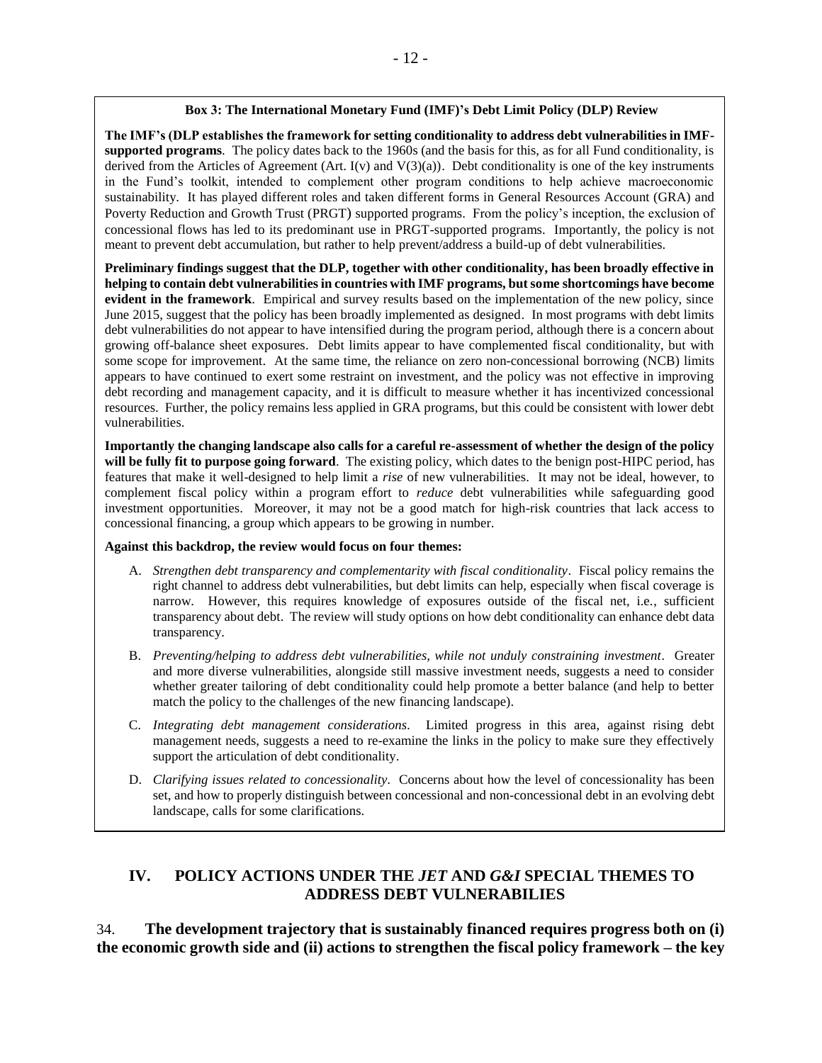**Box 3: The International Monetary Fund (IMF)'s Debt Limit Policy (DLP) Review**

**The IMF's (DLP establishes the framework for setting conditionality to address debt vulnerabilities in IMF-supported programs**. The policy dates back to the 1960s (and the basis for this, as for all Fund conditionality, is derived from the Articles of Agreement (Art. I(v) and V(3)(a)). Debt conditionality is one of the key instruments in the Fund's toolkit, intended to complement other program conditions to help achieve macroeconomic sustainability. It has played different roles and taken different forms in General Resources Account (GRA) and Poverty Reduction and Growth Trust (PRGT) supported programs. From the policy's inception, the exclusion of concessional flows has led to its predominant use in PRGT-supported programs. Importantly, the policy is not meant to prevent debt accumulation, but rather to help prevent/address a build-up of debt vulnerabilities.

**Preliminary findings suggest that the DLP, together with other conditionality, has been broadly effective in helping to contain debt vulnerabilities in countries with IMF programs, but some shortcomings have become evident in the framework**. Empirical and survey results based on the implementation of the new policy, since June 2015, suggest that the policy has been broadly implemented as designed. In most programs with debt limits debt vulnerabilities do not appear to have intensified during the program period, although there is a concern about growing off-balance sheet exposures. Debt limits appear to have complemented fiscal conditionality, but with some scope for improvement. At the same time, the reliance on zero non-concessional borrowing (NCB) limits appears to have continued to exert some restraint on investment, and the policy was not effective in improving debt recording and management capacity, and it is difficult to measure whether it has incentivized concessional resources. Further, the policy remains less applied in GRA programs, but this could be consistent with lower debt vulnerabilities.

**Importantly the changing landscape also calls for a careful re-assessment of whether the design of the policy will be fully fit to purpose going forward**. The existing policy, which dates to the benign post-HIPC period, has features that make it well-designed to help limit a *rise* of new vulnerabilities. It may not be ideal, however, to complement fiscal policy within a program effort to *reduce* debt vulnerabilities while safeguarding good investment opportunities. Moreover, it may not be a good match for high-risk countries that lack access to concessional financing, a group which appears to be growing in number.

**Against this backdrop, the review would focus on four themes:**

A. *Strengthen debt transparency and complementarity with fiscal conditionality*. Fiscal policy remains the right channel to address debt vulnerabilities, but debt limits can help, especially when fiscal coverage is narrow. However, this requires knowledge of exposures outside of the fiscal net, i.e., sufficient transparency about debt. The review will study options on how debt conditionality can enhance debt data transparency.

B. *Preventing/helping to address debt vulnerabilities, while not unduly constraining investment*. Greater and more diverse vulnerabilities, alongside still massive investment needs, suggests a need to consider whether greater tailoring of debt conditionality could help promote a better balance (and help to better match the policy to the challenges of the new financing landscape).

C. *Integrating debt management considerations*. Limited progress in this area, against rising debt management needs, suggests a need to re-examine the links in the policy to make sure they effectively support the articulation of debt conditionality.

D. *Clarifying issues related to concessionality*. Concerns about how the level of concessionality has been set, and how to properly distinguish between concessional and non-concessional debt in an evolving debt landscape, calls for some clarifications.

## IV. POLICY ACTIONS UNDER THE *JET* AND *G&I* SPECIAL THEMES TO ADDRESS DEBT VULNERABILIES

34. **The development trajectory that is sustainably financed requires progress both on (i) the economic growth side and (ii) actions to strengthen the fiscal policy framework – the key**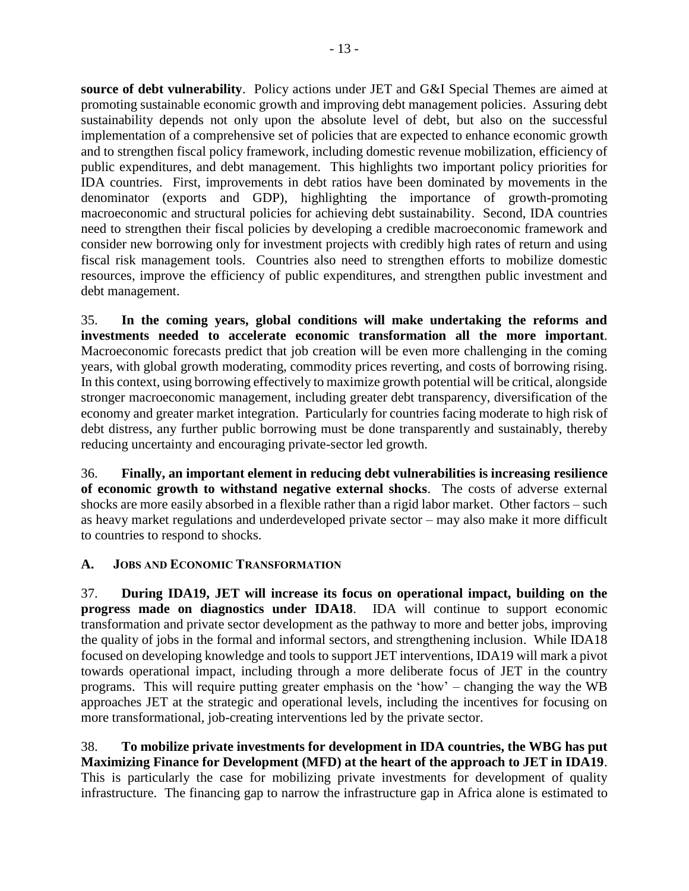**source of debt vulnerability**. Policy actions under JET and G&I Special Themes are aimed at promoting sustainable economic growth and improving debt management policies. Assuring debt sustainability depends not only upon the absolute level of debt, but also on the successful implementation of a comprehensive set of policies that are expected to enhance economic growth and to strengthen fiscal policy framework, including domestic revenue mobilization, efficiency of public expenditures, and debt management. This highlights two important policy priorities for IDA countries. First, improvements in debt ratios have been dominated by movements in the denominator (exports and GDP), highlighting the importance of growth-promoting macroeconomic and structural policies for achieving debt sustainability. Second, IDA countries need to strengthen their fiscal policies by developing a credible macroeconomic framework and consider new borrowing only for investment projects with credibly high rates of return and using fiscal risk management tools. Countries also need to strengthen efforts to mobilize domestic resources, improve the efficiency of public expenditures, and strengthen public investment and debt management.

35. **In the coming years, global conditions will make undertaking the reforms and investments needed to accelerate economic transformation all the more important**. Macroeconomic forecasts predict that job creation will be even more challenging in the coming years, with global growth moderating, commodity prices reverting, and costs of borrowing rising. In this context, using borrowing effectively to maximize growth potential will be critical, alongside stronger macroeconomic management, including greater debt transparency, diversification of the economy and greater market integration. Particularly for countries facing moderate to high risk of debt distress, any further public borrowing must be done transparently and sustainably, thereby reducing uncertainty and encouraging private-sector led growth.

36. **Finally, an important element in reducing debt vulnerabilities is increasing resilience of economic growth to withstand negative external shocks**. The costs of adverse external shocks are more easily absorbed in a flexible rather than a rigid labor market. Other factors – such as heavy market regulations and underdeveloped private sector – may also make it more difficult to countries to respond to shocks.

## A. JOBS AND ECONOMIC TRANSFORMATION

37. **During IDA19, JET will increase its focus on operational impact, building on the progress made on diagnostics under IDA18**. IDA will continue to support economic transformation and private sector development as the pathway to more and better jobs, improving the quality of jobs in the formal and informal sectors, and strengthening inclusion. While IDA18 focused on developing knowledge and tools to support JET interventions, IDA19 will mark a pivot towards operational impact, including through a more deliberate focus of JET in the country programs. This will require putting greater emphasis on the 'how' – changing the way the WB approaches JET at the strategic and operational levels, including the incentives for focusing on more transformational, job-creating interventions led by the private sector.

38. **To mobilize private investments for development in IDA countries, the WBG has put Maximizing Finance for Development (MFD) at the heart of the approach to JET in IDA19**. This is particularly the case for mobilizing private investments for development of quality infrastructure. The financing gap to narrow the infrastructure gap in Africa alone is estimated to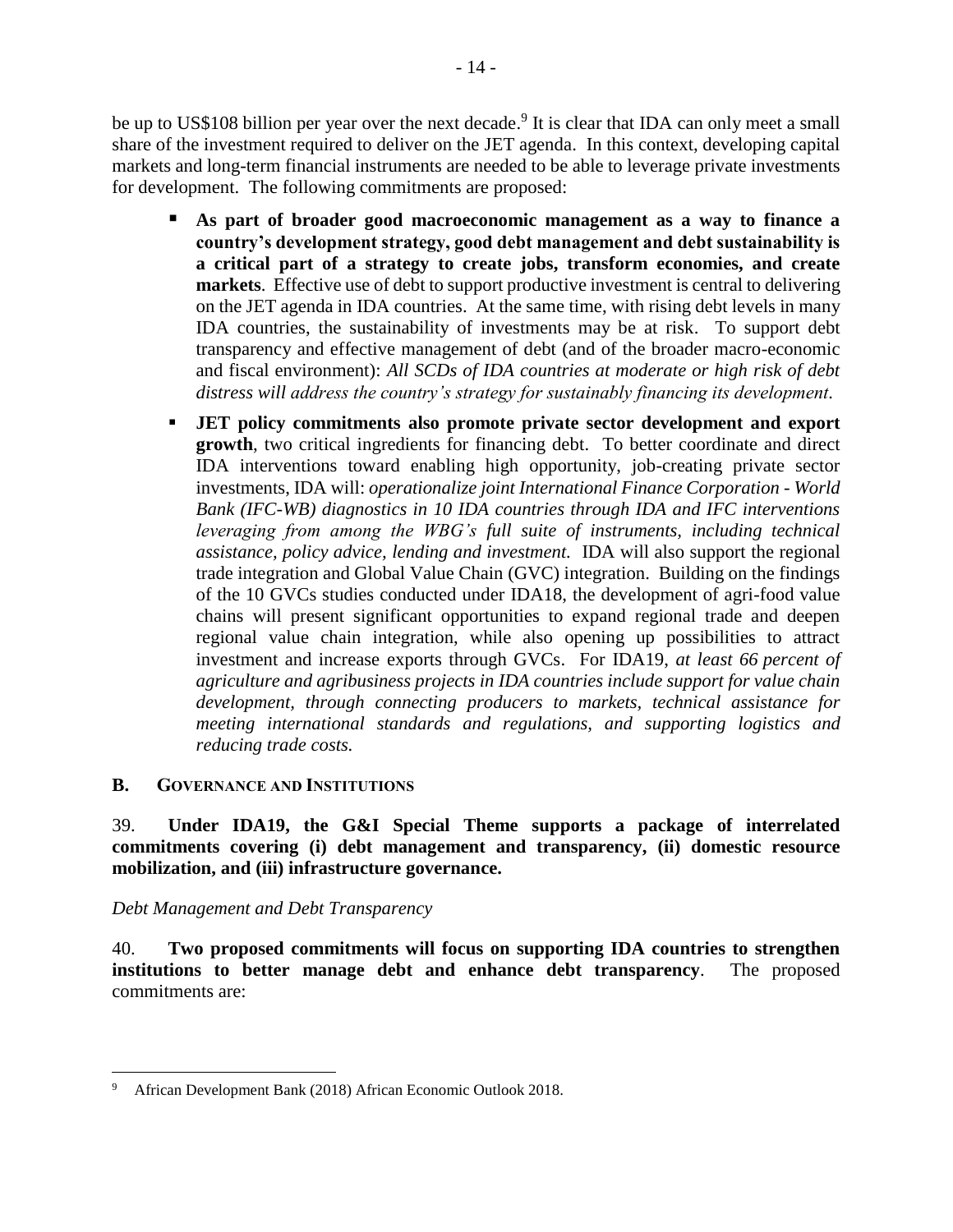be up to US$108 billion per year over the next decade.[9] It is clear that IDA can only meet a small share of the investment required to deliver on the JET agenda. In this context, developing capital markets and long-term financial instruments are needed to be able to leverage private investments for development. The following commitments are proposed:

- **As part of broader good macroeconomic management as a way to finance a country's development strategy, good debt management and debt sustainability is a critical part of a strategy to create jobs, transform economies, and create markets**. Effective use of debt to support productive investment is central to delivering on the JET agenda in IDA countries. At the same time, with rising debt levels in many IDA countries, the sustainability of investments may be at risk. To support debt transparency and effective management of debt (and of the broader macro-economic and fiscal environment): *All SCDs of IDA countries at moderate or high risk of debt distress will address the country's strategy for sustainably financing its development*.
- **JET policy commitments also promote private sector development and export growth**, two critical ingredients for financing debt. To better coordinate and direct IDA interventions toward enabling high opportunity, job-creating private sector investments, IDA will: *operationalize joint International Finance Corporation - World Bank (IFC-WB) diagnostics in 10 IDA countries through IDA and IFC interventions leveraging from among the WBG's full suite of instruments, including technical assistance, policy advice, lending and investment.* IDA will also support the regional trade integration and Global Value Chain (GVC) integration. Building on the findings of the 10 GVCs studies conducted under IDA18, the development of agri-food value chains will present significant opportunities to expand regional trade and deepen regional value chain integration, while also opening up possibilities to attract investment and increase exports through GVCs. For IDA19, *at least 66 percent of agriculture and agribusiness projects in IDA countries include support for value chain development, through connecting producers to markets, technical assistance for meeting international standards and regulations, and supporting logistics and reducing trade costs.*

## B. Governance and Institutions

39. **Under IDA19, the G&I Special Theme supports a package of interrelated commitments covering (i) debt management and transparency, (ii) domestic resource mobilization, and (iii) infrastructure governance.**

*Debt Management and Debt Transparency*

40. **Two proposed commitments will focus on supporting IDA countries to strengthen institutions to better manage debt and enhance debt transparency**. The proposed commitments are:

---

[9] African Development Bank (2018) African Economic Outlook 2018.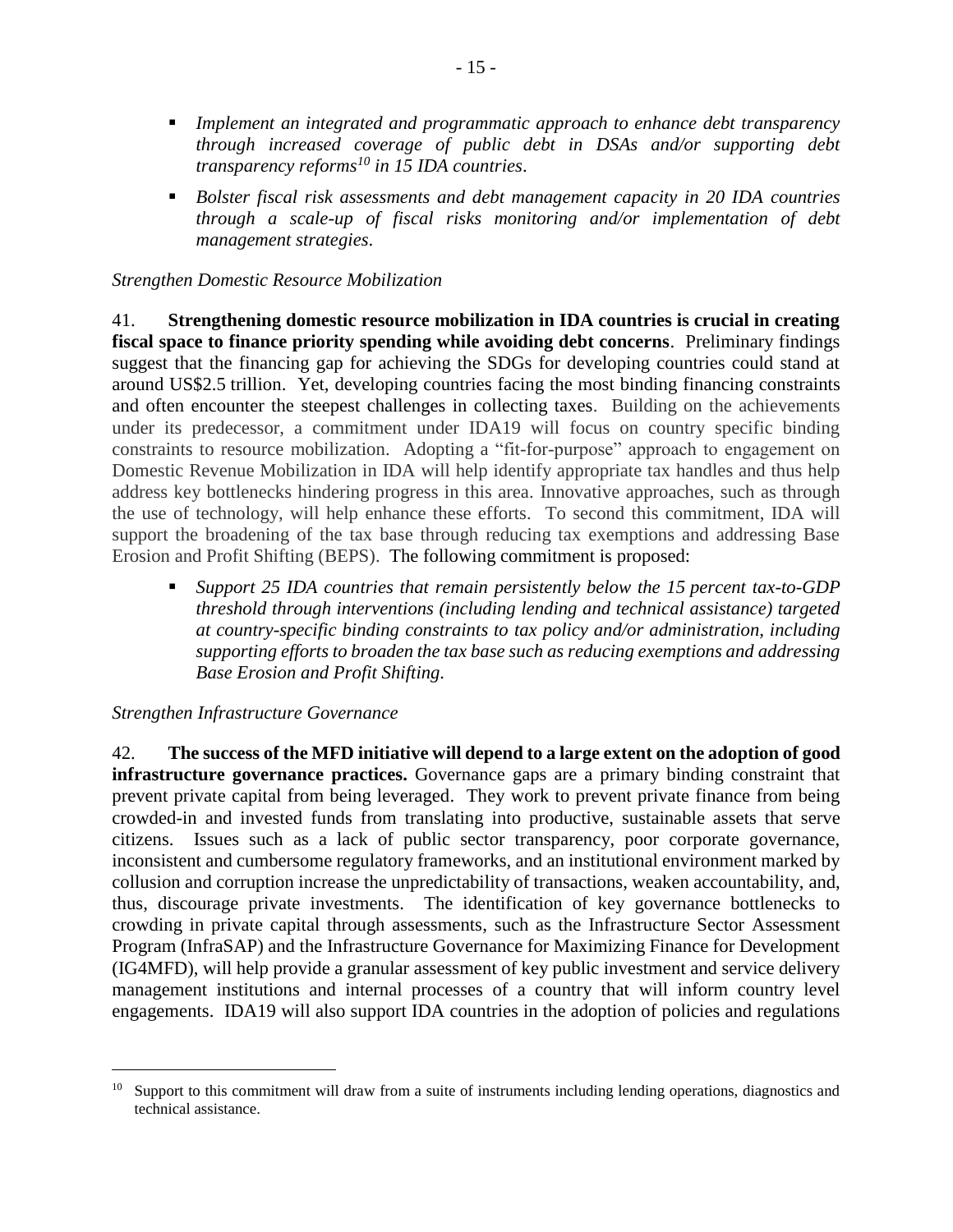- *Implement an integrated and programmatic approach to enhance debt transparency through increased coverage of public debt in DSAs and/or supporting debt transparency reforms[10] in 15 IDA countries*.
- *Bolster fiscal risk assessments and debt management capacity in 20 IDA countries through a scale-up of fiscal risks monitoring and/or implementation of debt management strategies*.

*Strengthen Domestic Resource Mobilization*

41. **Strengthening domestic resource mobilization in IDA countries is crucial in creating fiscal space to finance priority spending while avoiding debt concerns**. Preliminary findings suggest that the financing gap for achieving the SDGs for developing countries could stand at around US$2.5 trillion. Yet, developing countries facing the most binding financing constraints and often encounter the steepest challenges in collecting taxes. Building on the achievements under its predecessor, a commitment under IDA19 will focus on country specific binding constraints to resource mobilization. Adopting a "fit-for-purpose" approach to engagement on Domestic Revenue Mobilization in IDA will help identify appropriate tax handles and thus help address key bottlenecks hindering progress in this area. Innovative approaches, such as through the use of technology, will help enhance these efforts. To second this commitment, IDA will support the broadening of the tax base through reducing tax exemptions and addressing Base Erosion and Profit Shifting (BEPS). The following commitment is proposed:

- *Support 25 IDA countries that remain persistently below the 15 percent tax-to-GDP threshold through interventions (including lending and technical assistance) targeted at country-specific binding constraints to tax policy and/or administration, including supporting efforts to broaden the tax base such as reducing exemptions and addressing Base Erosion and Profit Shifting.*

*Strengthen Infrastructure Governance*

42. **The success of the MFD initiative will depend to a large extent on the adoption of good infrastructure governance practices.** Governance gaps are a primary binding constraint that prevent private capital from being leveraged. They work to prevent private finance from being crowded-in and invested funds from translating into productive, sustainable assets that serve citizens. Issues such as a lack of public sector transparency, poor corporate governance, inconsistent and cumbersome regulatory frameworks, and an institutional environment marked by collusion and corruption increase the unpredictability of transactions, weaken accountability, and, thus, discourage private investments. The identification of key governance bottlenecks to crowding in private capital through assessments, such as the Infrastructure Sector Assessment Program (InfraSAP) and the Infrastructure Governance for Maximizing Finance for Development (IG4MFD), will help provide a granular assessment of key public investment and service delivery management institutions and internal processes of a country that will inform country level engagements. IDA19 will also support IDA countries in the adoption of policies and regulations

[10] Support to this commitment will draw from a suite of instruments including lending operations, diagnostics and technical assistance.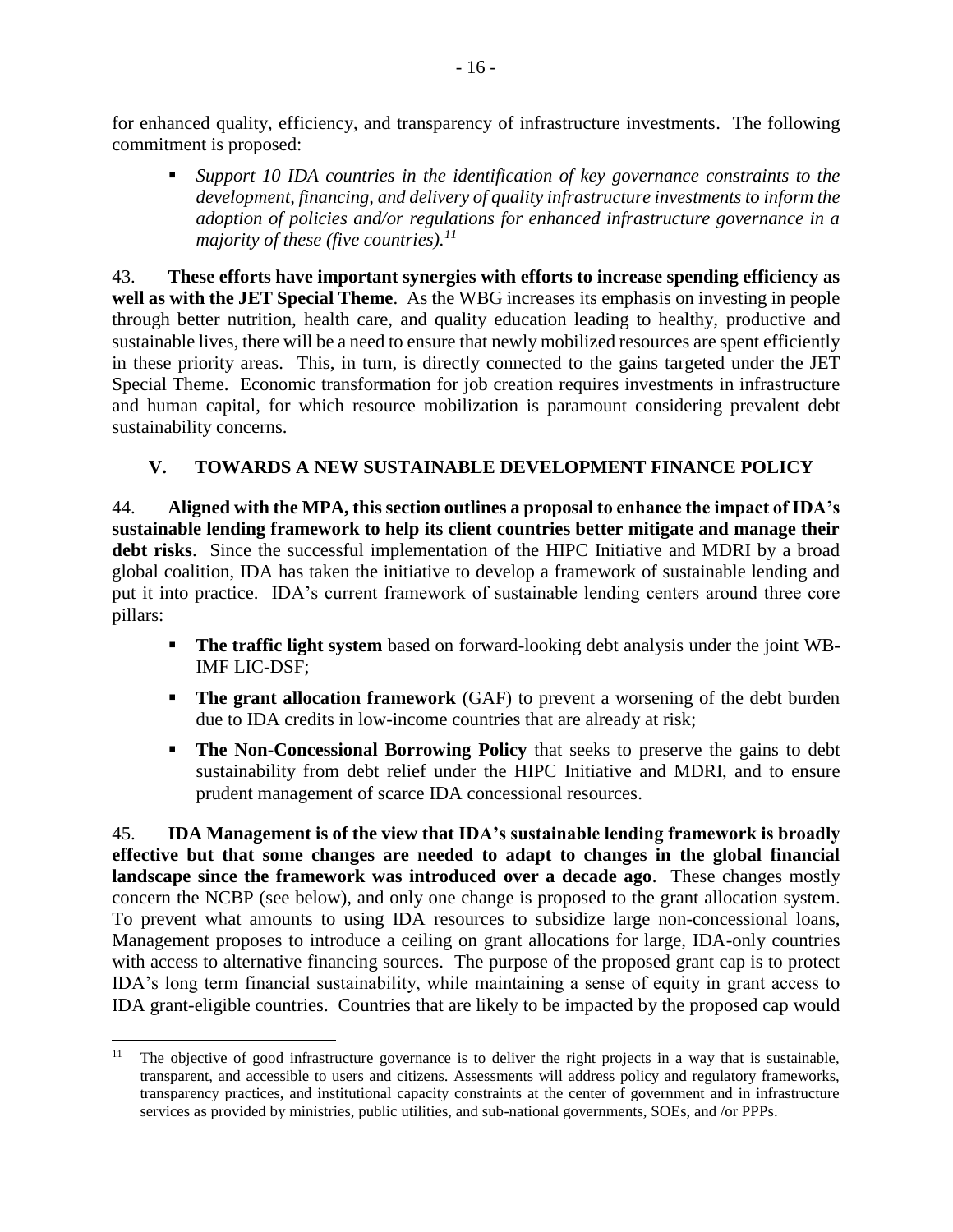for enhanced quality, efficiency, and transparency of infrastructure investments. The following commitment is proposed:

- *Support 10 IDA countries in the identification of key governance constraints to the development, financing, and delivery of quality infrastructure investments to inform the adoption of policies and/or regulations for enhanced infrastructure governance in a majority of these (five countries).*[11]

43. **These efforts have important synergies with efforts to increase spending efficiency as well as with the JET Special Theme**. As the WBG increases its emphasis on investing in people through better nutrition, health care, and quality education leading to healthy, productive and sustainable lives, there will be a need to ensure that newly mobilized resources are spent efficiently in these priority areas. This, in turn, is directly connected to the gains targeted under the JET Special Theme. Economic transformation for job creation requires investments in infrastructure and human capital, for which resource mobilization is paramount considering prevalent debt sustainability concerns.

## V. TOWARDS A NEW SUSTAINABLE DEVELOPMENT FINANCE POLICY

44. **Aligned with the MPA, this section outlines a proposal to enhance the impact of IDA's sustainable lending framework to help its client countries better mitigate and manage their debt risks**. Since the successful implementation of the HIPC Initiative and MDRI by a broad global coalition, IDA has taken the initiative to develop a framework of sustainable lending and put it into practice. IDA's current framework of sustainable lending centers around three core pillars:

- **The traffic light system** based on forward-looking debt analysis under the joint WB-IMF LIC-DSF;
- **The grant allocation framework** (GAF) to prevent a worsening of the debt burden due to IDA credits in low-income countries that are already at risk;
- **The Non-Concessional Borrowing Policy** that seeks to preserve the gains to debt sustainability from debt relief under the HIPC Initiative and MDRI, and to ensure prudent management of scarce IDA concessional resources.

45. **IDA Management is of the view that IDA's sustainable lending framework is broadly effective but that some changes are needed to adapt to changes in the global financial landscape since the framework was introduced over a decade ago**. These changes mostly concern the NCBP (see below), and only one change is proposed to the grant allocation system. To prevent what amounts to using IDA resources to subsidize large non-concessional loans, Management proposes to introduce a ceiling on grant allocations for large, IDA-only countries with access to alternative financing sources. The purpose of the proposed grant cap is to protect IDA's long term financial sustainability, while maintaining a sense of equity in grant access to IDA grant-eligible countries. Countries that are likely to be impacted by the proposed cap would

[11] The objective of good infrastructure governance is to deliver the right projects in a way that is sustainable, transparent, and accessible to users and citizens. Assessments will address policy and regulatory frameworks, transparency practices, and institutional capacity constraints at the center of government and in infrastructure services as provided by ministries, public utilities, and sub-national governments, SOEs, and /or PPPs.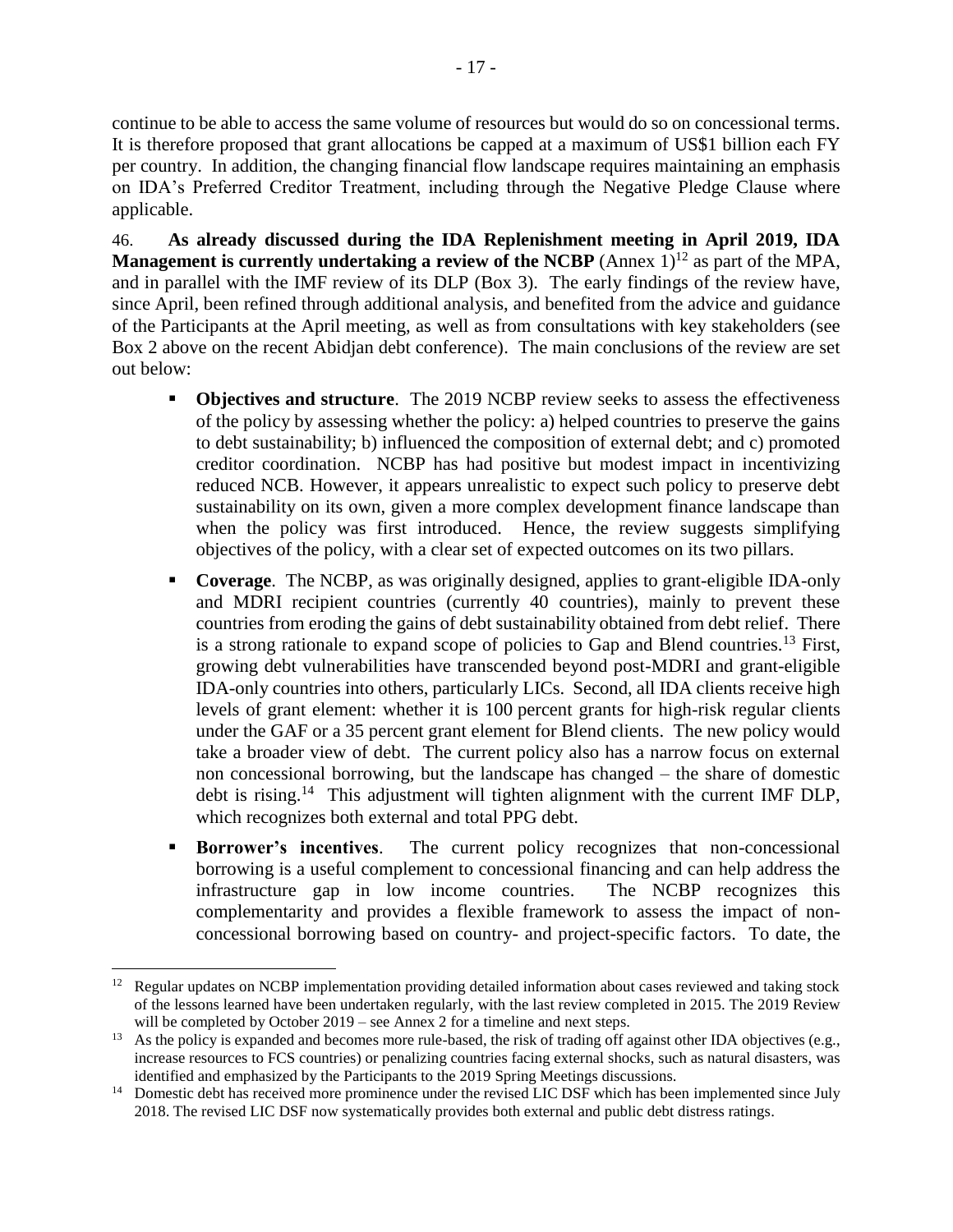continue to be able to access the same volume of resources but would do so on concessional terms. It is therefore proposed that grant allocations be capped at a maximum of US$1 billion each FY per country. In addition, the changing financial flow landscape requires maintaining an emphasis on IDA's Preferred Creditor Treatment, including through the Negative Pledge Clause where applicable.

46. **As already discussed during the IDA Replenishment meeting in April 2019, IDA Management is currently undertaking a review of the NCBP** (Annex 1)[12] as part of the MPA, and in parallel with the IMF review of its DLP (Box 3). The early findings of the review have, since April, been refined through additional analysis, and benefited from the advice and guidance of the Participants at the April meeting, as well as from consultations with key stakeholders (see Box 2 above on the recent Abidjan debt conference). The main conclusions of the review are set out below:

- **Objectives and structure**. The 2019 NCBP review seeks to assess the effectiveness of the policy by assessing whether the policy: a) helped countries to preserve the gains to debt sustainability; b) influenced the composition of external debt; and c) promoted creditor coordination. NCBP has had positive but modest impact in incentivizing reduced NCB. However, it appears unrealistic to expect such policy to preserve debt sustainability on its own, given a more complex development finance landscape than when the policy was first introduced. Hence, the review suggests simplifying objectives of the policy, with a clear set of expected outcomes on its two pillars.
- **Coverage**. The NCBP, as was originally designed, applies to grant-eligible IDA-only and MDRI recipient countries (currently 40 countries), mainly to prevent these countries from eroding the gains of debt sustainability obtained from debt relief. There is a strong rationale to expand scope of policies to Gap and Blend countries.[13] First, growing debt vulnerabilities have transcended beyond post-MDRI and grant-eligible IDA-only countries into others, particularly LICs. Second, all IDA clients receive high levels of grant element: whether it is 100 percent grants for high-risk regular clients under the GAF or a 35 percent grant element for Blend clients. The new policy would take a broader view of debt. The current policy also has a narrow focus on external non concessional borrowing, but the landscape has changed – the share of domestic debt is rising.[14] This adjustment will tighten alignment with the current IMF DLP, which recognizes both external and total PPG debt.
- **Borrower's incentives**. The current policy recognizes that non-concessional borrowing is a useful complement to concessional financing and can help address the infrastructure gap in low income countries. The NCBP recognizes this complementarity and provides a flexible framework to assess the impact of non-concessional borrowing based on country- and project-specific factors. To date, the

---

[12] Regular updates on NCBP implementation providing detailed information about cases reviewed and taking stock of the lessons learned have been undertaken regularly, with the last review completed in 2015. The 2019 Review will be completed by October 2019 – see Annex 2 for a timeline and next steps.

[13] As the policy is expanded and becomes more rule-based, the risk of trading off against other IDA objectives (e.g., increase resources to FCS countries) or penalizing countries facing external shocks, such as natural disasters, was identified and emphasized by the Participants to the 2019 Spring Meetings discussions.

[14] Domestic debt has received more prominence under the revised LIC DSF which has been implemented since July 2018. The revised LIC DSF now systematically provides both external and public debt distress ratings.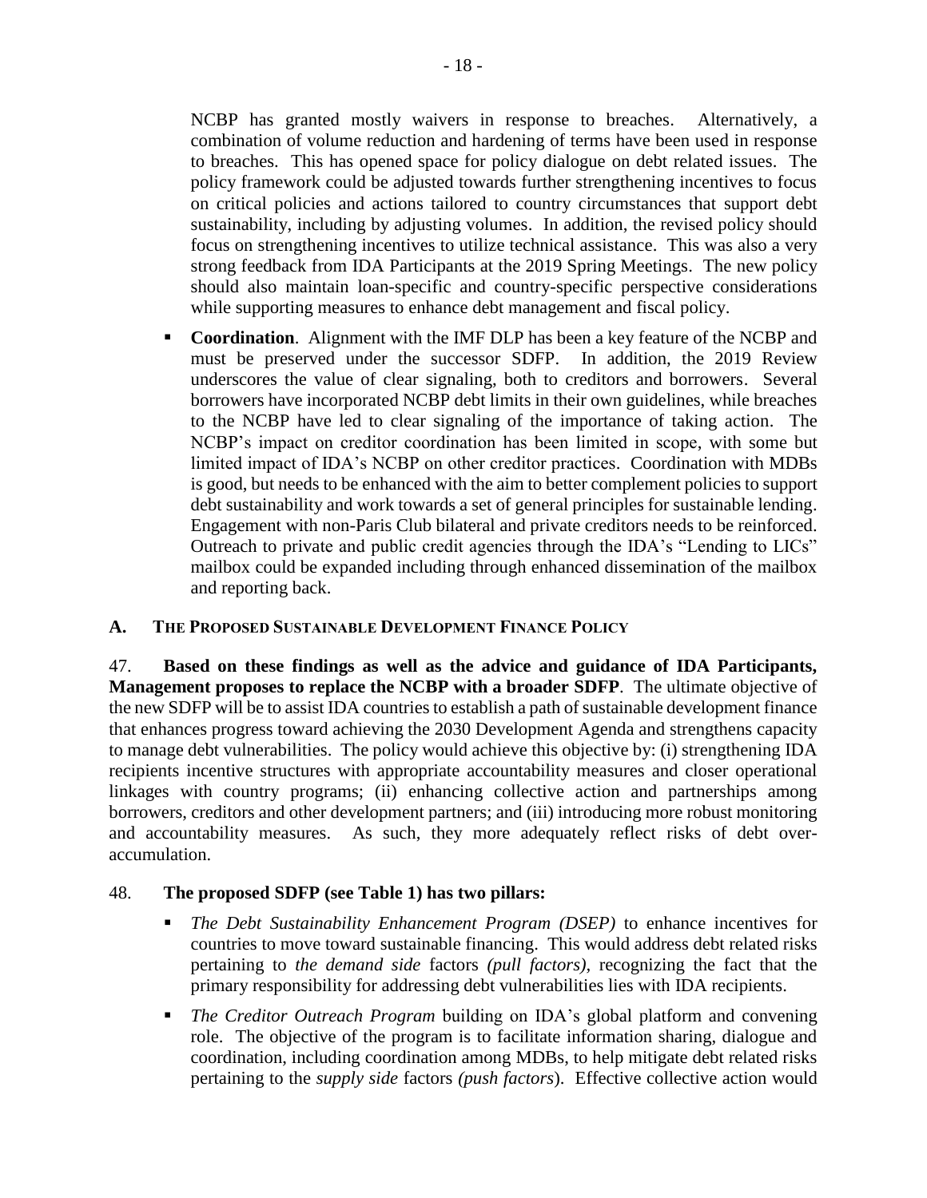NCBP has granted mostly waivers in response to breaches. Alternatively, a combination of volume reduction and hardening of terms have been used in response to breaches. This has opened space for policy dialogue on debt related issues. The policy framework could be adjusted towards further strengthening incentives to focus on critical policies and actions tailored to country circumstances that support debt sustainability, including by adjusting volumes. In addition, the revised policy should focus on strengthening incentives to utilize technical assistance. This was also a very strong feedback from IDA Participants at the 2019 Spring Meetings. The new policy should also maintain loan-specific and country-specific perspective considerations while supporting measures to enhance debt management and fiscal policy.

- **Coordination**. Alignment with the IMF DLP has been a key feature of the NCBP and must be preserved under the successor SDFP. In addition, the 2019 Review underscores the value of clear signaling, both to creditors and borrowers. Several borrowers have incorporated NCBP debt limits in their own guidelines, while breaches to the NCBP have led to clear signaling of the importance of taking action. The NCBP's impact on creditor coordination has been limited in scope, with some but limited impact of IDA's NCBP on other creditor practices. Coordination with MDBs is good, but needs to be enhanced with the aim to better complement policies to support debt sustainability and work towards a set of general principles for sustainable lending. Engagement with non-Paris Club bilateral and private creditors needs to be reinforced. Outreach to private and public credit agencies through the IDA's "Lending to LICs" mailbox could be expanded including through enhanced dissemination of the mailbox and reporting back.

## A. The Proposed Sustainable Development Finance Policy

47. **Based on these findings as well as the advice and guidance of IDA Participants, Management proposes to replace the NCBP with a broader SDFP**. The ultimate objective of the new SDFP will be to assist IDA countries to establish a path of sustainable development finance that enhances progress toward achieving the 2030 Development Agenda and strengthens capacity to manage debt vulnerabilities. The policy would achieve this objective by: (i) strengthening IDA recipients incentive structures with appropriate accountability measures and closer operational linkages with country programs; (ii) enhancing collective action and partnerships among borrowers, creditors and other development partners; and (iii) introducing more robust monitoring and accountability measures. As such, they more adequately reflect risks of debt over-accumulation.

48. **The proposed SDFP (see Table 1) has two pillars:**

- *The Debt Sustainability Enhancement Program (DSEP)* to enhance incentives for countries to move toward sustainable financing. This would address debt related risks pertaining to *the demand side* factors *(pull factors),* recognizing the fact that the primary responsibility for addressing debt vulnerabilities lies with IDA recipients.
- *The Creditor Outreach Program* building on IDA's global platform and convening role. The objective of the program is to facilitate information sharing, dialogue and coordination, including coordination among MDBs, to help mitigate debt related risks pertaining to the *supply side* factors *(push factors*). Effective collective action would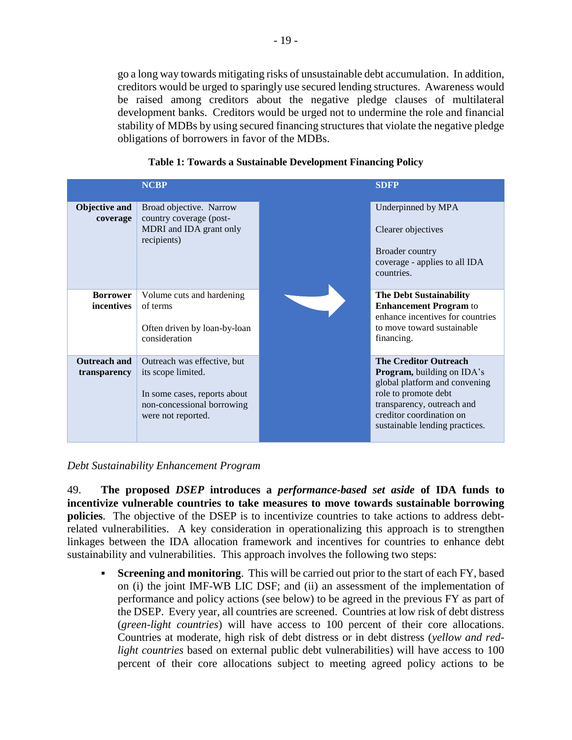go a long way towards mitigating risks of unsustainable debt accumulation. In addition, creditors would be urged to sparingly use secured lending structures. Awareness would be raised among creditors about the negative pledge clauses of multilateral development banks. Creditors would be urged not to undermine the role and financial stability of MDBs by using secured financing structures that violate the negative pledge obligations of borrowers in favor of the MDBs.

**Table 1: Towards a Sustainable Development Financing Policy**

| | NCBP | SDFP |
|---|---|---|
| **Objective and coverage** | Broad objective. Narrow country coverage (post-MDRI and IDA grant only recipients) | Underpinned by MPA<br><br>Clearer objectives<br><br>Broader country coverage - applies to all IDA countries. |
| **Borrower incentives** | Volume cuts and hardening of terms<br><br>Often driven by loan-by-loan consideration | **The Debt Sustainability Enhancement Program** to enhance incentives for countries to move toward sustainable financing. |
| **Outreach and transparency** | Outreach was effective, but its scope limited.<br><br>In some cases, reports about non-concessional borrowing were not reported. | **The Creditor Outreach Program,** building on IDA's global platform and convening role to promote debt transparency, outreach and creditor coordination on sustainable lending practices. |

*Debt Sustainability Enhancement Program*

49. **The proposed *DSEP* introduces a *performance-based set aside* of IDA funds to incentivize vulnerable countries to take measures to move towards sustainable borrowing policies**. The objective of the DSEP is to incentivize countries to take actions to address debt-related vulnerabilities. A key consideration in operationalizing this approach is to strengthen linkages between the IDA allocation framework and incentives for countries to enhance debt sustainability and vulnerabilities. This approach involves the following two steps:

- **Screening and monitoring**. This will be carried out prior to the start of each FY, based on (i) the joint IMF-WB LIC DSF; and (ii) an assessment of the implementation of performance and policy actions (see below) to be agreed in the previous FY as part of the DSEP. Every year, all countries are screened. Countries at low risk of debt distress (*green-light countries*) will have access to 100 percent of their core allocations. Countries at moderate, high risk of debt distress or in debt distress (*yellow and red-light countries* based on external public debt vulnerabilities) will have access to 100 percent of their core allocations subject to meeting agreed policy actions to be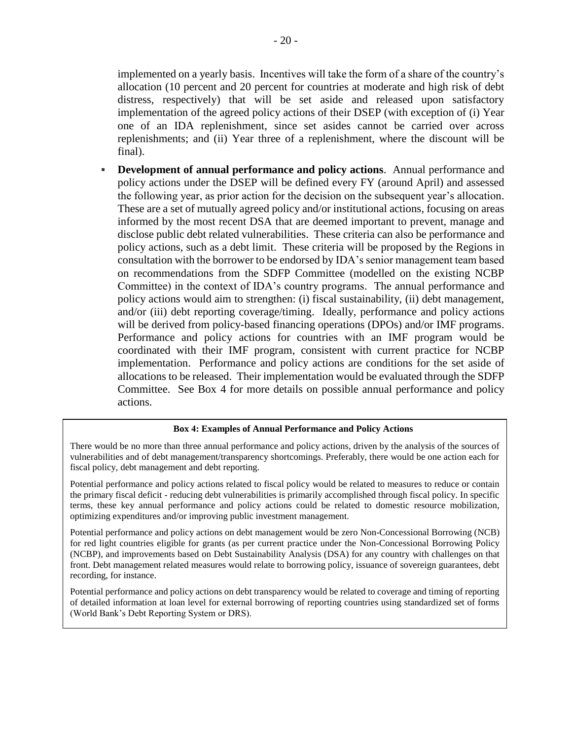implemented on a yearly basis. Incentives will take the form of a share of the country's allocation (10 percent and 20 percent for countries at moderate and high risk of debt distress, respectively) that will be set aside and released upon satisfactory implementation of the agreed policy actions of their DSEP (with exception of (i) Year one of an IDA replenishment, since set asides cannot be carried over across replenishments; and (ii) Year three of a replenishment, where the discount will be final).

- **Development of annual performance and policy actions**. Annual performance and policy actions under the DSEP will be defined every FY (around April) and assessed the following year, as prior action for the decision on the subsequent year's allocation. These are a set of mutually agreed policy and/or institutional actions, focusing on areas informed by the most recent DSA that are deemed important to prevent, manage and disclose public debt related vulnerabilities. These criteria can also be performance and policy actions, such as a debt limit. These criteria will be proposed by the Regions in consultation with the borrower to be endorsed by IDA's senior management team based on recommendations from the SDFP Committee (modelled on the existing NCBP Committee) in the context of IDA's country programs. The annual performance and policy actions would aim to strengthen: (i) fiscal sustainability, (ii) debt management, and/or (iii) debt reporting coverage/timing. Ideally, performance and policy actions will be derived from policy-based financing operations (DPOs) and/or IMF programs. Performance and policy actions for countries with an IMF program would be coordinated with their IMF program, consistent with current practice for NCBP implementation. Performance and policy actions are conditions for the set aside of allocations to be released. Their implementation would be evaluated through the SDFP Committee. See Box 4 for more details on possible annual performance and policy actions.

**Box 4: Examples of Annual Performance and Policy Actions**

There would be no more than three annual performance and policy actions, driven by the analysis of the sources of vulnerabilities and of debt management/transparency shortcomings. Preferably, there would be one action each for fiscal policy, debt management and debt reporting.

Potential performance and policy actions related to fiscal policy would be related to measures to reduce or contain the primary fiscal deficit - reducing debt vulnerabilities is primarily accomplished through fiscal policy. In specific terms, these key annual performance and policy actions could be related to domestic resource mobilization, optimizing expenditures and/or improving public investment management.

Potential performance and policy actions on debt management would be zero Non-Concessional Borrowing (NCB) for red light countries eligible for grants (as per current practice under the Non-Concessional Borrowing Policy (NCBP), and improvements based on Debt Sustainability Analysis (DSA) for any country with challenges on that front. Debt management related measures would relate to borrowing policy, issuance of sovereign guarantees, debt recording, for instance.

Potential performance and policy actions on debt transparency would be related to coverage and timing of reporting of detailed information at loan level for external borrowing of reporting countries using standardized set of forms (World Bank's Debt Reporting System or DRS).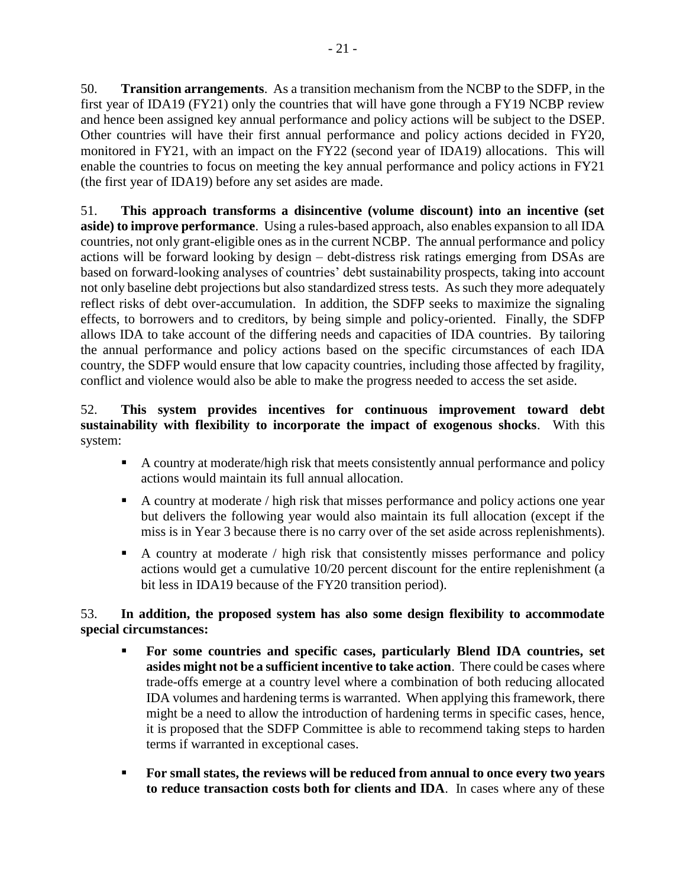50. **Transition arrangements**. As a transition mechanism from the NCBP to the SDFP, in the first year of IDA19 (FY21) only the countries that will have gone through a FY19 NCBP review and hence been assigned key annual performance and policy actions will be subject to the DSEP. Other countries will have their first annual performance and policy actions decided in FY20, monitored in FY21, with an impact on the FY22 (second year of IDA19) allocations. This will enable the countries to focus on meeting the key annual performance and policy actions in FY21 (the first year of IDA19) before any set asides are made.

51. **This approach transforms a disincentive (volume discount) into an incentive (set aside) to improve performance**. Using a rules-based approach, also enables expansion to all IDA countries, not only grant-eligible ones as in the current NCBP. The annual performance and policy actions will be forward looking by design – debt-distress risk ratings emerging from DSAs are based on forward-looking analyses of countries' debt sustainability prospects, taking into account not only baseline debt projections but also standardized stress tests. As such they more adequately reflect risks of debt over-accumulation. In addition, the SDFP seeks to maximize the signaling effects, to borrowers and to creditors, by being simple and policy-oriented. Finally, the SDFP allows IDA to take account of the differing needs and capacities of IDA countries. By tailoring the annual performance and policy actions based on the specific circumstances of each IDA country, the SDFP would ensure that low capacity countries, including those affected by fragility, conflict and violence would also be able to make the progress needed to access the set aside.

52. **This system provides incentives for continuous improvement toward debt sustainability with flexibility to incorporate the impact of exogenous shocks**. With this system:

- A country at moderate/high risk that meets consistently annual performance and policy actions would maintain its full annual allocation.
- A country at moderate / high risk that misses performance and policy actions one year but delivers the following year would also maintain its full allocation (except if the miss is in Year 3 because there is no carry over of the set aside across replenishments).
- A country at moderate / high risk that consistently misses performance and policy actions would get a cumulative 10/20 percent discount for the entire replenishment (a bit less in IDA19 because of the FY20 transition period).

53. **In addition, the proposed system has also some design flexibility to accommodate special circumstances:**

- **For some countries and specific cases, particularly Blend IDA countries, set asides might not be a sufficient incentive to take action**. There could be cases where trade-offs emerge at a country level where a combination of both reducing allocated IDA volumes and hardening terms is warranted. When applying this framework, there might be a need to allow the introduction of hardening terms in specific cases, hence, it is proposed that the SDFP Committee is able to recommend taking steps to harden terms if warranted in exceptional cases.
- **For small states, the reviews will be reduced from annual to once every two years to reduce transaction costs both for clients and IDA**. In cases where any of these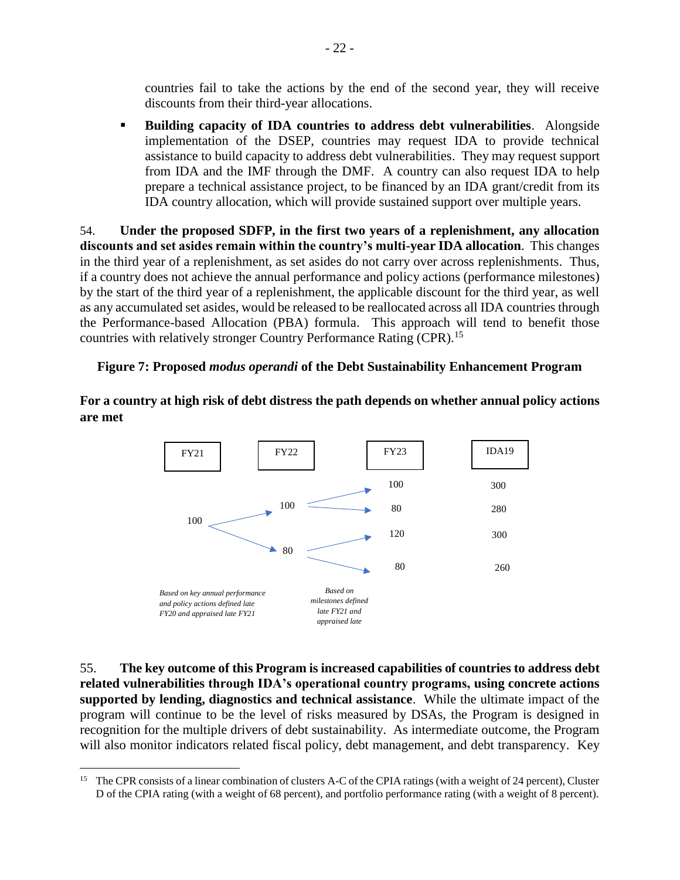countries fail to take the actions by the end of the second year, they will receive discounts from their third-year allocations.

- **Building capacity of IDA countries to address debt vulnerabilities**. Alongside implementation of the DSEP, countries may request IDA to provide technical assistance to build capacity to address debt vulnerabilities. They may request support from IDA and the IMF through the DMF. A country can also request IDA to help prepare a technical assistance project, to be financed by an IDA grant/credit from its IDA country allocation, which will provide sustained support over multiple years.

54. **Under the proposed SDFP, in the first two years of a replenishment, any allocation discounts and set asides remain within the country's multi-year IDA allocation**. This changes in the third year of a replenishment, as set asides do not carry over across replenishments. Thus, if a country does not achieve the annual performance and policy actions (performance milestones) by the start of the third year of a replenishment, the applicable discount for the third year, as well as any accumulated set asides, would be released to be reallocated across all IDA countries through the Performance-based Allocation (PBA) formula. This approach will tend to benefit those countries with relatively stronger Country Performance Rating (CPR).[15]

**Figure 7: Proposed *modus operandi* of the Debt Sustainability Enhancement Program**

**For a country at high risk of debt distress the path depends on whether annual policy actions are met**

| FY21 | FY22 | FY23 | IDA19 |
|---|---|---|---|
| 100 | 100 | 100 | 300 |
| | | 80 | 280 |
| | 80 | 120 | 300 |
| | | 80 | 260 |

*Based on key annual performance and policy actions defined late FY20 and appraised late FY21*

*Based on milestones defined late FY21 and appraised late*

55. **The key outcome of this Program is increased capabilities of countries to address debt related vulnerabilities through IDA's operational country programs, using concrete actions supported by lending, diagnostics and technical assistance**. While the ultimate impact of the program will continue to be the level of risks measured by DSAs, the Program is designed in recognition for the multiple drivers of debt sustainability. As intermediate outcome, the Program will also monitor indicators related fiscal policy, debt management, and debt transparency. Key

[15] The CPR consists of a linear combination of clusters A-C of the CPIA ratings (with a weight of 24 percent), Cluster D of the CPIA rating (with a weight of 68 percent), and portfolio performance rating (with a weight of 8 percent).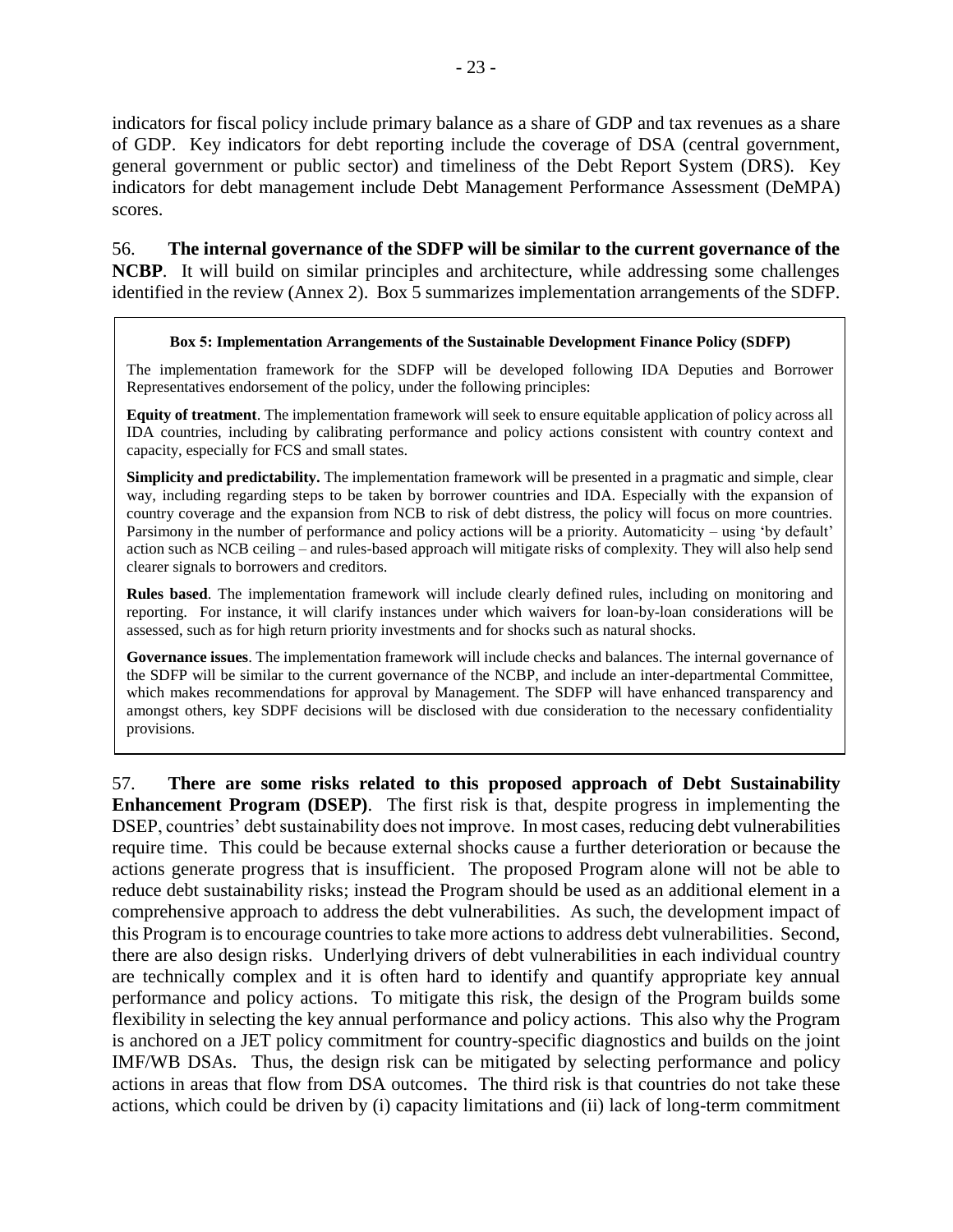indicators for fiscal policy include primary balance as a share of GDP and tax revenues as a share of GDP. Key indicators for debt reporting include the coverage of DSA (central government, general government or public sector) and timeliness of the Debt Report System (DRS). Key indicators for debt management include Debt Management Performance Assessment (DeMPA) scores.

56. **The internal governance of the SDFP will be similar to the current governance of the NCBP**. It will build on similar principles and architecture, while addressing some challenges identified in the review (Annex 2). Box 5 summarizes implementation arrangements of the SDFP.

> **Box 5: Implementation Arrangements of the Sustainable Development Finance Policy (SDFP)**
>
> The implementation framework for the SDFP will be developed following IDA Deputies and Borrower Representatives endorsement of the policy, under the following principles:
>
> **Equity of treatment**. The implementation framework will seek to ensure equitable application of policy across all IDA countries, including by calibrating performance and policy actions consistent with country context and capacity, especially for FCS and small states.
>
> **Simplicity and predictability.** The implementation framework will be presented in a pragmatic and simple, clear way, including regarding steps to be taken by borrower countries and IDA. Especially with the expansion of country coverage and the expansion from NCB to risk of debt distress, the policy will focus on more countries. Parsimony in the number of performance and policy actions will be a priority. Automaticity – using 'by default' action such as NCB ceiling – and rules-based approach will mitigate risks of complexity. They will also help send clearer signals to borrowers and creditors.
>
> **Rules based**. The implementation framework will include clearly defined rules, including on monitoring and reporting. For instance, it will clarify instances under which waivers for loan-by-loan considerations will be assessed, such as for high return priority investments and for shocks such as natural shocks.
>
> **Governance issues**. The implementation framework will include checks and balances. The internal governance of the SDFP will be similar to the current governance of the NCBP, and include an inter-departmental Committee, which makes recommendations for approval by Management. The SDFP will have enhanced transparency and amongst others, key SDPF decisions will be disclosed with due consideration to the necessary confidentiality provisions.

57. **There are some risks related to this proposed approach of Debt Sustainability Enhancement Program (DSEP)**. The first risk is that, despite progress in implementing the DSEP, countries' debt sustainability does not improve. In most cases, reducing debt vulnerabilities require time. This could be because external shocks cause a further deterioration or because the actions generate progress that is insufficient. The proposed Program alone will not be able to reduce debt sustainability risks; instead the Program should be used as an additional element in a comprehensive approach to address the debt vulnerabilities. As such, the development impact of this Program is to encourage countries to take more actions to address debt vulnerabilities. Second, there are also design risks. Underlying drivers of debt vulnerabilities in each individual country are technically complex and it is often hard to identify and quantify appropriate key annual performance and policy actions. To mitigate this risk, the design of the Program builds some flexibility in selecting the key annual performance and policy actions. This also why the Program is anchored on a JET policy commitment for country-specific diagnostics and builds on the joint IMF/WB DSAs. Thus, the design risk can be mitigated by selecting performance and policy actions in areas that flow from DSA outcomes. The third risk is that countries do not take these actions, which could be driven by (i) capacity limitations and (ii) lack of long-term commitment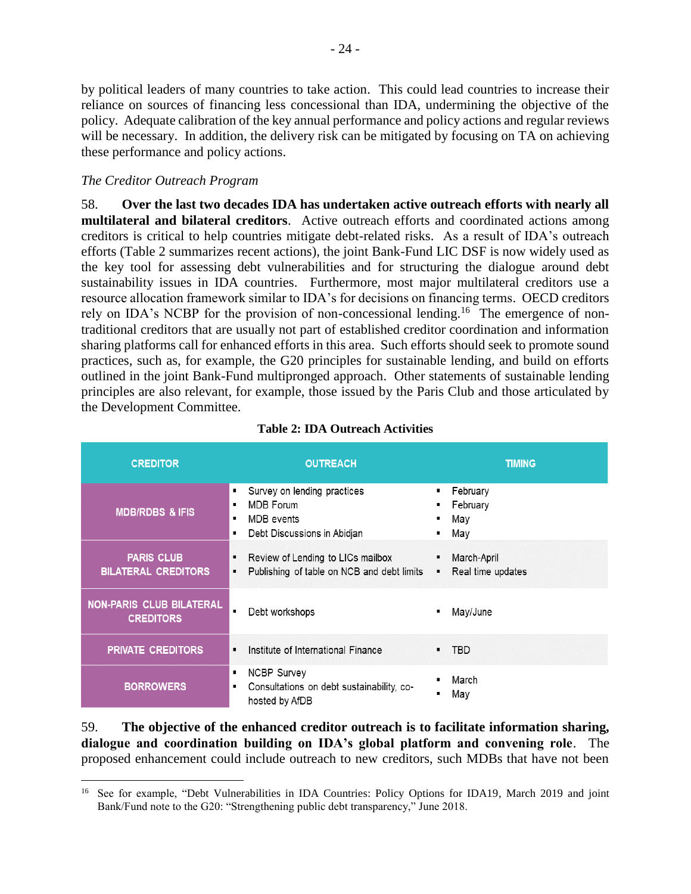by political leaders of many countries to take action. This could lead countries to increase their reliance on sources of financing less concessional than IDA, undermining the objective of the policy. Adequate calibration of the key annual performance and policy actions and regular reviews will be necessary. In addition, the delivery risk can be mitigated by focusing on TA on achieving these performance and policy actions.

*The Creditor Outreach Program*

58. **Over the last two decades IDA has undertaken active outreach efforts with nearly all multilateral and bilateral creditors**. Active outreach efforts and coordinated actions among creditors is critical to help countries mitigate debt-related risks. As a result of IDA's outreach efforts (Table 2 summarizes recent actions), the joint Bank-Fund LIC DSF is now widely used as the key tool for assessing debt vulnerabilities and for structuring the dialogue around debt sustainability issues in IDA countries. Furthermore, most major multilateral creditors use a resource allocation framework similar to IDA's for decisions on financing terms. OECD creditors rely on IDA's NCBP for the provision of non-concessional lending.[16] The emergence of non-traditional creditors that are usually not part of established creditor coordination and information sharing platforms call for enhanced efforts in this area. Such efforts should seek to promote sound practices, such as, for example, the G20 principles for sustainable lending, and build on efforts outlined in the joint Bank-Fund multipronged approach. Other statements of sustainable lending principles are also relevant, for example, those issued by the Paris Club and those articulated by the Development Committee.

**Table 2: IDA Outreach Activities**

| CREDITOR | OUTREACH | TIMING |
|---|---|---|
| MDB/RDBS & IFIS | ▪ Survey on lending practices<br>▪ MDB Forum<br>▪ MDB events<br>▪ Debt Discussions in Abidjan | ▪ February<br>▪ February<br>▪ May<br>▪ May |
| PARIS CLUB BILATERAL CREDITORS | ▪ Review of Lending to LICs mailbox<br>▪ Publishing of table on NCB and debt limits | ▪ March-April<br>▪ Real time updates |
| NON-PARIS CLUB BILATERAL CREDITORS | ▪ Debt workshops | ▪ May/June |
| PRIVATE CREDITORS | ▪ Institute of International Finance | ▪ TBD |
| BORROWERS | ▪ NCBP Survey<br>▪ Consultations on debt sustainability, co-hosted by AfDB | ▪ March<br>▪ May |

59. **The objective of the enhanced creditor outreach is to facilitate information sharing, dialogue and coordination building on IDA's global platform and convening role**. The proposed enhancement could include outreach to new creditors, such MDBs that have not been

[16] See for example, "Debt Vulnerabilities in IDA Countries: Policy Options for IDA19, March 2019 and joint Bank/Fund note to the G20: "Strengthening public debt transparency," June 2018.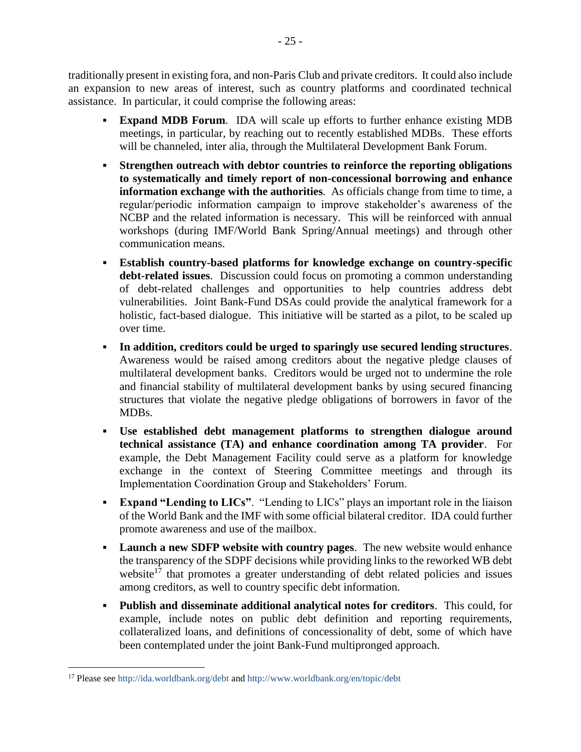traditionally present in existing fora, and non-Paris Club and private creditors. It could also include an expansion to new areas of interest, such as country platforms and coordinated technical assistance. In particular, it could comprise the following areas:

- **Expand MDB Forum**. IDA will scale up efforts to further enhance existing MDB meetings, in particular, by reaching out to recently established MDBs. These efforts will be channeled, inter alia, through the Multilateral Development Bank Forum.
- **Strengthen outreach with debtor countries to reinforce the reporting obligations to systematically and timely report of non-concessional borrowing and enhance information exchange with the authorities**. As officials change from time to time, a regular/periodic information campaign to improve stakeholder's awareness of the NCBP and the related information is necessary. This will be reinforced with annual workshops (during IMF/World Bank Spring/Annual meetings) and through other communication means.
- **Establish country-based platforms for knowledge exchange on country-specific debt-related issues**. Discussion could focus on promoting a common understanding of debt-related challenges and opportunities to help countries address debt vulnerabilities. Joint Bank-Fund DSAs could provide the analytical framework for a holistic, fact-based dialogue. This initiative will be started as a pilot, to be scaled up over time.
- **In addition, creditors could be urged to sparingly use secured lending structures**. Awareness would be raised among creditors about the negative pledge clauses of multilateral development banks. Creditors would be urged not to undermine the role and financial stability of multilateral development banks by using secured financing structures that violate the negative pledge obligations of borrowers in favor of the MDBs.
- **Use established debt management platforms to strengthen dialogue around technical assistance (TA) and enhance coordination among TA provider**. For example, the Debt Management Facility could serve as a platform for knowledge exchange in the context of Steering Committee meetings and through its Implementation Coordination Group and Stakeholders' Forum.
- **Expand "Lending to LICs"**. "Lending to LICs" plays an important role in the liaison of the World Bank and the IMF with some official bilateral creditor. IDA could further promote awareness and use of the mailbox.
- **Launch a new SDFP website with country pages**. The new website would enhance the transparency of the SDPF decisions while providing links to the reworked WB debt website[17] that promotes a greater understanding of debt related policies and issues among creditors, as well to country specific debt information.
- **Publish and disseminate additional analytical notes for creditors**. This could, for example, include notes on public debt definition and reporting requirements, collateralized loans, and definitions of concessionality of debt, some of which have been contemplated under the joint Bank-Fund multipronged approach.

[17] Please see http://ida.worldbank.org/debt and http://www.worldbank.org/en/topic/debt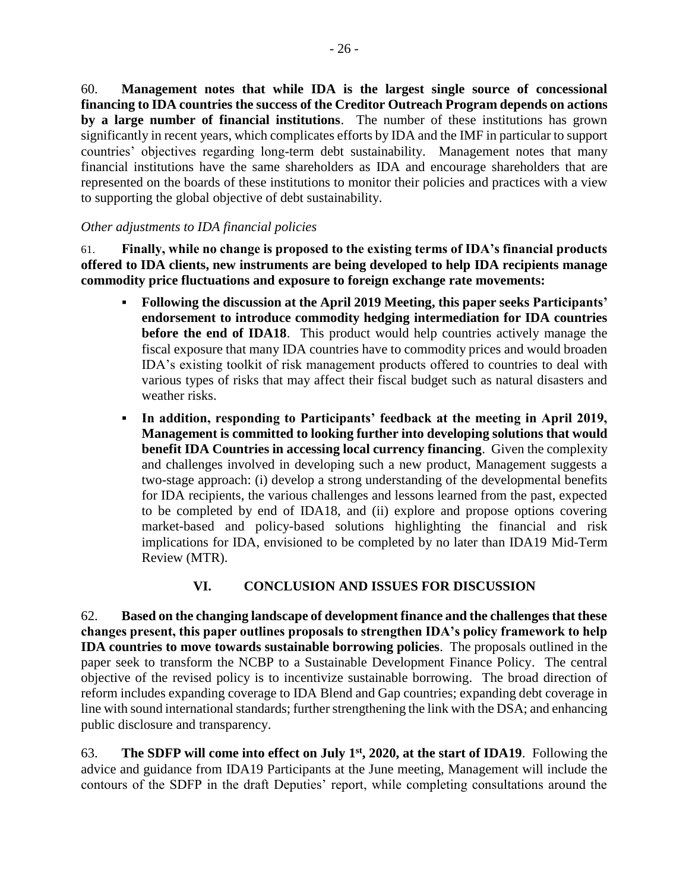60. **Management notes that while IDA is the largest single source of concessional financing to IDA countries the success of the Creditor Outreach Program depends on actions by a large number of financial institutions**. The number of these institutions has grown significantly in recent years, which complicates efforts by IDA and the IMF in particular to support countries' objectives regarding long-term debt sustainability. Management notes that many financial institutions have the same shareholders as IDA and encourage shareholders that are represented on the boards of these institutions to monitor their policies and practices with a view to supporting the global objective of debt sustainability.

*Other adjustments to IDA financial policies*

61. **Finally, while no change is proposed to the existing terms of IDA's financial products offered to IDA clients, new instruments are being developed to help IDA recipients manage commodity price fluctuations and exposure to foreign exchange rate movements:**

- **Following the discussion at the April 2019 Meeting, this paper seeks Participants' endorsement to introduce commodity hedging intermediation for IDA countries before the end of IDA18**. This product would help countries actively manage the fiscal exposure that many IDA countries have to commodity prices and would broaden IDA's existing toolkit of risk management products offered to countries to deal with various types of risks that may affect their fiscal budget such as natural disasters and weather risks.
- **In addition, responding to Participants' feedback at the meeting in April 2019, Management is committed to looking further into developing solutions that would benefit IDA Countries in accessing local currency financing**. Given the complexity and challenges involved in developing such a new product, Management suggests a two-stage approach: (i) develop a strong understanding of the developmental benefits for IDA recipients, the various challenges and lessons learned from the past, expected to be completed by end of IDA18, and (ii) explore and propose options covering market-based and policy-based solutions highlighting the financial and risk implications for IDA, envisioned to be completed by no later than IDA19 Mid-Term Review (MTR).

## VI. CONCLUSION AND ISSUES FOR DISCUSSION

62. **Based on the changing landscape of development finance and the challenges that these changes present, this paper outlines proposals to strengthen IDA's policy framework to help IDA countries to move towards sustainable borrowing policies**. The proposals outlined in the paper seek to transform the NCBP to a Sustainable Development Finance Policy. The central objective of the revised policy is to incentivize sustainable borrowing. The broad direction of reform includes expanding coverage to IDA Blend and Gap countries; expanding debt coverage in line with sound international standards; further strengthening the link with the DSA; and enhancing public disclosure and transparency.

63. **The SDFP will come into effect on July 1st, 2020, at the start of IDA19**. Following the advice and guidance from IDA19 Participants at the June meeting, Management will include the contours of the SDFP in the draft Deputies' report, while completing consultations around the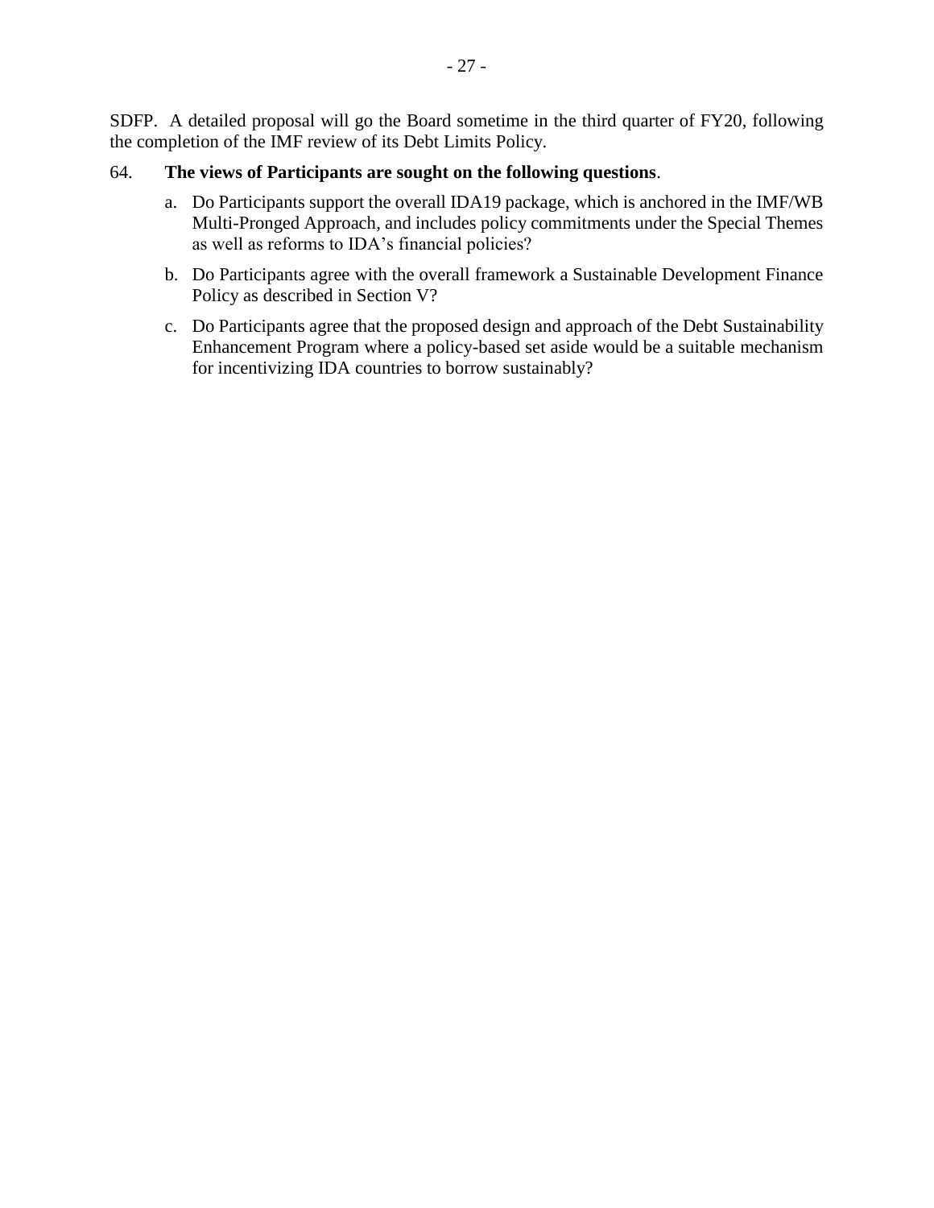SDFP. A detailed proposal will go the Board sometime in the third quarter of FY20, following the completion of the IMF review of its Debt Limits Policy.

64. **The views of Participants are sought on the following questions**.

a. Do Participants support the overall IDA19 package, which is anchored in the IMF/WB Multi-Pronged Approach, and includes policy commitments under the Special Themes as well as reforms to IDA's financial policies?

b. Do Participants agree with the overall framework a Sustainable Development Finance Policy as described in Section V?

c. Do Participants agree that the proposed design and approach of the Debt Sustainability Enhancement Program where a policy-based set aside would be a suitable mechanism for incentivizing IDA countries to borrow sustainably?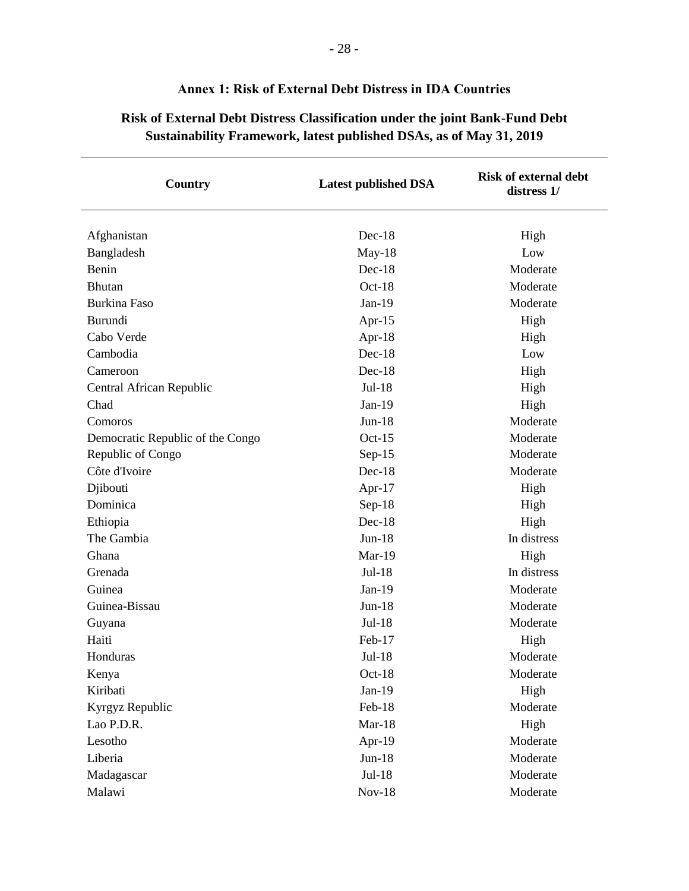## Annex 1: Risk of External Debt Distress in IDA Countries

### Risk of External Debt Distress Classification under the joint Bank-Fund Debt Sustainability Framework, latest published DSAs, as of May 31, 2019

| Country | Latest published DSA | Risk of external debt distress 1/ |
|---|---|---|
| Afghanistan | Dec-18 | High |
| Bangladesh | May-18 | Low |
| Benin | Dec-18 | Moderate |
| Bhutan | Oct-18 | Moderate |
| Burkina Faso | Jan-19 | Moderate |
| Burundi | Apr-15 | High |
| Cabo Verde | Apr-18 | High |
| Cambodia | Dec-18 | Low |
| Cameroon | Dec-18 | High |
| Central African Republic | Jul-18 | High |
| Chad | Jan-19 | High |
| Comoros | Jun-18 | Moderate |
| Democratic Republic of the Congo | Oct-15 | Moderate |
| Republic of Congo | Sep-15 | Moderate |
| Côte d'Ivoire | Dec-18 | Moderate |
| Djibouti | Apr-17 | High |
| Dominica | Sep-18 | High |
| Ethiopia | Dec-18 | High |
| The Gambia | Jun-18 | In distress |
| Ghana | Mar-19 | High |
| Grenada | Jul-18 | In distress |
| Guinea | Jan-19 | Moderate |
| Guinea-Bissau | Jun-18 | Moderate |
| Guyana | Jul-18 | Moderate |
| Haiti | Feb-17 | High |
| Honduras | Jul-18 | Moderate |
| Kenya | Oct-18 | Moderate |
| Kiribati | Jan-19 | High |
| Kyrgyz Republic | Feb-18 | Moderate |
| Lao P.D.R. | Mar-18 | High |
| Lesotho | Apr-19 | Moderate |
| Liberia | Jun-18 | Moderate |
| Madagascar | Jul-18 | Moderate |
| Malawi | Nov-18 | Moderate |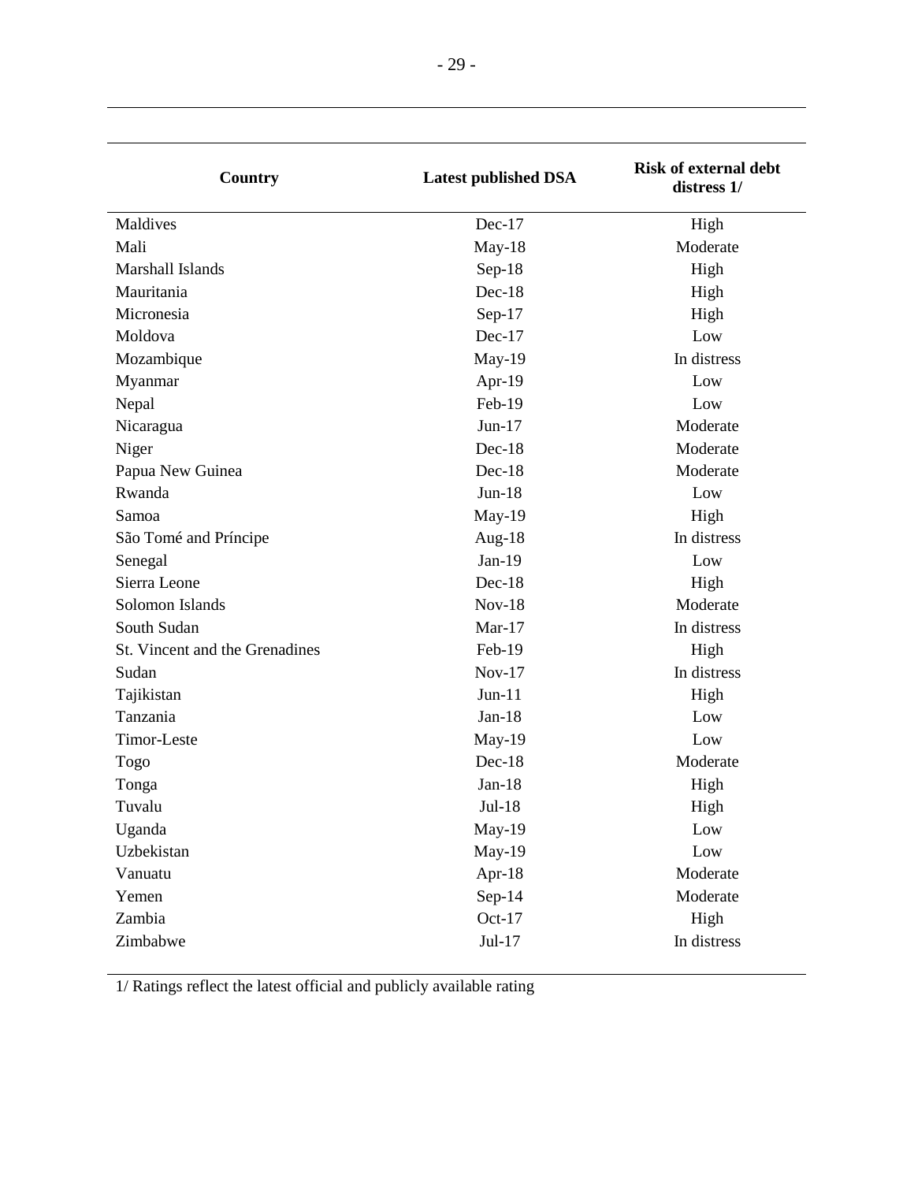| Country | Latest published DSA | Risk of external debt distress 1/ |
| --- | --- | --- |
| Maldives | Dec-17 | High |
| Mali | May-18 | Moderate |
| Marshall Islands | Sep-18 | High |
| Mauritania | Dec-18 | High |
| Micronesia | Sep-17 | High |
| Moldova | Dec-17 | Low |
| Mozambique | May-19 | In distress |
| Myanmar | Apr-19 | Low |
| Nepal | Feb-19 | Low |
| Nicaragua | Jun-17 | Moderate |
| Niger | Dec-18 | Moderate |
| Papua New Guinea | Dec-18 | Moderate |
| Rwanda | Jun-18 | Low |
| Samoa | May-19 | High |
| São Tomé and Príncipe | Aug-18 | In distress |
| Senegal | Jan-19 | Low |
| Sierra Leone | Dec-18 | High |
| Solomon Islands | Nov-18 | Moderate |
| South Sudan | Mar-17 | In distress |
| St. Vincent and the Grenadines | Feb-19 | High |
| Sudan | Nov-17 | In distress |
| Tajikistan | Jun-11 | High |
| Tanzania | Jan-18 | Low |
| Timor-Leste | May-19 | Low |
| Togo | Dec-18 | Moderate |
| Tonga | Jan-18 | High |
| Tuvalu | Jul-18 | High |
| Uganda | May-19 | Low |
| Uzbekistan | May-19 | Low |
| Vanuatu | Apr-18 | Moderate |
| Yemen | Sep-14 | Moderate |
| Zambia | Oct-17 | High |
| Zimbabwe | Jul-17 | In distress |

1/ Ratings reflect the latest official and publicly available rating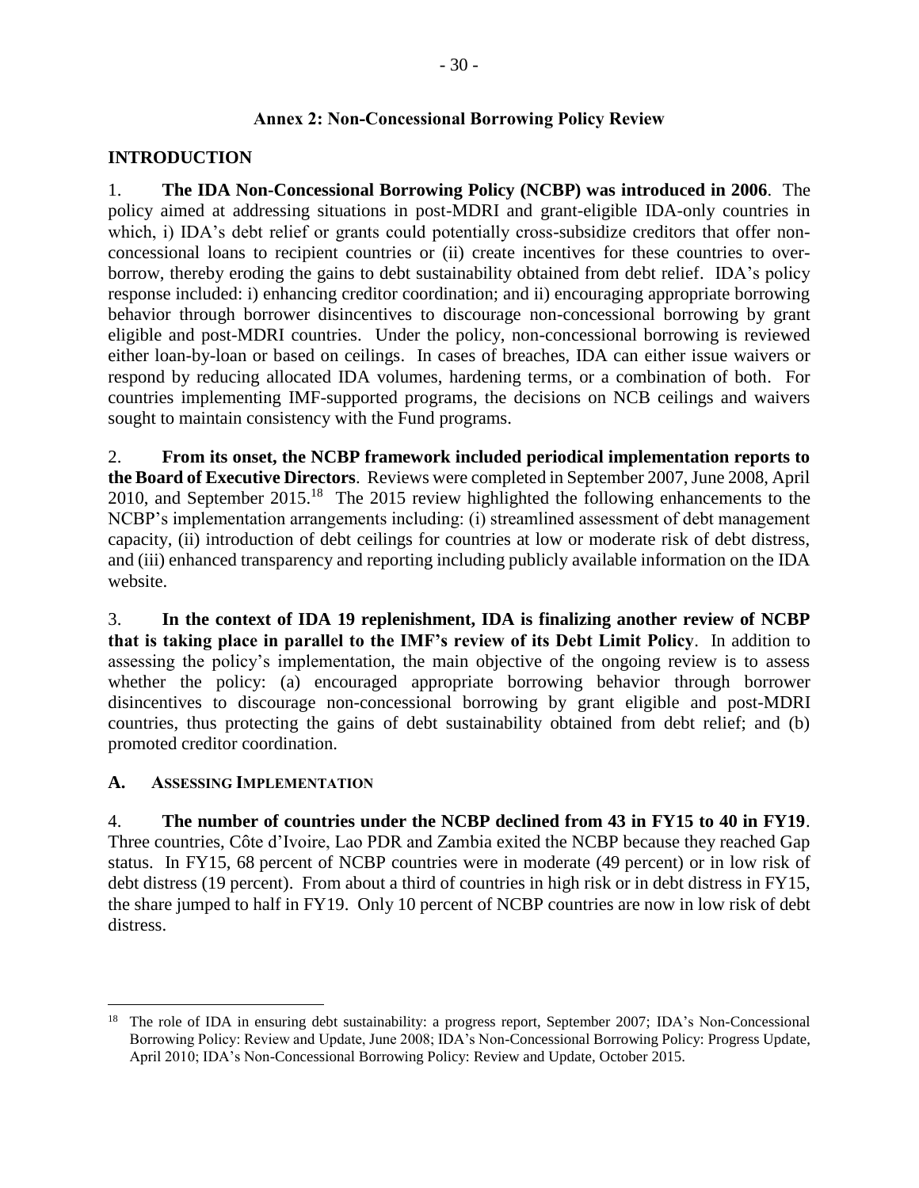## Annex 2: Non-Concessional Borrowing Policy Review

## INTRODUCTION

1. **The IDA Non-Concessional Borrowing Policy (NCBP) was introduced in 2006**. The policy aimed at addressing situations in post-MDRI and grant-eligible IDA-only countries in which, i) IDA's debt relief or grants could potentially cross-subsidize creditors that offer non-concessional loans to recipient countries or (ii) create incentives for these countries to over-borrow, thereby eroding the gains to debt sustainability obtained from debt relief. IDA's policy response included: i) enhancing creditor coordination; and ii) encouraging appropriate borrowing behavior through borrower disincentives to discourage non-concessional borrowing by grant eligible and post-MDRI countries. Under the policy, non-concessional borrowing is reviewed either loan-by-loan or based on ceilings. In cases of breaches, IDA can either issue waivers or respond by reducing allocated IDA volumes, hardening terms, or a combination of both. For countries implementing IMF-supported programs, the decisions on NCB ceilings and waivers sought to maintain consistency with the Fund programs.

2. **From its onset, the NCBP framework included periodical implementation reports to the Board of Executive Directors**. Reviews were completed in September 2007, June 2008, April 2010, and September 2015.[18] The 2015 review highlighted the following enhancements to the NCBP's implementation arrangements including: (i) streamlined assessment of debt management capacity, (ii) introduction of debt ceilings for countries at low or moderate risk of debt distress, and (iii) enhanced transparency and reporting including publicly available information on the IDA website.

3. **In the context of IDA 19 replenishment, IDA is finalizing another review of NCBP that is taking place in parallel to the IMF's review of its Debt Limit Policy**. In addition to assessing the policy's implementation, the main objective of the ongoing review is to assess whether the policy: (a) encouraged appropriate borrowing behavior through borrower disincentives to discourage non-concessional borrowing by grant eligible and post-MDRI countries, thus protecting the gains of debt sustainability obtained from debt relief; and (b) promoted creditor coordination.

### A. Assessing Implementation

4. **The number of countries under the NCBP declined from 43 in FY15 to 40 in FY19**. Three countries, Côte d'Ivoire, Lao PDR and Zambia exited the NCBP because they reached Gap status. In FY15, 68 percent of NCBP countries were in moderate (49 percent) or in low risk of debt distress (19 percent). From about a third of countries in high risk or in debt distress in FY15, the share jumped to half in FY19. Only 10 percent of NCBP countries are now in low risk of debt distress.

---

[18] The role of IDA in ensuring debt sustainability: a progress report, September 2007; IDA's Non-Concessional Borrowing Policy: Review and Update, June 2008; IDA's Non-Concessional Borrowing Policy: Progress Update, April 2010; IDA's Non-Concessional Borrowing Policy: Review and Update, October 2015.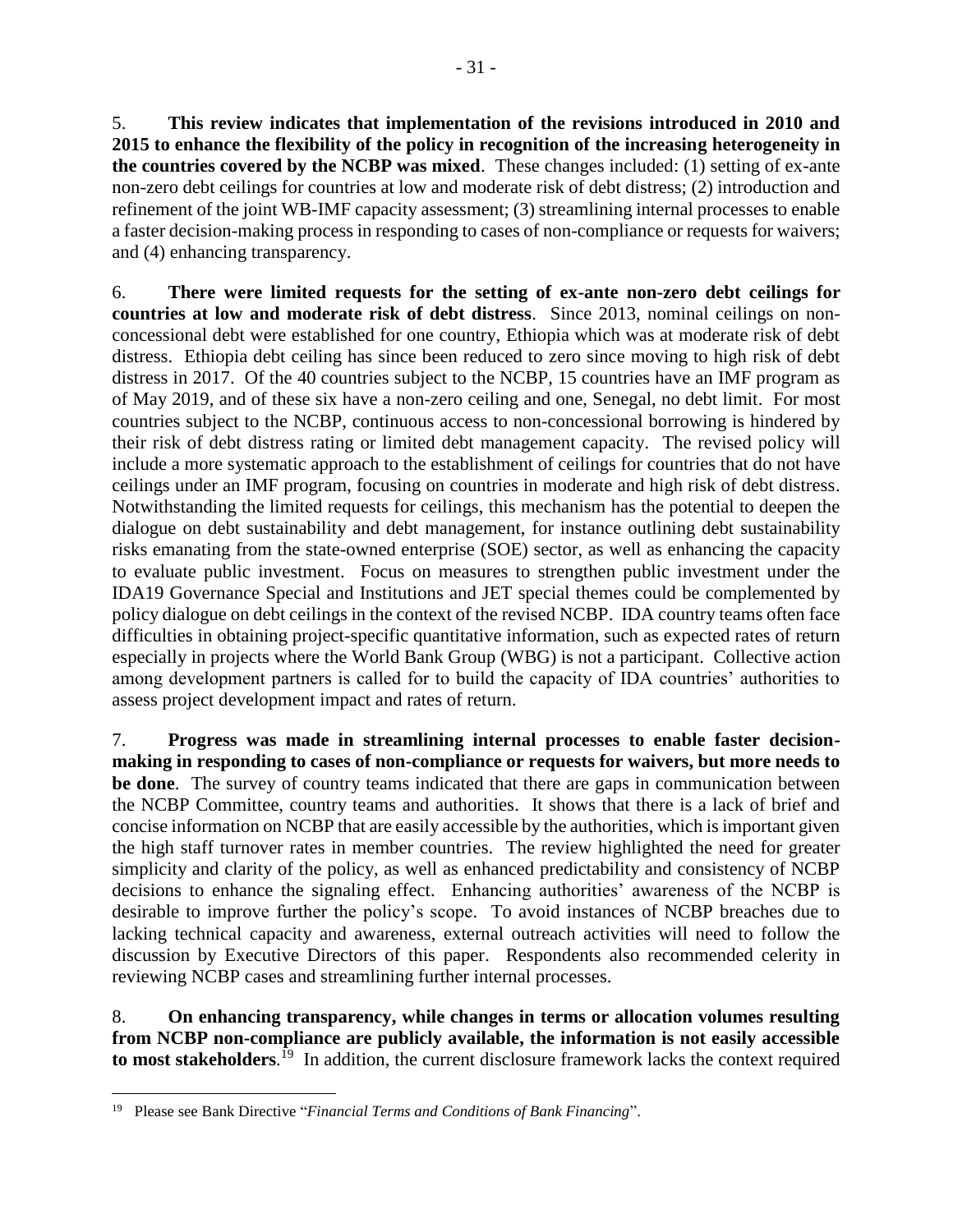5. **This review indicates that implementation of the revisions introduced in 2010 and 2015 to enhance the flexibility of the policy in recognition of the increasing heterogeneity in the countries covered by the NCBP was mixed**. These changes included: (1) setting of ex-ante non-zero debt ceilings for countries at low and moderate risk of debt distress; (2) introduction and refinement of the joint WB-IMF capacity assessment; (3) streamlining internal processes to enable a faster decision-making process in responding to cases of non-compliance or requests for waivers; and (4) enhancing transparency.

6. **There were limited requests for the setting of ex-ante non-zero debt ceilings for countries at low and moderate risk of debt distress**. Since 2013, nominal ceilings on non-concessional debt were established for one country, Ethiopia which was at moderate risk of debt distress. Ethiopia debt ceiling has since been reduced to zero since moving to high risk of debt distress in 2017. Of the 40 countries subject to the NCBP, 15 countries have an IMF program as of May 2019, and of these six have a non-zero ceiling and one, Senegal, no debt limit. For most countries subject to the NCBP, continuous access to non-concessional borrowing is hindered by their risk of debt distress rating or limited debt management capacity. The revised policy will include a more systematic approach to the establishment of ceilings for countries that do not have ceilings under an IMF program, focusing on countries in moderate and high risk of debt distress. Notwithstanding the limited requests for ceilings, this mechanism has the potential to deepen the dialogue on debt sustainability and debt management, for instance outlining debt sustainability risks emanating from the state-owned enterprise (SOE) sector, as well as enhancing the capacity to evaluate public investment. Focus on measures to strengthen public investment under the IDA19 Governance Special and Institutions and JET special themes could be complemented by policy dialogue on debt ceilings in the context of the revised NCBP. IDA country teams often face difficulties in obtaining project-specific quantitative information, such as expected rates of return especially in projects where the World Bank Group (WBG) is not a participant. Collective action among development partners is called for to build the capacity of IDA countries' authorities to assess project development impact and rates of return.

7. **Progress was made in streamlining internal processes to enable faster decision-making in responding to cases of non-compliance or requests for waivers, but more needs to be done**. The survey of country teams indicated that there are gaps in communication between the NCBP Committee, country teams and authorities. It shows that there is a lack of brief and concise information on NCBP that are easily accessible by the authorities, which is important given the high staff turnover rates in member countries. The review highlighted the need for greater simplicity and clarity of the policy, as well as enhanced predictability and consistency of NCBP decisions to enhance the signaling effect. Enhancing authorities' awareness of the NCBP is desirable to improve further the policy's scope. To avoid instances of NCBP breaches due to lacking technical capacity and awareness, external outreach activities will need to follow the discussion by Executive Directors of this paper. Respondents also recommended celerity in reviewing NCBP cases and streamlining further internal processes.

8. **On enhancing transparency, while changes in terms or allocation volumes resulting from NCBP non-compliance are publicly available, the information is not easily accessible to most stakeholders**.[19] In addition, the current disclosure framework lacks the context required

---

[19] Please see Bank Directive "*Financial Terms and Conditions of Bank Financing*".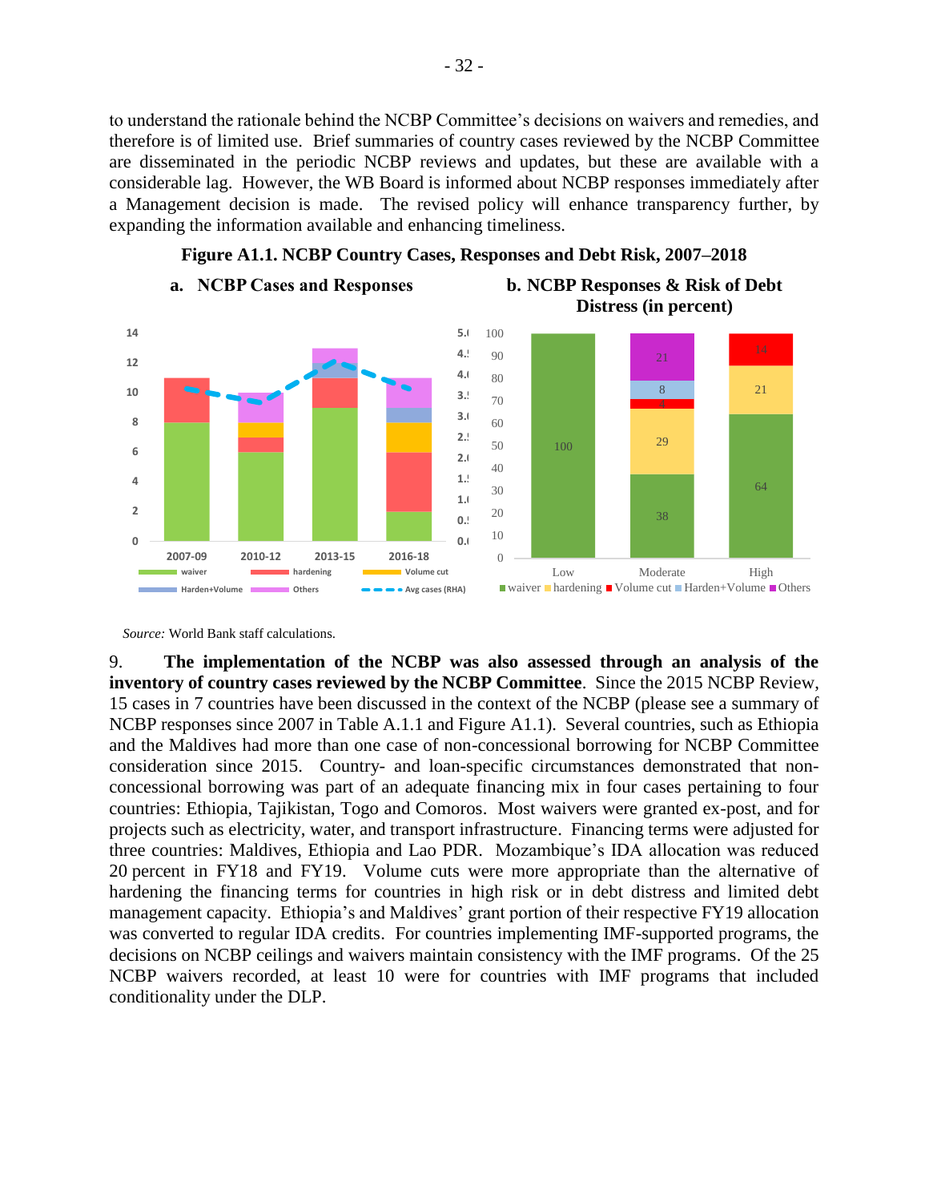to understand the rationale behind the NCBP Committee's decisions on waivers and remedies, and therefore is of limited use. Brief summaries of country cases reviewed by the NCBP Committee are disseminated in the periodic NCBP reviews and updates, but these are available with a considerable lag. However, the WB Board is informed about NCBP responses immediately after a Management decision is made. The revised policy will enhance transparency further, by expanding the information available and enhancing timeliness.

**Figure A1.1. NCBP Country Cases, Responses and Debt Risk, 2007–2018**

**a. NCBP Cases and Responses**

**b. NCBP Responses & Risk of Debt Distress (in percent)**

*Source:* World Bank staff calculations.

9. **The implementation of the NCBP was also assessed through an analysis of the inventory of country cases reviewed by the NCBP Committee**. Since the 2015 NCBP Review, 15 cases in 7 countries have been discussed in the context of the NCBP (please see a summary of NCBP responses since 2007 in Table A.1.1 and Figure A1.1). Several countries, such as Ethiopia and the Maldives had more than one case of non-concessional borrowing for NCBP Committee consideration since 2015. Country- and loan-specific circumstances demonstrated that non-concessional borrowing was part of an adequate financing mix in four cases pertaining to four countries: Ethiopia, Tajikistan, Togo and Comoros. Most waivers were granted ex-post, and for projects such as electricity, water, and transport infrastructure. Financing terms were adjusted for three countries: Maldives, Ethiopia and Lao PDR. Mozambique's IDA allocation was reduced 20 percent in FY18 and FY19. Volume cuts were more appropriate than the alternative of hardening the financing terms for countries in high risk or in debt distress and limited debt management capacity. Ethiopia's and Maldives' grant portion of their respective FY19 allocation was converted to regular IDA credits. For countries implementing IMF-supported programs, the decisions on NCBP ceilings and waivers maintain consistency with the IMF programs. Of the 25 NCBP waivers recorded, at least 10 were for countries with IMF programs that included conditionality under the DLP.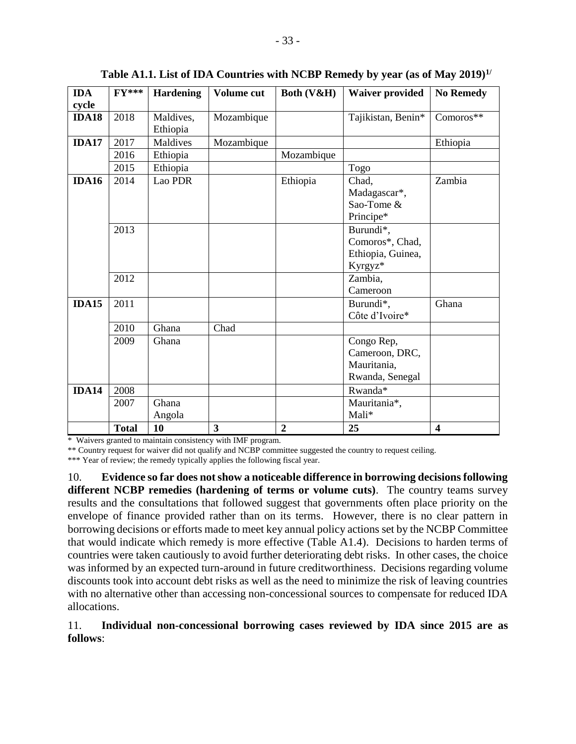**Table A1.1. List of IDA Countries with NCBP Remedy by year (as of May 2019)[1/]**

| IDA cycle | FY*** | Hardening | Volume cut | Both (V&H) | Waiver provided | No Remedy |
|---|---|---|---|---|---|---|
| **IDA18** | 2018 | Maldives, Ethiopia | Mozambique | | Tajikistan, Benin* | Comoros** |
| **IDA17** | 2017 | Maldives | Mozambique | | | Ethiopia |
| | 2016 | Ethiopia | | Mozambique | | |
| | 2015 | Ethiopia | | | Togo | |
| **IDA16** | 2014 | Lao PDR | | Ethiopia | Chad, Madagascar*, Sao-Tome & Principe* | Zambia |
| | 2013 | | | | Burundi*, Comoros*, Chad, Ethiopia, Guinea, Kyrgyz* | |
| | 2012 | | | | Zambia, Cameroon | |
| **IDA15** | 2011 | | | | Burundi*, Côte d'Ivoire* | Ghana |
| | 2010 | Ghana | Chad | | | |
| | 2009 | Ghana | | | Congo Rep, Cameroon, DRC, Mauritania, Rwanda, Senegal | |
| **IDA14** | 2008 | | | | Rwanda* | |
| | 2007 | Ghana Angola | | | Mauritania*, Mali* | |
| | **Total** | **10** | **3** | **2** | **25** | **4** |

\* Waivers granted to maintain consistency with IMF program.

** Country request for waiver did not qualify and NCBP committee suggested the country to request ceiling.

*** Year of review; the remedy typically applies the following fiscal year.

10. **Evidence so far does not show a noticeable difference in borrowing decisions following different NCBP remedies (hardening of terms or volume cuts)**. The country teams survey results and the consultations that followed suggest that governments often place priority on the envelope of finance provided rather than on its terms. However, there is no clear pattern in borrowing decisions or efforts made to meet key annual policy actions set by the NCBP Committee that would indicate which remedy is more effective (Table A1.4). Decisions to harden terms of countries were taken cautiously to avoid further deteriorating debt risks. In other cases, the choice was informed by an expected turn-around in future creditworthiness. Decisions regarding volume discounts took into account debt risks as well as the need to minimize the risk of leaving countries with no alternative other than accessing non-concessional sources to compensate for reduced IDA allocations.

11. **Individual non-concessional borrowing cases reviewed by IDA since 2015 are as follows**: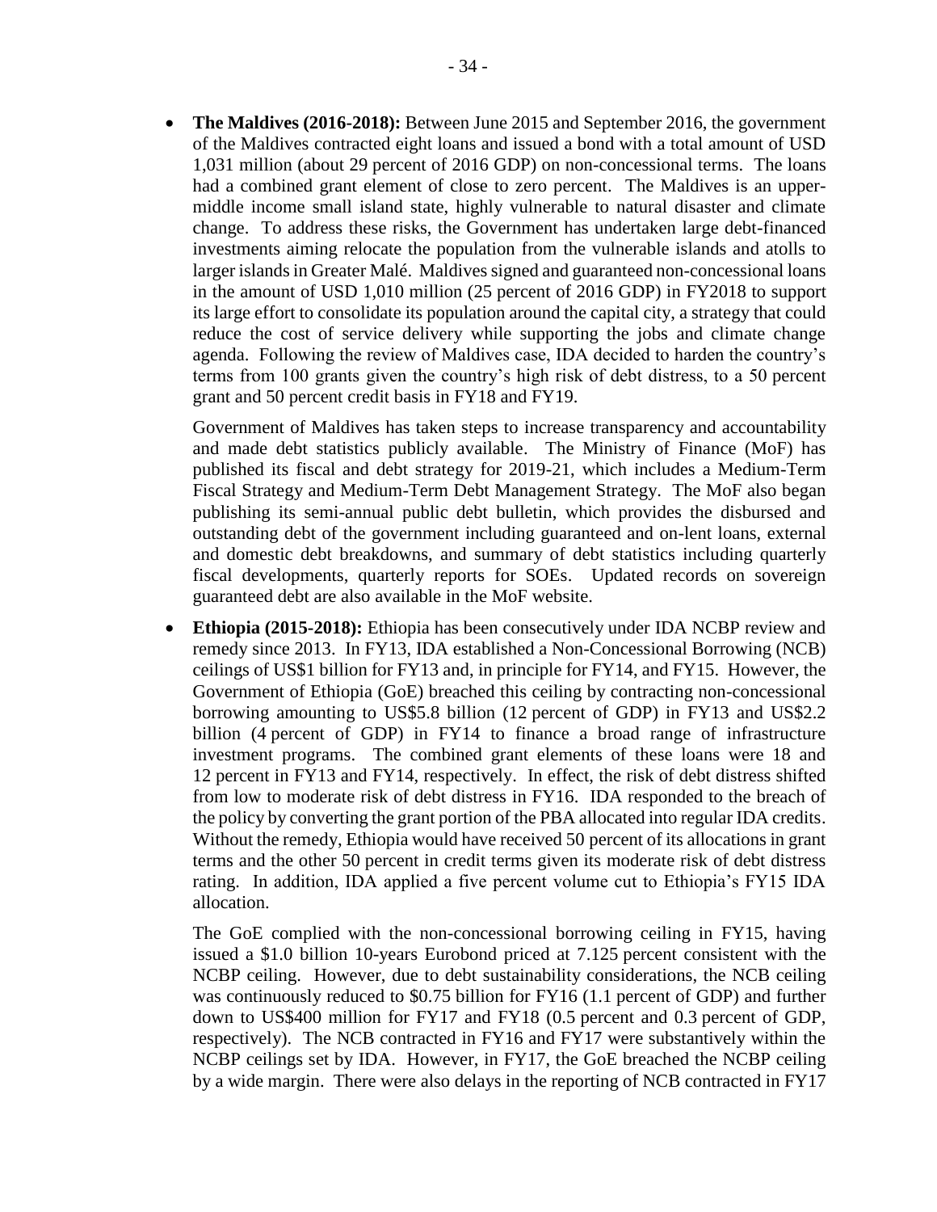- **The Maldives (2016-2018):** Between June 2015 and September 2016, the government of the Maldives contracted eight loans and issued a bond with a total amount of USD 1,031 million (about 29 percent of 2016 GDP) on non-concessional terms. The loans had a combined grant element of close to zero percent. The Maldives is an upper-middle income small island state, highly vulnerable to natural disaster and climate change. To address these risks, the Government has undertaken large debt-financed investments aiming relocate the population from the vulnerable islands and atolls to larger islands in Greater Malé. Maldives signed and guaranteed non-concessional loans in the amount of USD 1,010 million (25 percent of 2016 GDP) in FY2018 to support its large effort to consolidate its population around the capital city, a strategy that could reduce the cost of service delivery while supporting the jobs and climate change agenda. Following the review of Maldives case, IDA decided to harden the country's terms from 100 grants given the country's high risk of debt distress, to a 50 percent grant and 50 percent credit basis in FY18 and FY19.

  Government of Maldives has taken steps to increase transparency and accountability and made debt statistics publicly available. The Ministry of Finance (MoF) has published its fiscal and debt strategy for 2019-21, which includes a Medium-Term Fiscal Strategy and Medium-Term Debt Management Strategy. The MoF also began publishing its semi-annual public debt bulletin, which provides the disbursed and outstanding debt of the government including guaranteed and on-lent loans, external and domestic debt breakdowns, and summary of debt statistics including quarterly fiscal developments, quarterly reports for SOEs. Updated records on sovereign guaranteed debt are also available in the MoF website.

- **Ethiopia (2015-2018):** Ethiopia has been consecutively under IDA NCBP review and remedy since 2013. In FY13, IDA established a Non-Concessional Borrowing (NCB) ceilings of US$1 billion for FY13 and, in principle for FY14, and FY15. However, the Government of Ethiopia (GoE) breached this ceiling by contracting non-concessional borrowing amounting to US$5.8 billion (12 percent of GDP) in FY13 and US$2.2 billion (4 percent of GDP) in FY14 to finance a broad range of infrastructure investment programs. The combined grant elements of these loans were 18 and 12 percent in FY13 and FY14, respectively. In effect, the risk of debt distress shifted from low to moderate risk of debt distress in FY16. IDA responded to the breach of the policy by converting the grant portion of the PBA allocated into regular IDA credits. Without the remedy, Ethiopia would have received 50 percent of its allocations in grant terms and the other 50 percent in credit terms given its moderate risk of debt distress rating. In addition, IDA applied a five percent volume cut to Ethiopia's FY15 IDA allocation.

  The GoE complied with the non-concessional borrowing ceiling in FY15, having issued a $1.0 billion 10-years Eurobond priced at 7.125 percent consistent with the NCBP ceiling. However, due to debt sustainability considerations, the NCB ceiling was continuously reduced to $0.75 billion for FY16 (1.1 percent of GDP) and further down to US$400 million for FY17 and FY18 (0.5 percent and 0.3 percent of GDP, respectively). The NCB contracted in FY16 and FY17 were substantively within the NCBP ceilings set by IDA. However, in FY17, the GoE breached the NCBP ceiling by a wide margin. There were also delays in the reporting of NCB contracted in FY17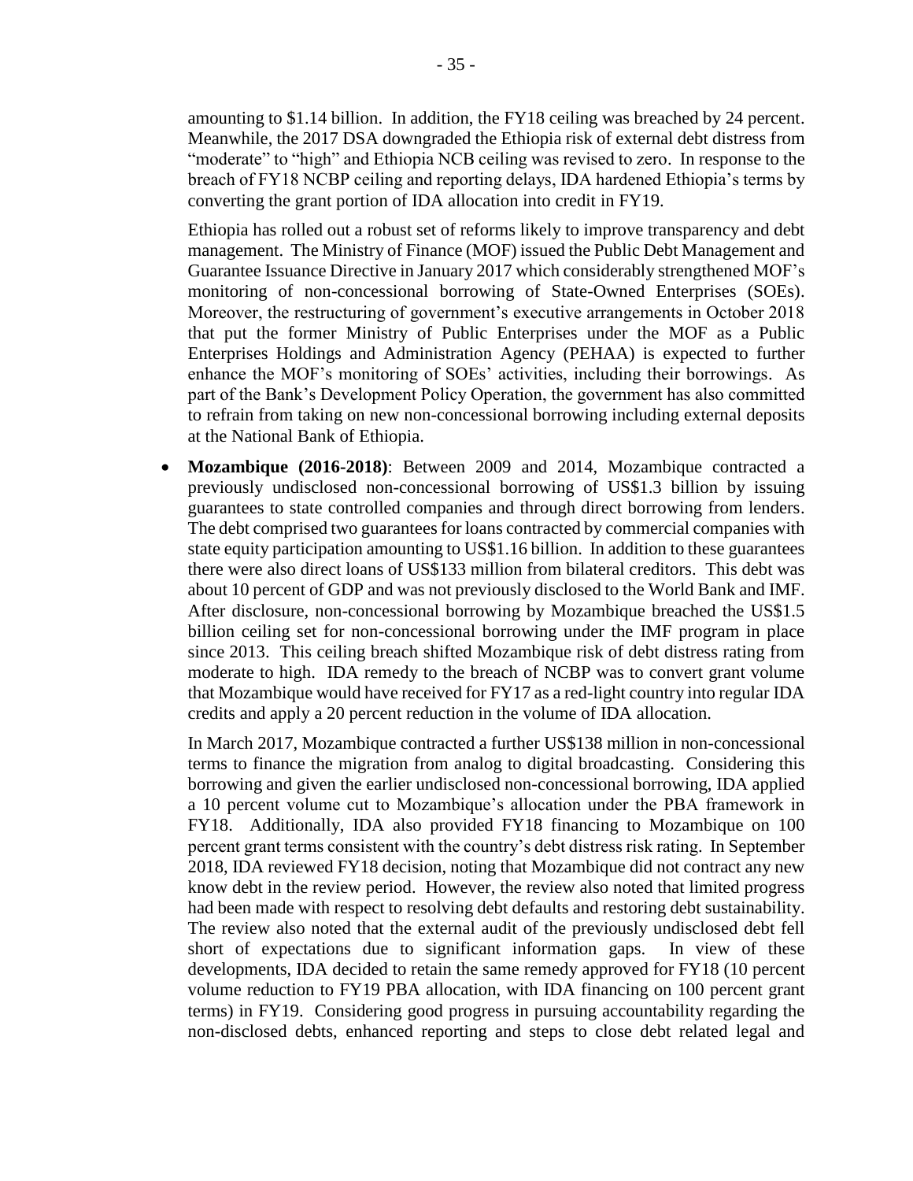amounting to $1.14 billion. In addition, the FY18 ceiling was breached by 24 percent. Meanwhile, the 2017 DSA downgraded the Ethiopia risk of external debt distress from "moderate" to "high" and Ethiopia NCB ceiling was revised to zero. In response to the breach of FY18 NCBP ceiling and reporting delays, IDA hardened Ethiopia's terms by converting the grant portion of IDA allocation into credit in FY19.

Ethiopia has rolled out a robust set of reforms likely to improve transparency and debt management. The Ministry of Finance (MOF) issued the Public Debt Management and Guarantee Issuance Directive in January 2017 which considerably strengthened MOF's monitoring of non-concessional borrowing of State-Owned Enterprises (SOEs). Moreover, the restructuring of government's executive arrangements in October 2018 that put the former Ministry of Public Enterprises under the MOF as a Public Enterprises Holdings and Administration Agency (PEHAA) is expected to further enhance the MOF's monitoring of SOEs' activities, including their borrowings. As part of the Bank's Development Policy Operation, the government has also committed to refrain from taking on new non-concessional borrowing including external deposits at the National Bank of Ethiopia.

- **Mozambique (2016-2018)**: Between 2009 and 2014, Mozambique contracted a previously undisclosed non-concessional borrowing of US$1.3 billion by issuing guarantees to state controlled companies and through direct borrowing from lenders. The debt comprised two guarantees for loans contracted by commercial companies with state equity participation amounting to US$1.16 billion. In addition to these guarantees there were also direct loans of US$133 million from bilateral creditors. This debt was about 10 percent of GDP and was not previously disclosed to the World Bank and IMF. After disclosure, non-concessional borrowing by Mozambique breached the US$1.5 billion ceiling set for non-concessional borrowing under the IMF program in place since 2013. This ceiling breach shifted Mozambique risk of debt distress rating from moderate to high. IDA remedy to the breach of NCBP was to convert grant volume that Mozambique would have received for FY17 as a red-light country into regular IDA credits and apply a 20 percent reduction in the volume of IDA allocation.

  In March 2017, Mozambique contracted a further US$138 million in non-concessional terms to finance the migration from analog to digital broadcasting. Considering this borrowing and given the earlier undisclosed non-concessional borrowing, IDA applied a 10 percent volume cut to Mozambique's allocation under the PBA framework in FY18. Additionally, IDA also provided FY18 financing to Mozambique on 100 percent grant terms consistent with the country's debt distress risk rating. In September 2018, IDA reviewed FY18 decision, noting that Mozambique did not contract any new know debt in the review period. However, the review also noted that limited progress had been made with respect to resolving debt defaults and restoring debt sustainability. The review also noted that the external audit of the previously undisclosed debt fell short of expectations due to significant information gaps. In view of these developments, IDA decided to retain the same remedy approved for FY18 (10 percent volume reduction to FY19 PBA allocation, with IDA financing on 100 percent grant terms) in FY19. Considering good progress in pursuing accountability regarding the non-disclosed debts, enhanced reporting and steps to close debt related legal and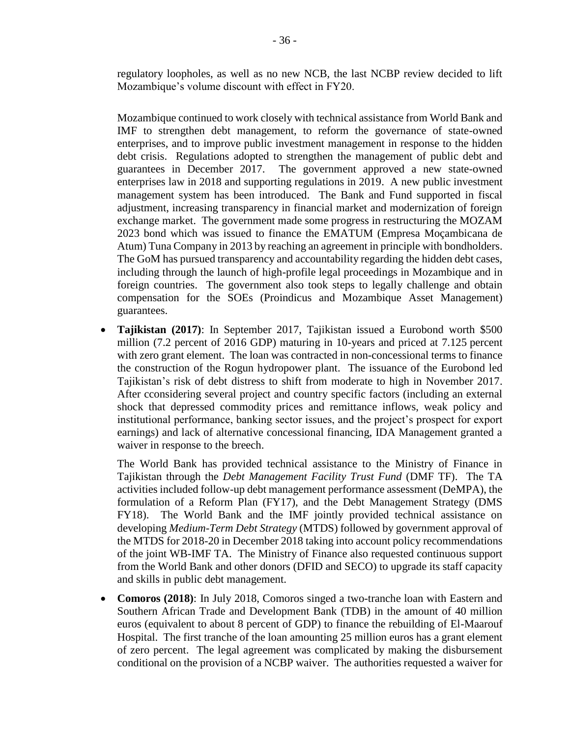regulatory loopholes, as well as no new NCB, the last NCBP review decided to lift Mozambique's volume discount with effect in FY20.

Mozambique continued to work closely with technical assistance from World Bank and IMF to strengthen debt management, to reform the governance of state-owned enterprises, and to improve public investment management in response to the hidden debt crisis. Regulations adopted to strengthen the management of public debt and guarantees in December 2017. The government approved a new state-owned enterprises law in 2018 and supporting regulations in 2019. A new public investment management system has been introduced. The Bank and Fund supported in fiscal adjustment, increasing transparency in financial market and modernization of foreign exchange market. The government made some progress in restructuring the MOZAM 2023 bond which was issued to finance the EMATUM (Empresa Moçambicana de Atum) Tuna Company in 2013 by reaching an agreement in principle with bondholders. The GoM has pursued transparency and accountability regarding the hidden debt cases, including through the launch of high-profile legal proceedings in Mozambique and in foreign countries. The government also took steps to legally challenge and obtain compensation for the SOEs (Proindicus and Mozambique Asset Management) guarantees.

- **Tajikistan (2017)**: In September 2017, Tajikistan issued a Eurobond worth $500 million (7.2 percent of 2016 GDP) maturing in 10-years and priced at 7.125 percent with zero grant element. The loan was contracted in non-concessional terms to finance the construction of the Rogun hydropower plant. The issuance of the Eurobond led Tajikistan's risk of debt distress to shift from moderate to high in November 2017. After cconsidering several project and country specific factors (including an external shock that depressed commodity prices and remittance inflows, weak policy and institutional performance, banking sector issues, and the project's prospect for export earnings) and lack of alternative concessional financing, IDA Management granted a waiver in response to the breech.

  The World Bank has provided technical assistance to the Ministry of Finance in Tajikistan through the *Debt Management Facility Trust Fund* (DMF TF). The TA activities included follow-up debt management performance assessment (DeMPA), the formulation of a Reform Plan (FY17), and the Debt Management Strategy (DMS FY18). The World Bank and the IMF jointly provided technical assistance on developing *Medium-Term Debt Strategy* (MTDS) followed by government approval of the MTDS for 2018-20 in December 2018 taking into account policy recommendations of the joint WB-IMF TA. The Ministry of Finance also requested continuous support from the World Bank and other donors (DFID and SECO) to upgrade its staff capacity and skills in public debt management.

- **Comoros (2018)**: In July 2018, Comoros singed a two-tranche loan with Eastern and Southern African Trade and Development Bank (TDB) in the amount of 40 million euros (equivalent to about 8 percent of GDP) to finance the rebuilding of El-Maarouf Hospital. The first tranche of the loan amounting 25 million euros has a grant element of zero percent. The legal agreement was complicated by making the disbursement conditional on the provision of a NCBP waiver. The authorities requested a waiver for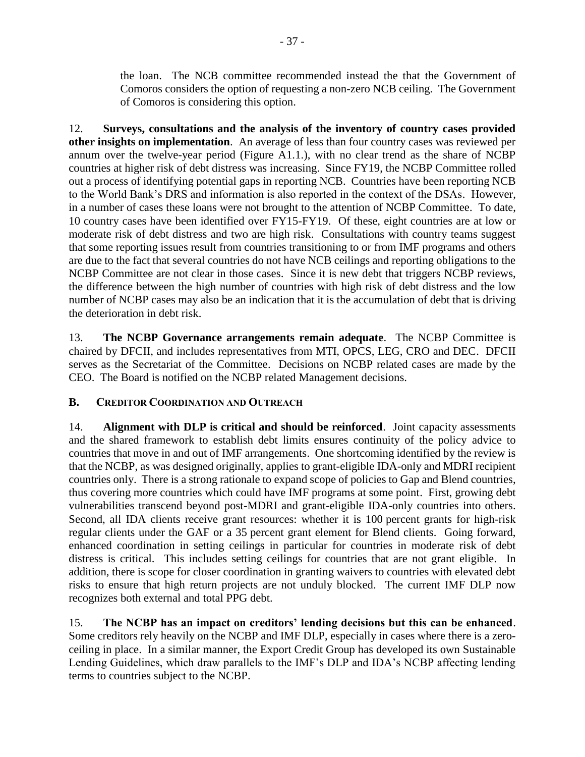the loan. The NCB committee recommended instead the that the Government of Comoros considers the option of requesting a non-zero NCB ceiling. The Government of Comoros is considering this option.

12. **Surveys, consultations and the analysis of the inventory of country cases provided other insights on implementation**. An average of less than four country cases was reviewed per annum over the twelve-year period (Figure A1.1.), with no clear trend as the share of NCBP countries at higher risk of debt distress was increasing. Since FY19, the NCBP Committee rolled out a process of identifying potential gaps in reporting NCB. Countries have been reporting NCB to the World Bank's DRS and information is also reported in the context of the DSAs. However, in a number of cases these loans were not brought to the attention of NCBP Committee. To date, 10 country cases have been identified over FY15-FY19. Of these, eight countries are at low or moderate risk of debt distress and two are high risk. Consultations with country teams suggest that some reporting issues result from countries transitioning to or from IMF programs and others are due to the fact that several countries do not have NCB ceilings and reporting obligations to the NCBP Committee are not clear in those cases. Since it is new debt that triggers NCBP reviews, the difference between the high number of countries with high risk of debt distress and the low number of NCBP cases may also be an indication that it is the accumulation of debt that is driving the deterioration in debt risk.

13. **The NCBP Governance arrangements remain adequate**. The NCBP Committee is chaired by DFCII, and includes representatives from MTI, OPCS, LEG, CRO and DEC. DFCII serves as the Secretariat of the Committee. Decisions on NCBP related cases are made by the CEO. The Board is notified on the NCBP related Management decisions.

### B. Creditor Coordination and Outreach

14. **Alignment with DLP is critical and should be reinforced**. Joint capacity assessments and the shared framework to establish debt limits ensures continuity of the policy advice to countries that move in and out of IMF arrangements. One shortcoming identified by the review is that the NCBP, as was designed originally, applies to grant-eligible IDA-only and MDRI recipient countries only. There is a strong rationale to expand scope of policies to Gap and Blend countries, thus covering more countries which could have IMF programs at some point. First, growing debt vulnerabilities transcend beyond post-MDRI and grant-eligible IDA-only countries into others. Second, all IDA clients receive grant resources: whether it is 100 percent grants for high-risk regular clients under the GAF or a 35 percent grant element for Blend clients. Going forward, enhanced coordination in setting ceilings in particular for countries in moderate risk of debt distress is critical. This includes setting ceilings for countries that are not grant eligible. In addition, there is scope for closer coordination in granting waivers to countries with elevated debt risks to ensure that high return projects are not unduly blocked. The current IMF DLP now recognizes both external and total PPG debt.

15. **The NCBP has an impact on creditors' lending decisions but this can be enhanced**. Some creditors rely heavily on the NCBP and IMF DLP, especially in cases where there is a zero-ceiling in place. In a similar manner, the Export Credit Group has developed its own Sustainable Lending Guidelines, which draw parallels to the IMF's DLP and IDA's NCBP affecting lending terms to countries subject to the NCBP.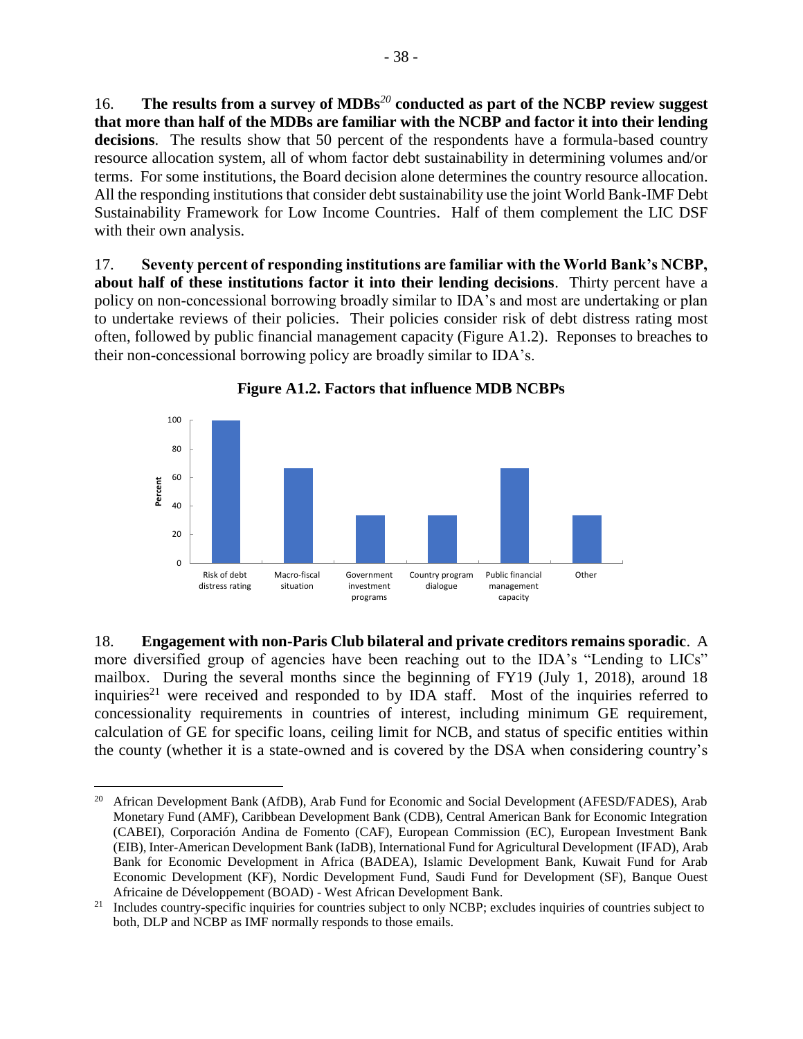16. **The results from a survey of MDBs[20] conducted as part of the NCBP review suggest that more than half of the MDBs are familiar with the NCBP and factor it into their lending decisions**. The results show that 50 percent of the respondents have a formula-based country resource allocation system, all of whom factor debt sustainability in determining volumes and/or terms. For some institutions, the Board decision alone determines the country resource allocation. All the responding institutions that consider debt sustainability use the joint World Bank-IMF Debt Sustainability Framework for Low Income Countries. Half of them complement the LIC DSF with their own analysis.

17. **Seventy percent of responding institutions are familiar with the World Bank's NCBP, about half of these institutions factor it into their lending decisions**. Thirty percent have a policy on non-concessional borrowing broadly similar to IDA's and most are undertaking or plan to undertake reviews of their policies. Their policies consider risk of debt distress rating most often, followed by public financial management capacity (Figure A1.2). Reponses to breaches to their non-concessional borrowing policy are broadly similar to IDA's.

**Figure A1.2. Factors that influence MDB NCBPs**

| Factor | Percent |
|---|---|
| Risk of debt distress rating | 100 |
| Macro-fiscal situation | 67 |
| Government investment programs | 33 |
| Country program dialogue | 33 |
| Public financial management capacity | 67 |
| Other | 33 |

18. **Engagement with non-Paris Club bilateral and private creditors remains sporadic**. A more diversified group of agencies have been reaching out to the IDA's "Lending to LICs" mailbox. During the several months since the beginning of FY19 (July 1, 2018), around 18 inquiries[21] were received and responded to by IDA staff. Most of the inquiries referred to concessionality requirements in countries of interest, including minimum GE requirement, calculation of GE for specific loans, ceiling limit for NCB, and status of specific entities within the county (whether it is a state-owned and is covered by the DSA when considering country's

[20] African Development Bank (AfDB), Arab Fund for Economic and Social Development (AFESD/FADES), Arab Monetary Fund (AMF), Caribbean Development Bank (CDB), Central American Bank for Economic Integration (CABEI), Corporación Andina de Fomento (CAF), European Commission (EC), European Investment Bank (EIB), Inter-American Development Bank (IaDB), International Fund for Agricultural Development (IFAD), Arab Bank for Economic Development in Africa (BADEA), Islamic Development Bank, Kuwait Fund for Arab Economic Development (KF), Nordic Development Fund, Saudi Fund for Development (SF), Banque Ouest Africaine de Développement (BOAD) - West African Development Bank.

[21] Includes country-specific inquiries for countries subject to only NCBP; excludes inquiries of countries subject to both, DLP and NCBP as IMF normally responds to those emails.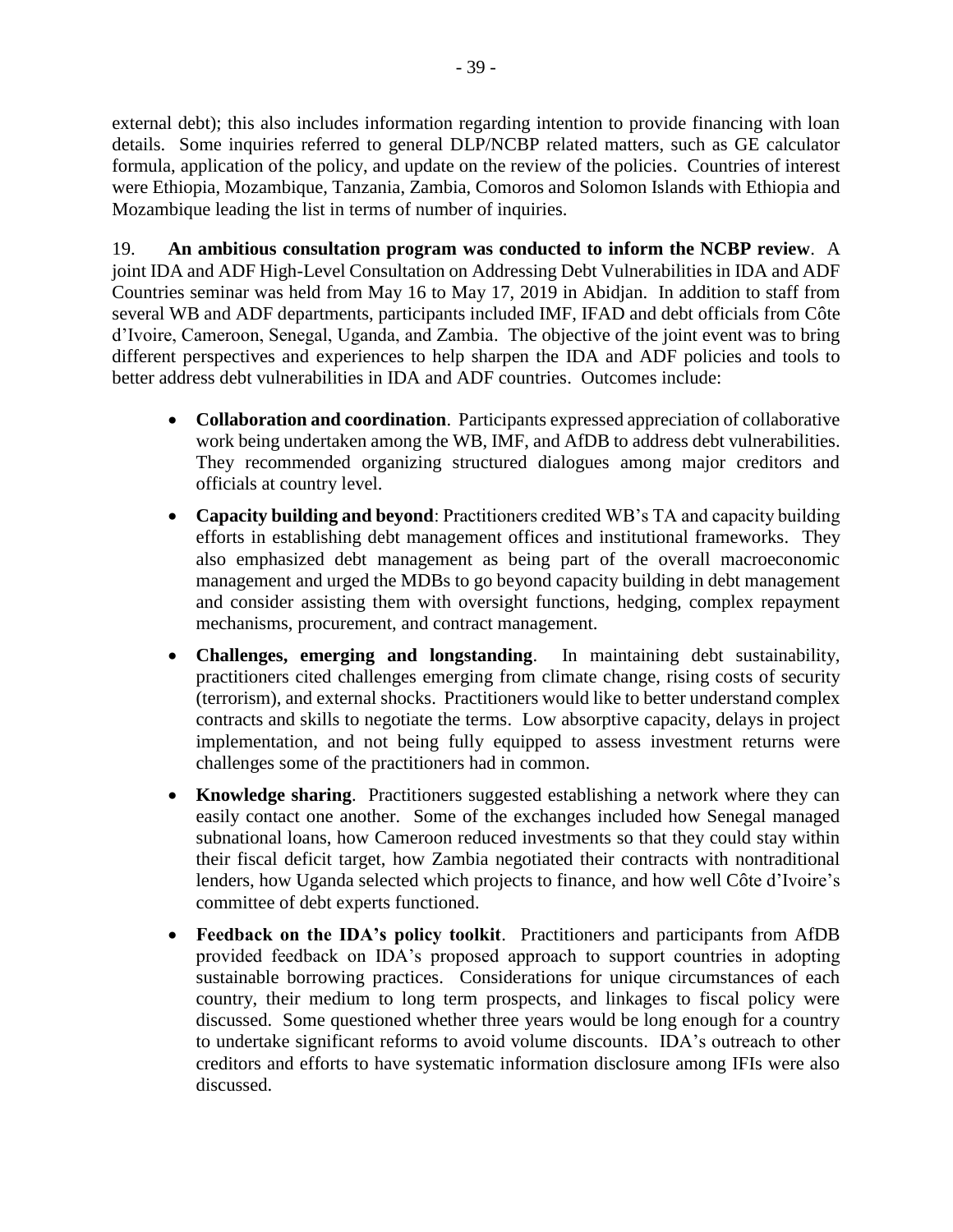external debt); this also includes information regarding intention to provide financing with loan details. Some inquiries referred to general DLP/NCBP related matters, such as GE calculator formula, application of the policy, and update on the review of the policies. Countries of interest were Ethiopia, Mozambique, Tanzania, Zambia, Comoros and Solomon Islands with Ethiopia and Mozambique leading the list in terms of number of inquiries.

19. **An ambitious consultation program was conducted to inform the NCBP review**. A joint IDA and ADF High-Level Consultation on Addressing Debt Vulnerabilities in IDA and ADF Countries seminar was held from May 16 to May 17, 2019 in Abidjan. In addition to staff from several WB and ADF departments, participants included IMF, IFAD and debt officials from Côte d'Ivoire, Cameroon, Senegal, Uganda, and Zambia. The objective of the joint event was to bring different perspectives and experiences to help sharpen the IDA and ADF policies and tools to better address debt vulnerabilities in IDA and ADF countries. Outcomes include:

- **Collaboration and coordination**. Participants expressed appreciation of collaborative work being undertaken among the WB, IMF, and AfDB to address debt vulnerabilities. They recommended organizing structured dialogues among major creditors and officials at country level.
- **Capacity building and beyond**: Practitioners credited WB's TA and capacity building efforts in establishing debt management offices and institutional frameworks. They also emphasized debt management as being part of the overall macroeconomic management and urged the MDBs to go beyond capacity building in debt management and consider assisting them with oversight functions, hedging, complex repayment mechanisms, procurement, and contract management.
- **Challenges, emerging and longstanding**. In maintaining debt sustainability, practitioners cited challenges emerging from climate change, rising costs of security (terrorism), and external shocks. Practitioners would like to better understand complex contracts and skills to negotiate the terms. Low absorptive capacity, delays in project implementation, and not being fully equipped to assess investment returns were challenges some of the practitioners had in common.
- **Knowledge sharing**. Practitioners suggested establishing a network where they can easily contact one another. Some of the exchanges included how Senegal managed subnational loans, how Cameroon reduced investments so that they could stay within their fiscal deficit target, how Zambia negotiated their contracts with nontraditional lenders, how Uganda selected which projects to finance, and how well Côte d'Ivoire's committee of debt experts functioned.
- **Feedback on the IDA's policy toolkit**. Practitioners and participants from AfDB provided feedback on IDA's proposed approach to support countries in adopting sustainable borrowing practices. Considerations for unique circumstances of each country, their medium to long term prospects, and linkages to fiscal policy were discussed. Some questioned whether three years would be long enough for a country to undertake significant reforms to avoid volume discounts. IDA's outreach to other creditors and efforts to have systematic information disclosure among IFIs were also discussed.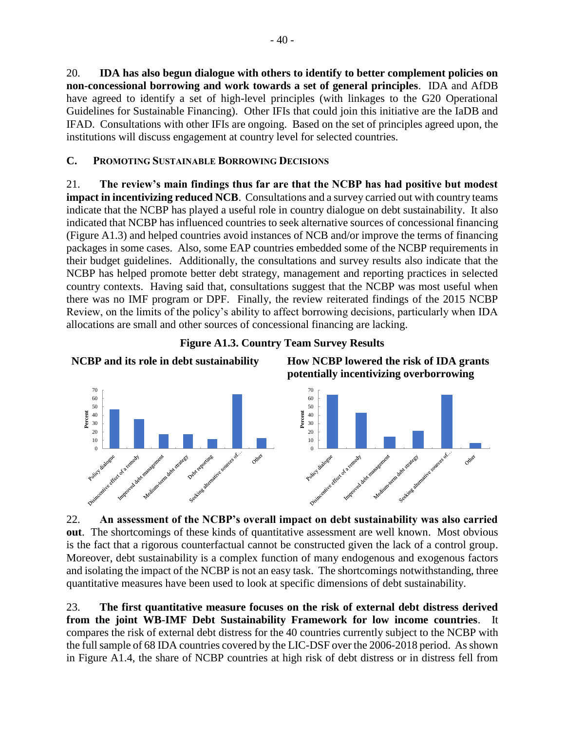20. **IDA has also begun dialogue with others to identify to better complement policies on non-concessional borrowing and work towards a set of general principles**. IDA and AfDB have agreed to identify a set of high-level principles (with linkages to the G20 Operational Guidelines for Sustainable Financing). Other IFIs that could join this initiative are the IaDB and IFAD. Consultations with other IFIs are ongoing. Based on the set of principles agreed upon, the institutions will discuss engagement at country level for selected countries.

### C. Promoting Sustainable Borrowing Decisions

21. **The review's main findings thus far are that the NCBP has had positive but modest impact in incentivizing reduced NCB**. Consultations and a survey carried out with country teams indicate that the NCBP has played a useful role in country dialogue on debt sustainability. It also indicated that NCBP has influenced countries to seek alternative sources of concessional financing (Figure A1.3) and helped countries avoid instances of NCB and/or improve the terms of financing packages in some cases. Also, some EAP countries embedded some of the NCBP requirements in their budget guidelines. Additionally, the consultations and survey results also indicate that the NCBP has helped promote better debt strategy, management and reporting practices in selected country contexts. Having said that, consultations suggest that the NCBP was most useful when there was no IMF program or DPF. Finally, the review reiterated findings of the 2015 NCBP Review, on the limits of the policy's ability to affect borrowing decisions, particularly when IDA allocations are small and other sources of concessional financing are lacking.

**Figure A1.3. Country Team Survey Results**

**NCBP and its role in debt sustainability**

**How NCBP lowered the risk of IDA grants potentially incentivizing overborrowing**

22. **An assessment of the NCBP's overall impact on debt sustainability was also carried out**. The shortcomings of these kinds of quantitative assessment are well known. Most obvious is the fact that a rigorous counterfactual cannot be constructed given the lack of a control group. Moreover, debt sustainability is a complex function of many endogenous and exogenous factors and isolating the impact of the NCBP is not an easy task. The shortcomings notwithstanding, three quantitative measures have been used to look at specific dimensions of debt sustainability.

23. **The first quantitative measure focuses on the risk of external debt distress derived from the joint WB-IMF Debt Sustainability Framework for low income countries**. It compares the risk of external debt distress for the 40 countries currently subject to the NCBP with the full sample of 68 IDA countries covered by the LIC-DSF over the 2006-2018 period. As shown in Figure A1.4, the share of NCBP countries at high risk of debt distress or in distress fell from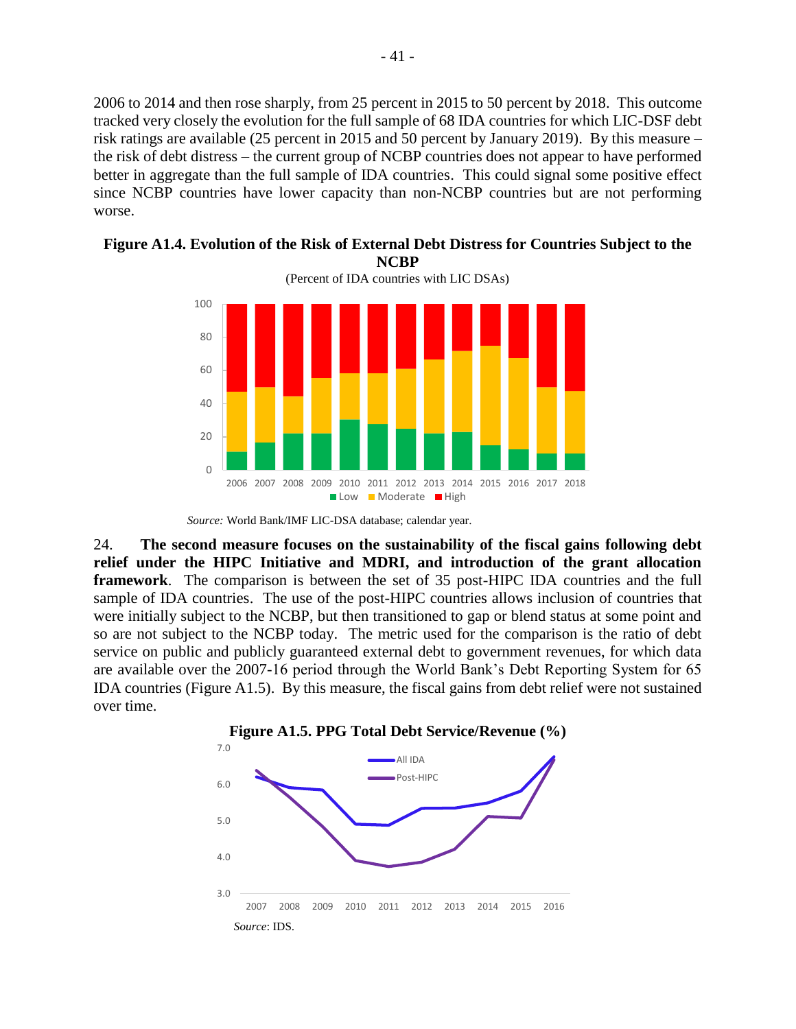2006 to 2014 and then rose sharply, from 25 percent in 2015 to 50 percent by 2018. This outcome tracked very closely the evolution for the full sample of 68 IDA countries for which LIC-DSF debt risk ratings are available (25 percent in 2015 and 50 percent by January 2019). By this measure – the risk of debt distress – the current group of NCBP countries does not appear to have performed better in aggregate than the full sample of IDA countries. This could signal some positive effect since NCBP countries have lower capacity than non-NCBP countries but are not performing worse.

**Figure A1.4. Evolution of the Risk of External Debt Distress for Countries Subject to the NCBP**

(Percent of IDA countries with LIC DSAs)

*Source:* World Bank/IMF LIC-DSA database; calendar year.

24. **The second measure focuses on the sustainability of the fiscal gains following debt relief under the HIPC Initiative and MDRI, and introduction of the grant allocation framework**. The comparison is between the set of 35 post-HIPC IDA countries and the full sample of IDA countries. The use of the post-HIPC countries allows inclusion of countries that were initially subject to the NCBP, but then transitioned to gap or blend status at some point and so are not subject to the NCBP today. The metric used for the comparison is the ratio of debt service on public and publicly guaranteed external debt to government revenues, for which data are available over the 2007-16 period through the World Bank's Debt Reporting System for 65 IDA countries (Figure A1.5). By this measure, the fiscal gains from debt relief were not sustained over time.

**Figure A1.5. PPG Total Debt Service/Revenue (%)**

*Source*: IDS.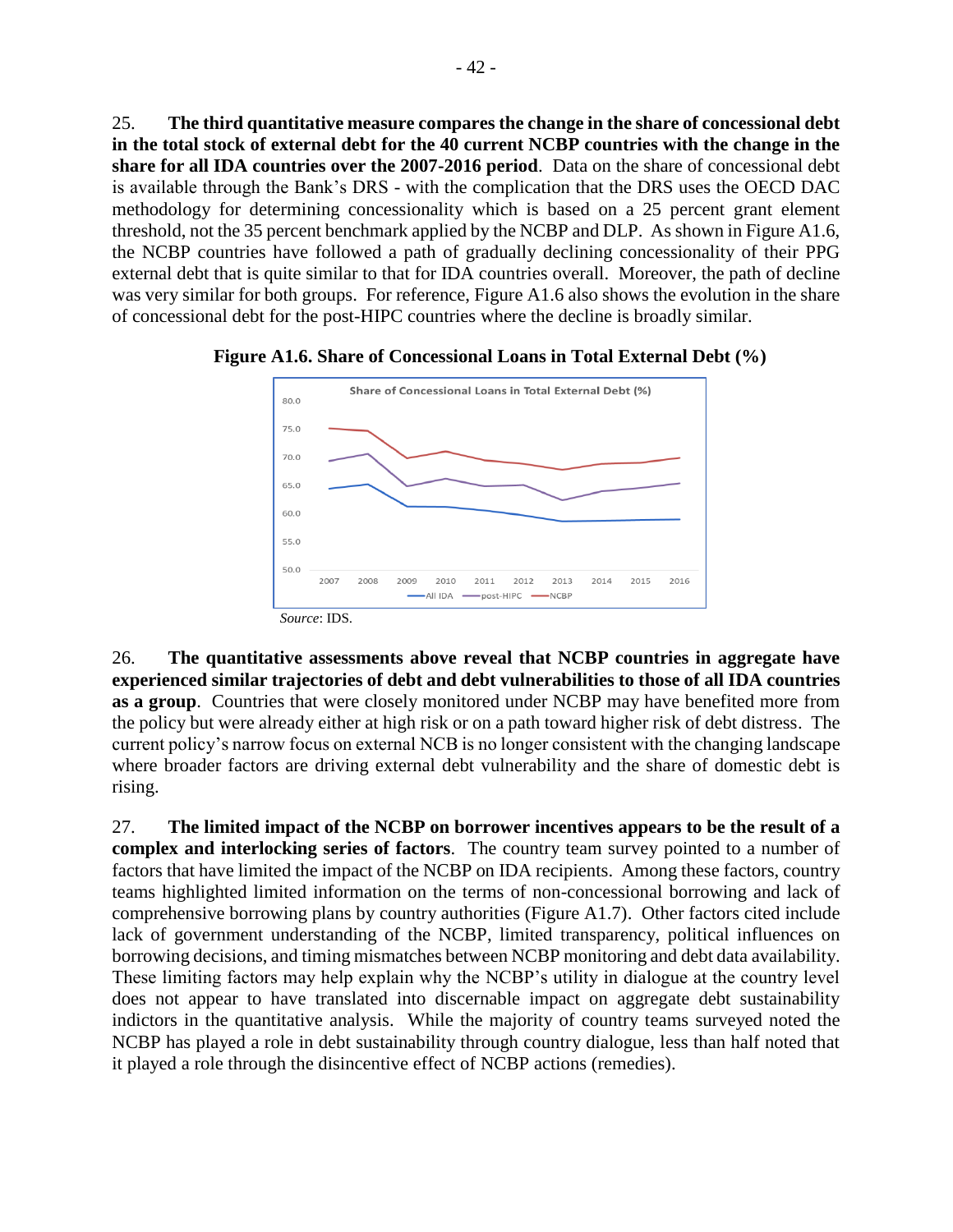25. **The third quantitative measure compares the change in the share of concessional debt in the total stock of external debt for the 40 current NCBP countries with the change in the share for all IDA countries over the 2007-2016 period**. Data on the share of concessional debt is available through the Bank's DRS - with the complication that the DRS uses the OECD DAC methodology for determining concessionality which is based on a 25 percent grant element threshold, not the 35 percent benchmark applied by the NCBP and DLP. As shown in Figure A1.6, the NCBP countries have followed a path of gradually declining concessionality of their PPG external debt that is quite similar to that for IDA countries overall. Moreover, the path of decline was very similar for both groups. For reference, Figure A1.6 also shows the evolution in the share of concessional debt for the post-HIPC countries where the decline is broadly similar.

**Figure A1.6. Share of Concessional Loans in Total External Debt (%)**

*Source*: IDS.

26. **The quantitative assessments above reveal that NCBP countries in aggregate have experienced similar trajectories of debt and debt vulnerabilities to those of all IDA countries as a group**. Countries that were closely monitored under NCBP may have benefited more from the policy but were already either at high risk or on a path toward higher risk of debt distress. The current policy's narrow focus on external NCB is no longer consistent with the changing landscape where broader factors are driving external debt vulnerability and the share of domestic debt is rising.

27. **The limited impact of the NCBP on borrower incentives appears to be the result of a complex and interlocking series of factors**. The country team survey pointed to a number of factors that have limited the impact of the NCBP on IDA recipients. Among these factors, country teams highlighted limited information on the terms of non-concessional borrowing and lack of comprehensive borrowing plans by country authorities (Figure A1.7). Other factors cited include lack of government understanding of the NCBP, limited transparency, political influences on borrowing decisions, and timing mismatches between NCBP monitoring and debt data availability. These limiting factors may help explain why the NCBP's utility in dialogue at the country level does not appear to have translated into discernable impact on aggregate debt sustainability indictors in the quantitative analysis. While the majority of country teams surveyed noted the NCBP has played a role in debt sustainability through country dialogue, less than half noted that it played a role through the disincentive effect of NCBP actions (remedies).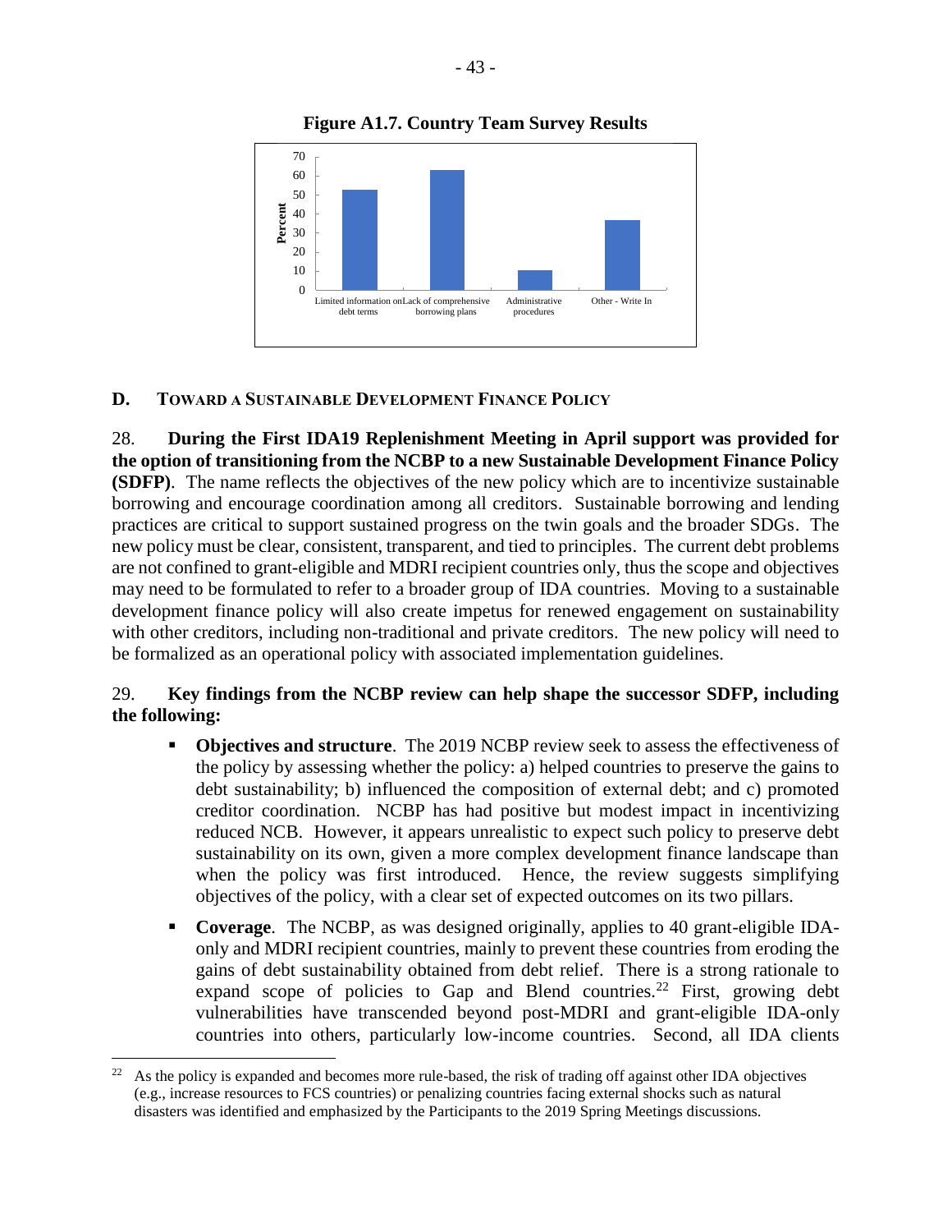**Figure A1.7. Country Team Survey Results**

| Category | Percent (approx.) |
|---|---|
| Limited information on debt terms | 53 |
| Lack of comprehensive borrowing plans | 63 |
| Administrative procedures | 10 |
| Other - Write In | 37 |

## D. Toward a Sustainable Development Finance Policy

28. **During the First IDA19 Replenishment Meeting in April support was provided for the option of transitioning from the NCBP to a new Sustainable Development Finance Policy (SDFP)**. The name reflects the objectives of the new policy which are to incentivize sustainable borrowing and encourage coordination among all creditors. Sustainable borrowing and lending practices are critical to support sustained progress on the twin goals and the broader SDGs. The new policy must be clear, consistent, transparent, and tied to principles. The current debt problems are not confined to grant-eligible and MDRI recipient countries only, thus the scope and objectives may need to be formulated to refer to a broader group of IDA countries. Moving to a sustainable development finance policy will also create impetus for renewed engagement on sustainability with other creditors, including non-traditional and private creditors. The new policy will need to be formalized as an operational policy with associated implementation guidelines.

29. **Key findings from the NCBP review can help shape the successor SDFP, including the following:**

- **Objectives and structure**. The 2019 NCBP review seek to assess the effectiveness of the policy by assessing whether the policy: a) helped countries to preserve the gains to debt sustainability; b) influenced the composition of external debt; and c) promoted creditor coordination. NCBP has had positive but modest impact in incentivizing reduced NCB. However, it appears unrealistic to expect such policy to preserve debt sustainability on its own, given a more complex development finance landscape than when the policy was first introduced. Hence, the review suggests simplifying objectives of the policy, with a clear set of expected outcomes on its two pillars.
- **Coverage**. The NCBP, as was designed originally, applies to 40 grant-eligible IDA-only and MDRI recipient countries, mainly to prevent these countries from eroding the gains of debt sustainability obtained from debt relief. There is a strong rationale to expand scope of policies to Gap and Blend countries.[22] First, growing debt vulnerabilities have transcended beyond post-MDRI and grant-eligible IDA-only countries into others, particularly low-income countries. Second, all IDA clients

[22] As the policy is expanded and becomes more rule-based, the risk of trading off against other IDA objectives (e.g., increase resources to FCS countries) or penalizing countries facing external shocks such as natural disasters was identified and emphasized by the Participants to the 2019 Spring Meetings discussions.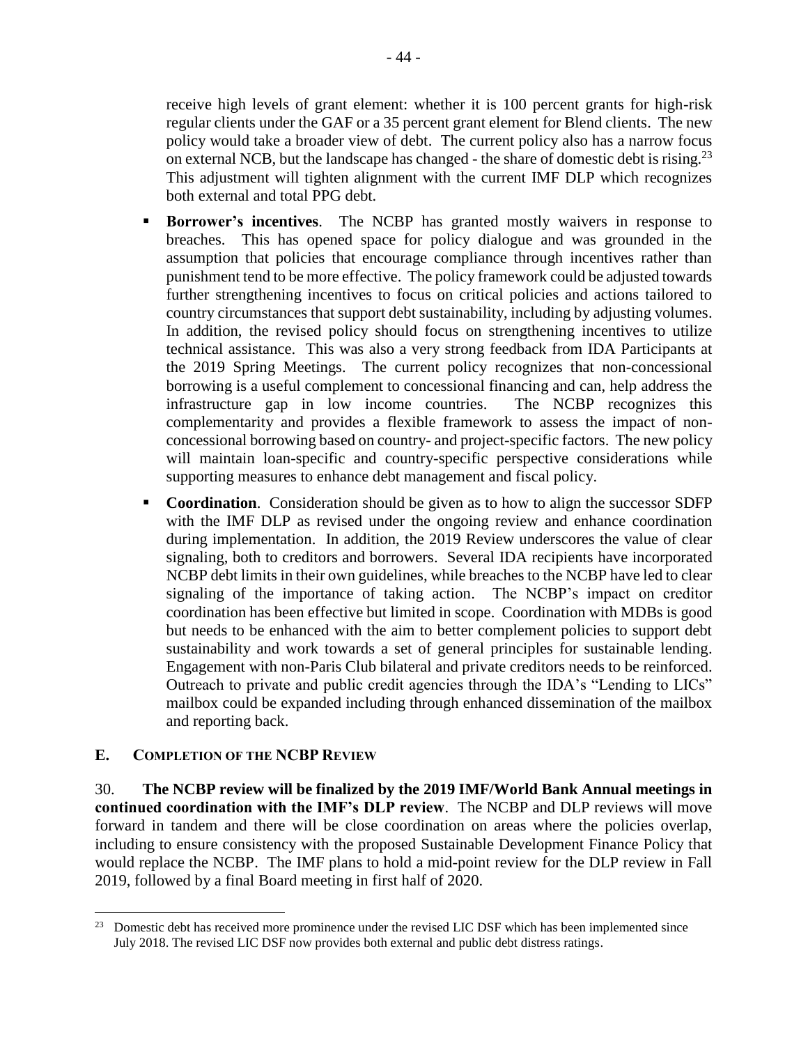receive high levels of grant element: whether it is 100 percent grants for high-risk regular clients under the GAF or a 35 percent grant element for Blend clients. The new policy would take a broader view of debt. The current policy also has a narrow focus on external NCB, but the landscape has changed - the share of domestic debt is rising.[23] This adjustment will tighten alignment with the current IMF DLP which recognizes both external and total PPG debt.

- **Borrower's incentives**. The NCBP has granted mostly waivers in response to breaches. This has opened space for policy dialogue and was grounded in the assumption that policies that encourage compliance through incentives rather than punishment tend to be more effective. The policy framework could be adjusted towards further strengthening incentives to focus on critical policies and actions tailored to country circumstances that support debt sustainability, including by adjusting volumes. In addition, the revised policy should focus on strengthening incentives to utilize technical assistance. This was also a very strong feedback from IDA Participants at the 2019 Spring Meetings. The current policy recognizes that non-concessional borrowing is a useful complement to concessional financing and can, help address the infrastructure gap in low income countries. The NCBP recognizes this complementarity and provides a flexible framework to assess the impact of non-concessional borrowing based on country- and project-specific factors. The new policy will maintain loan-specific and country-specific perspective considerations while supporting measures to enhance debt management and fiscal policy.

- **Coordination**. Consideration should be given as to how to align the successor SDFP with the IMF DLP as revised under the ongoing review and enhance coordination during implementation. In addition, the 2019 Review underscores the value of clear signaling, both to creditors and borrowers. Several IDA recipients have incorporated NCBP debt limits in their own guidelines, while breaches to the NCBP have led to clear signaling of the importance of taking action. The NCBP's impact on creditor coordination has been effective but limited in scope. Coordination with MDBs is good but needs to be enhanced with the aim to better complement policies to support debt sustainability and work towards a set of general principles for sustainable lending. Engagement with non-Paris Club bilateral and private creditors needs to be reinforced. Outreach to private and public credit agencies through the IDA's "Lending to LICs" mailbox could be expanded including through enhanced dissemination of the mailbox and reporting back.

## E. COMPLETION OF THE NCBP REVIEW

30. **The NCBP review will be finalized by the 2019 IMF/World Bank Annual meetings in continued coordination with the IMF's DLP review**. The NCBP and DLP reviews will move forward in tandem and there will be close coordination on areas where the policies overlap, including to ensure consistency with the proposed Sustainable Development Finance Policy that would replace the NCBP. The IMF plans to hold a mid-point review for the DLP review in Fall 2019, followed by a final Board meeting in first half of 2020.

---

[23] Domestic debt has received more prominence under the revised LIC DSF which has been implemented since July 2018. The revised LIC DSF now provides both external and public debt distress ratings.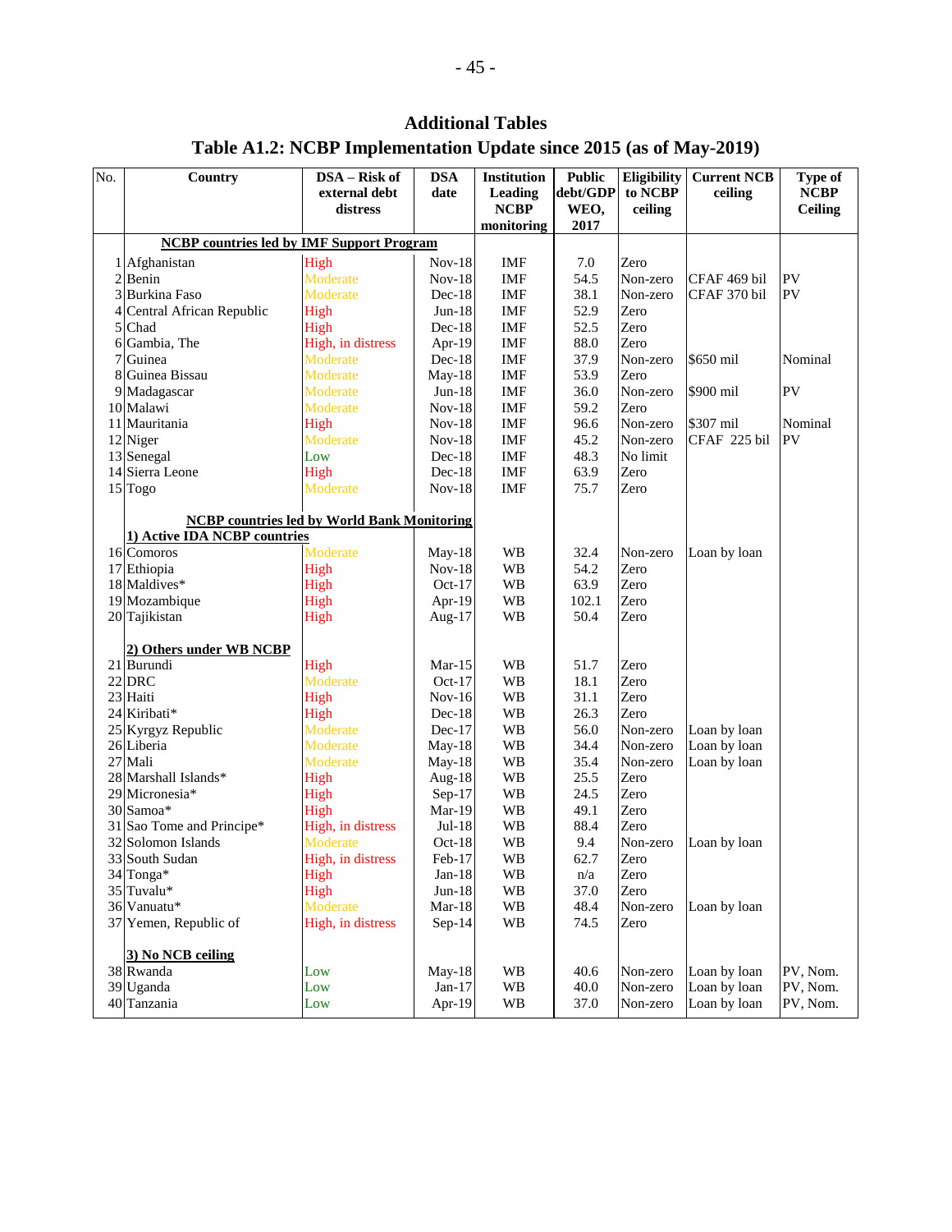## Additional Tables

### Table A1.2: NCBP Implementation Update since 2015 (as of May-2019)

| No. | Country | DSA – Risk of external debt distress | DSA date | Institution Leading NCBP monitoring | Public debt/GDP WEO, 2017 | Eligibility to NCBP ceiling | Current NCB ceiling | Type of NCBP Ceiling |
|---|---|---|---|---|---|---|---|---|
| | **NCBP countries led by IMF Support Program** | | | | | | | |
| 1 | Afghanistan | High | Nov-18 | IMF | 7.0 | Zero | | |
| 2 | Benin | Moderate | Nov-18 | IMF | 54.5 | Non-zero | CFAF 469 bil | PV |
| 3 | Burkina Faso | Moderate | Dec-18 | IMF | 38.1 | Non-zero | CFAF 370 bil | PV |
| 4 | Central African Republic | High | Jun-18 | IMF | 52.9 | Zero | | |
| 5 | Chad | High | Dec-18 | IMF | 52.5 | Zero | | |
| 6 | Gambia, The | High, in distress | Apr-19 | IMF | 88.0 | Zero | | |
| 7 | Guinea | Moderate | Dec-18 | IMF | 37.9 | Non-zero | $650 mil | Nominal |
| 8 | Guinea Bissau | Moderate | May-18 | IMF | 53.9 | Zero | | |
| 9 | Madagascar | Moderate | Jun-18 | IMF | 36.0 | Non-zero | $900 mil | PV |
| 10 | Malawi | Moderate | Nov-18 | IMF | 59.2 | Zero | | |
| 11 | Mauritania | High | Nov-18 | IMF | 96.6 | Non-zero | $307 mil | Nominal |
| 12 | Niger | Moderate | Nov-18 | IMF | 45.2 | Non-zero | CFAF 225 bil | PV |
| 13 | Senegal | Low | Dec-18 | IMF | 48.3 | No limit | | |
| 14 | Sierra Leone | High | Dec-18 | IMF | 63.9 | Zero | | |
| 15 | Togo | Moderate | Nov-18 | IMF | 75.7 | Zero | | |
| | **NCBP countries led by World Bank Monitoring** | | | | | | | |
| | **1) Active IDA NCBP countries** | | | | | | | |
| 16 | Comoros | Moderate | May-18 | WB | 32.4 | Non-zero | Loan by loan | |
| 17 | Ethiopia | High | Nov-18 | WB | 54.2 | Zero | | |
| 18 | Maldives* | High | Oct-17 | WB | 63.9 | Zero | | |
| 19 | Mozambique | High | Apr-19 | WB | 102.1 | Zero | | |
| 20 | Tajikistan | High | Aug-17 | WB | 50.4 | Zero | | |
| | **2) Others under WB NCBP** | | | | | | | |
| 21 | Burundi | High | Mar-15 | WB | 51.7 | Zero | | |
| 22 | DRC | Moderate | Oct-17 | WB | 18.1 | Zero | | |
| 23 | Haiti | High | Nov-16 | WB | 31.1 | Zero | | |
| 24 | Kiribati* | High | Dec-18 | WB | 26.3 | Zero | | |
| 25 | Kyrgyz Republic | Moderate | Dec-17 | WB | 56.0 | Non-zero | Loan by loan | |
| 26 | Liberia | Moderate | May-18 | WB | 34.4 | Non-zero | Loan by loan | |
| 27 | Mali | Moderate | May-18 | WB | 35.4 | Non-zero | Loan by loan | |
| 28 | Marshall Islands* | High | Aug-18 | WB | 25.5 | Zero | | |
| 29 | Micronesia* | High | Sep-17 | WB | 24.5 | Zero | | |
| 30 | Samoa* | High | Mar-19 | WB | 49.1 | Zero | | |
| 31 | Sao Tome and Principe* | High, in distress | Jul-18 | WB | 88.4 | Zero | | |
| 32 | Solomon Islands | Moderate | Oct-18 | WB | 9.4 | Non-zero | Loan by loan | |
| 33 | South Sudan | High, in distress | Feb-17 | WB | 62.7 | Zero | | |
| 34 | Tonga* | High | Jan-18 | WB | n/a | Zero | | |
| 35 | Tuvalu* | High | Jun-18 | WB | 37.0 | Zero | | |
| 36 | Vanuatu* | Moderate | Mar-18 | WB | 48.4 | Non-zero | Loan by loan | |
| 37 | Yemen, Republic of | High, in distress | Sep-14 | WB | 74.5 | Zero | | |
| | **3) No NCB ceiling** | | | | | | | |
| 38 | Rwanda | Low | May-18 | WB | 40.6 | Non-zero | Loan by loan | PV, Nom. |
| 39 | Uganda | Low | Jan-17 | WB | 40.0 | Non-zero | Loan by loan | PV, Nom. |
| 40 | Tanzania | Low | Apr-19 | WB | 37.0 | Non-zero | Loan by loan | PV, Nom. |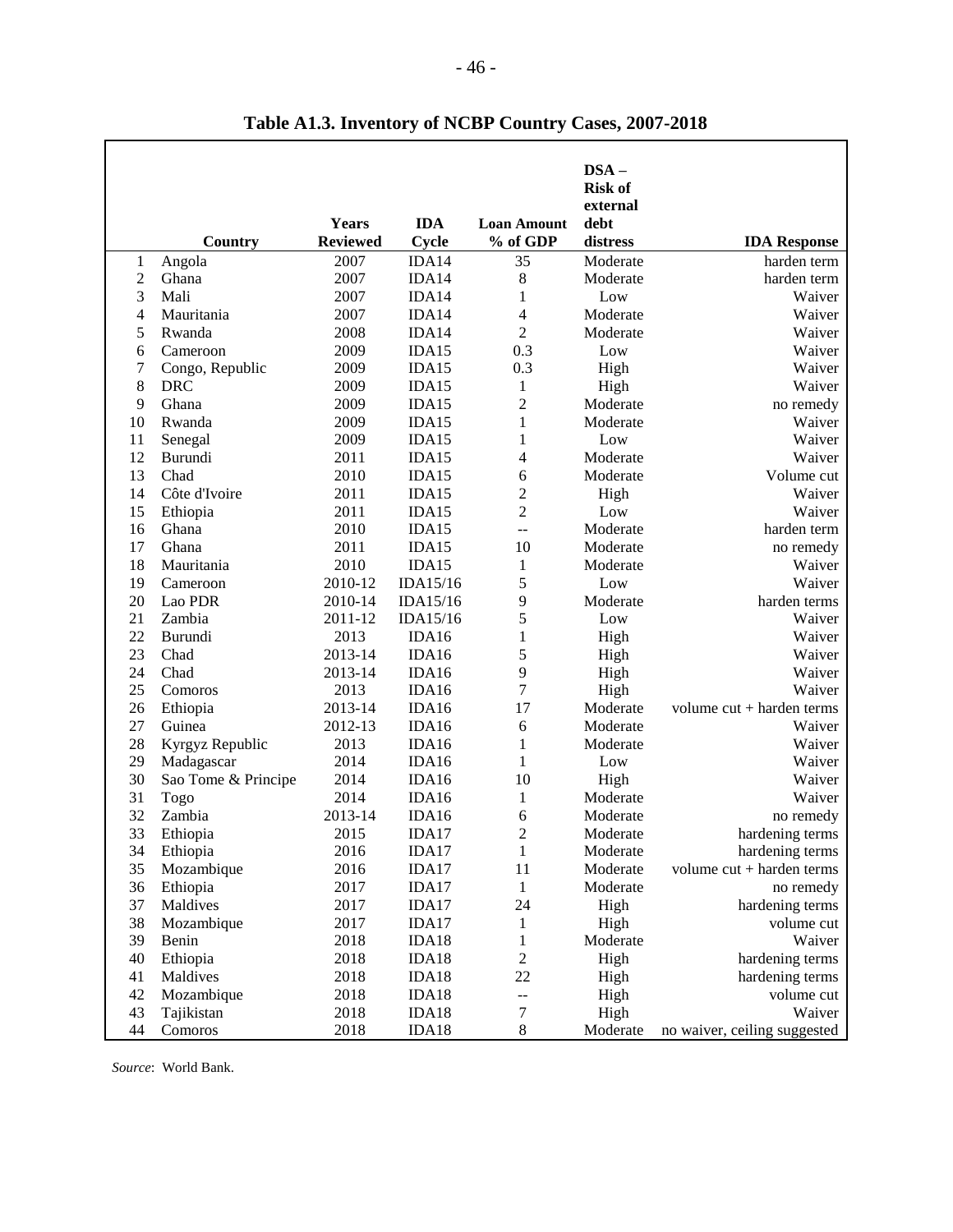**Table A1.3. Inventory of NCBP Country Cases, 2007-2018**

| | Country | Years Reviewed | IDA Cycle | Loan Amount % of GDP | DSA – Risk of external debt distress | IDA Response |
|---|---|---|---|---|---|---|
| 1 | Angola | 2007 | IDA14 | 35 | Moderate | harden term |
| 2 | Ghana | 2007 | IDA14 | 8 | Moderate | harden term |
| 3 | Mali | 2007 | IDA14 | 1 | Low | Waiver |
| 4 | Mauritania | 2007 | IDA14 | 4 | Moderate | Waiver |
| 5 | Rwanda | 2008 | IDA14 | 2 | Moderate | Waiver |
| 6 | Cameroon | 2009 | IDA15 | 0.3 | Low | Waiver |
| 7 | Congo, Republic | 2009 | IDA15 | 0.3 | High | Waiver |
| 8 | DRC | 2009 | IDA15 | 1 | High | Waiver |
| 9 | Ghana | 2009 | IDA15 | 2 | Moderate | no remedy |
| 10 | Rwanda | 2009 | IDA15 | 1 | Moderate | Waiver |
| 11 | Senegal | 2009 | IDA15 | 1 | Low | Waiver |
| 12 | Burundi | 2011 | IDA15 | 4 | Moderate | Waiver |
| 13 | Chad | 2010 | IDA15 | 6 | Moderate | Volume cut |
| 14 | Côte d'Ivoire | 2011 | IDA15 | 2 | High | Waiver |
| 15 | Ethiopia | 2011 | IDA15 | 2 | Low | Waiver |
| 16 | Ghana | 2010 | IDA15 | -- | Moderate | harden term |
| 17 | Ghana | 2011 | IDA15 | 10 | Moderate | no remedy |
| 18 | Mauritania | 2010 | IDA15 | 1 | Moderate | Waiver |
| 19 | Cameroon | 2010-12 | IDA15/16 | 5 | Low | Waiver |
| 20 | Lao PDR | 2010-14 | IDA15/16 | 9 | Moderate | harden terms |
| 21 | Zambia | 2011-12 | IDA15/16 | 5 | Low | Waiver |
| 22 | Burundi | 2013 | IDA16 | 1 | High | Waiver |
| 23 | Chad | 2013-14 | IDA16 | 5 | High | Waiver |
| 24 | Chad | 2013-14 | IDA16 | 9 | High | Waiver |
| 25 | Comoros | 2013 | IDA16 | 7 | High | Waiver |
| 26 | Ethiopia | 2013-14 | IDA16 | 17 | Moderate | volume cut + harden terms |
| 27 | Guinea | 2012-13 | IDA16 | 6 | Moderate | Waiver |
| 28 | Kyrgyz Republic | 2013 | IDA16 | 1 | Moderate | Waiver |
| 29 | Madagascar | 2014 | IDA16 | 1 | Low | Waiver |
| 30 | Sao Tome & Principe | 2014 | IDA16 | 10 | High | Waiver |
| 31 | Togo | 2014 | IDA16 | 1 | Moderate | Waiver |
| 32 | Zambia | 2013-14 | IDA16 | 6 | Moderate | no remedy |
| 33 | Ethiopia | 2015 | IDA17 | 2 | Moderate | hardening terms |
| 34 | Ethiopia | 2016 | IDA17 | 1 | Moderate | hardening terms |
| 35 | Mozambique | 2016 | IDA17 | 11 | Moderate | volume cut + harden terms |
| 36 | Ethiopia | 2017 | IDA17 | 1 | Moderate | no remedy |
| 37 | Maldives | 2017 | IDA17 | 24 | High | hardening terms |
| 38 | Mozambique | 2017 | IDA17 | 1 | High | volume cut |
| 39 | Benin | 2018 | IDA18 | 1 | Moderate | Waiver |
| 40 | Ethiopia | 2018 | IDA18 | 2 | High | hardening terms |
| 41 | Maldives | 2018 | IDA18 | 22 | High | hardening terms |
| 42 | Mozambique | 2018 | IDA18 | -- | High | volume cut |
| 43 | Tajikistan | 2018 | IDA18 | 7 | High | Waiver |
| 44 | Comoros | 2018 | IDA18 | 8 | Moderate | no waiver, ceiling suggested |

*Source*: World Bank.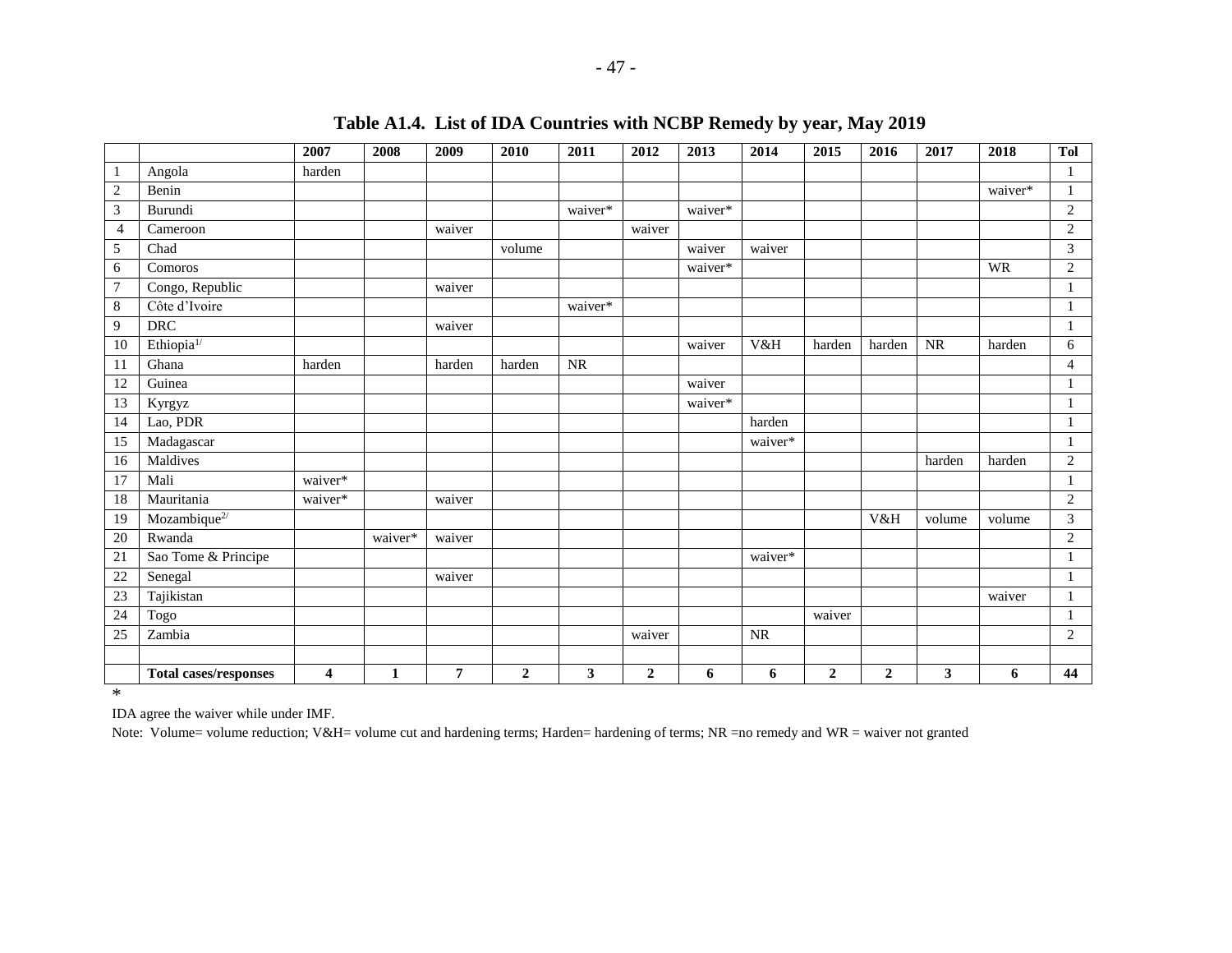**Table A1.4. List of IDA Countries with NCBP Remedy by year, May 2019**

| | | 2007 | 2008 | 2009 | 2010 | 2011 | 2012 | 2013 | 2014 | 2015 | 2016 | 2017 | 2018 | Tol |
|---|---|---|---|---|---|---|---|---|---|---|---|---|---|---|
| 1 | Angola | harden | | | | | | | | | | | | 1 |
| 2 | Benin | | | | | | | | | | | | waiver* | 1 |
| 3 | Burundi | | | | | waiver* | | waiver* | | | | | | 2 |
| 4 | Cameroon | | | waiver | | | waiver | | | | | | | 2 |
| 5 | Chad | | | | volume | | | waiver | waiver | | | | | 3 |
| 6 | Comoros | | | | | | | waiver* | | | | | WR | 2 |
| 7 | Congo, Republic | | | waiver | | | | | | | | | | 1 |
| 8 | Côte d'Ivoire | | | | | waiver* | | | | | | | | 1 |
| 9 | DRC | | | waiver | | | | | | | | | | 1 |
| 10 | Ethiopia[1/] | | | | | | | waiver | V&H | harden | harden | NR | harden | 6 |
| 11 | Ghana | harden | | harden | harden | NR | | | | | | | | 4 |
| 12 | Guinea | | | | | | | waiver | | | | | | 1 |
| 13 | Kyrgyz | | | | | | | waiver* | | | | | | 1 |
| 14 | Lao, PDR | | | | | | | | harden | | | | | 1 |
| 15 | Madagascar | | | | | | | | waiver* | | | | | 1 |
| 16 | Maldives | | | | | | | | | | | harden | harden | 2 |
| 17 | Mali | waiver* | | | | | | | | | | | | 1 |
| 18 | Mauritania | waiver* | | waiver | | | | | | | | | | 2 |
| 19 | Mozambique[2/] | | | | | | | | | | V&H | volume | volume | 3 |
| 20 | Rwanda | | waiver* | waiver | | | | | | | | | | 2 |
| 21 | Sao Tome & Principe | | | | | | | | waiver* | | | | | 1 |
| 22 | Senegal | | | waiver | | | | | | | | | | 1 |
| 23 | Tajikistan | | | | | | | | | | | | waiver | 1 |
| 24 | Togo | | | | | | | | | waiver | | | | 1 |
| 25 | Zambia | | | | | | waiver | | NR | | | | | 2 |
| | | | | | | | | | | | | | | |
| | **Total cases/responses** | **4** | **1** | **7** | **2** | **3** | **2** | **6** | **6** | **2** | **2** | **3** | **6** | **44** |

*

IDA agree the waiver while under IMF.

Note: Volume= volume reduction; V&H= volume cut and hardening terms; Harden= hardening of terms; NR =no remedy and WR = waiver not granted